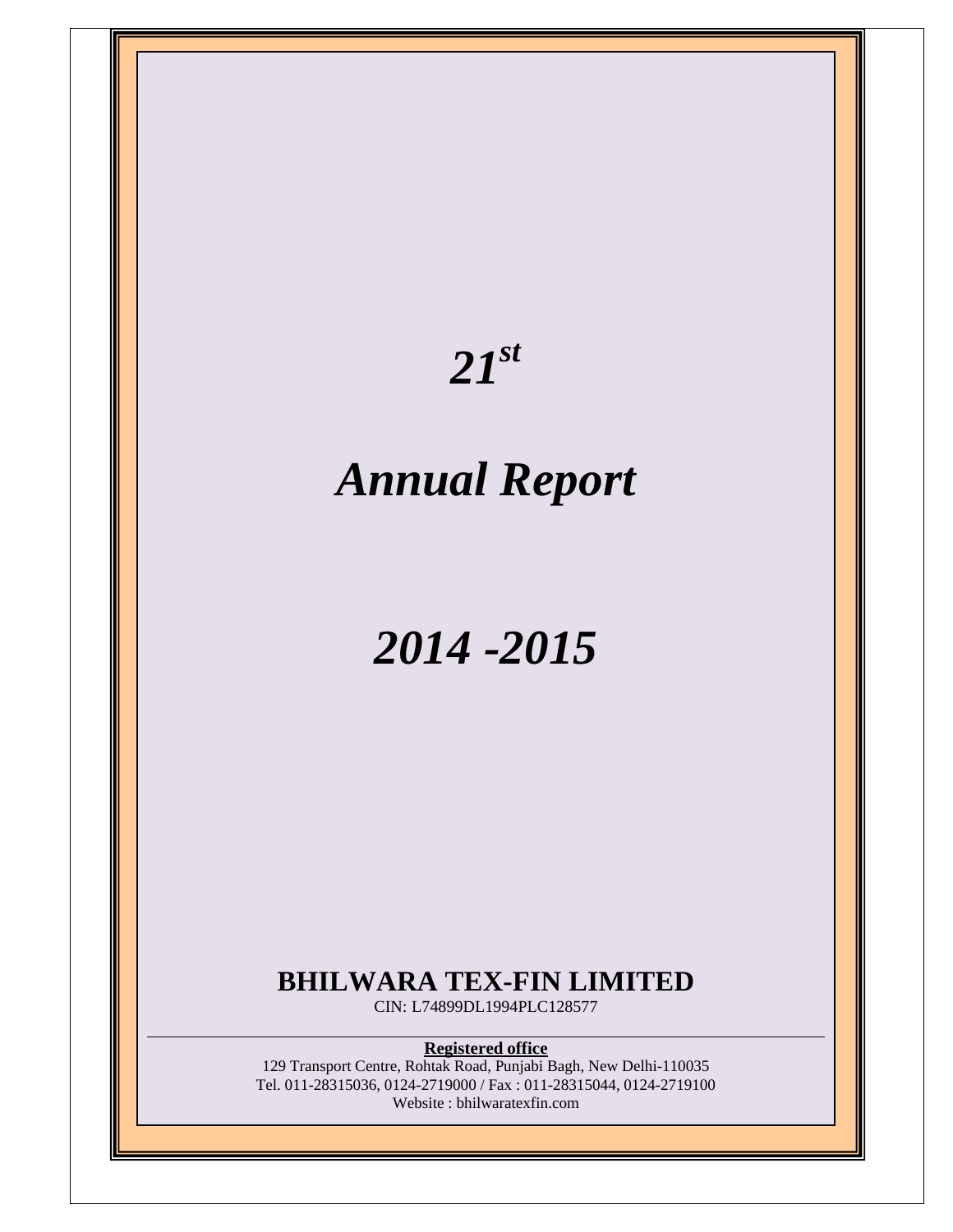# *21st*

# *Annual Report*

# *2014 -2015*

## BHILWARA TEX-FIN LIMITED

CIN: L74899DL1994PLC128577

**Registered office**

129 Transport Centre, Rohtak Road, Punjabi Bagh, New Delhi-110035
Tel. 011-28315036, 0124-2719000 / Fax : 011-28315044, 0124-2719100
Website : bhilwaratexfin.com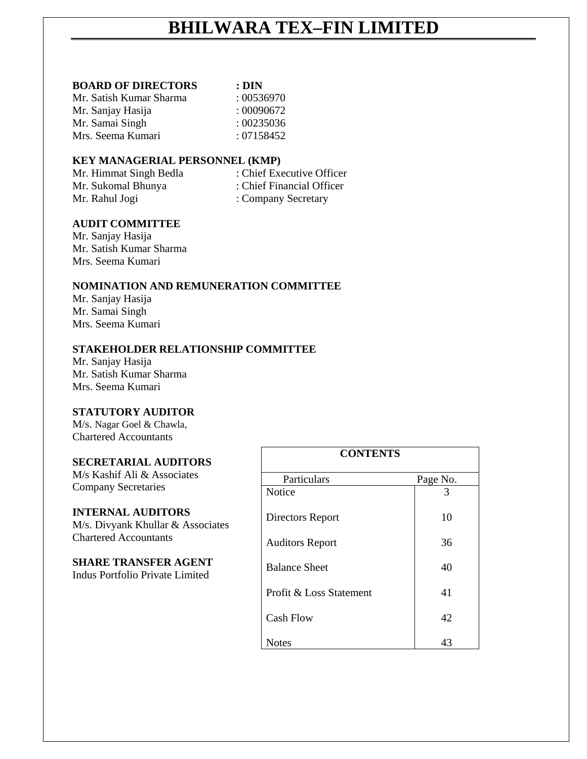# BHILWARA TEX–FIN LIMITED

**BOARD OF DIRECTORS : DIN**

| | |
|---|---|
| Mr. Satish Kumar Sharma | : 00536970 |
| Mr. Sanjay Hasija | : 00090672 |
| Mr. Samai Singh | : 00235036 |
| Mrs. Seema Kumari | : 07158452 |

**KEY MANAGERIAL PERSONNEL (KMP)**

| | |
|---|---|
| Mr. Himmat Singh Bedla | : Chief Executive Officer |
| Mr. Sukomal Bhunya | : Chief Financial Officer |
| Mr. Rahul Jogi | : Company Secretary |

**AUDIT COMMITTEE**

Mr. Sanjay Hasija
Mr. Satish Kumar Sharma
Mrs. Seema Kumari

**NOMINATION AND REMUNERATION COMMITTEE**

Mr. Sanjay Hasija
Mr. Samai Singh
Mrs. Seema Kumari

**STAKEHOLDER RELATIONSHIP COMMITTEE**

Mr. Sanjay Hasija
Mr. Satish Kumar Sharma
Mrs. Seema Kumari

**STATUTORY AUDITOR**

M/s. Nagar Goel & Chawla,
Chartered Accountants

**SECRETARIAL AUDITORS**

M/s Kashif Ali & Associates
Company Secretaries

**INTERNAL AUDITORS**

M/s. Divyank Khullar & Associates
Chartered Accountants

**SHARE TRANSFER AGENT**

Indus Portfolio Private Limited

**CONTENTS**

| Particulars | Page No. |
|---|---|
| Notice | 3 |
| Directors Report | 10 |
| Auditors Report | 36 |
| Balance Sheet | 40 |
| Profit & Loss Statement | 41 |
| Cash Flow | 42 |
| Notes | 43 |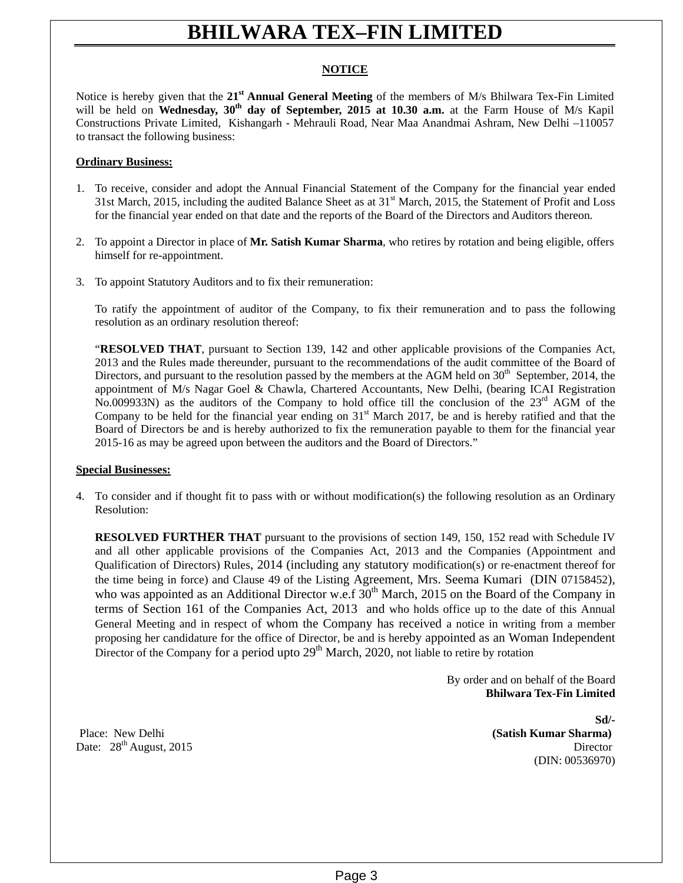# BHILWARA TEX–FIN LIMITED

## NOTICE

Notice is hereby given that the **21st Annual General Meeting** of the members of M/s Bhilwara Tex-Fin Limited will be held on **Wednesday, 30th day of September, 2015 at 10.30 a.m.** at the Farm House of M/s Kapil Constructions Private Limited, Kishangarh - Mehrauli Road, Near Maa Anandmai Ashram, New Delhi –110057 to transact the following business:

**Ordinary Business:**

1. To receive, consider and adopt the Annual Financial Statement of the Company for the financial year ended 31st March, 2015, including the audited Balance Sheet as at 31st March, 2015, the Statement of Profit and Loss for the financial year ended on that date and the reports of the Board of the Directors and Auditors thereon.

2. To appoint a Director in place of **Mr. Satish Kumar Sharma**, who retires by rotation and being eligible, offers himself for re-appointment.

3. To appoint Statutory Auditors and to fix their remuneration:

   To ratify the appointment of auditor of the Company, to fix their remuneration and to pass the following resolution as an ordinary resolution thereof:

   "**RESOLVED THAT**, pursuant to Section 139, 142 and other applicable provisions of the Companies Act, 2013 and the Rules made thereunder, pursuant to the recommendations of the audit committee of the Board of Directors, and pursuant to the resolution passed by the members at the AGM held on 30th September, 2014, the appointment of M/s Nagar Goel & Chawla, Chartered Accountants, New Delhi, (bearing ICAI Registration No.009933N) as the auditors of the Company to hold office till the conclusion of the 23rd AGM of the Company to be held for the financial year ending on 31st March 2017, be and is hereby ratified and that the Board of Directors be and is hereby authorized to fix the remuneration payable to them for the financial year 2015-16 as may be agreed upon between the auditors and the Board of Directors."

**Special Businesses:**

4. To consider and if thought fit to pass with or without modification(s) the following resolution as an Ordinary Resolution:

   **RESOLVED FURTHER THAT** pursuant to the provisions of section 149, 150, 152 read with Schedule IV and all other applicable provisions of the Companies Act, 2013 and the Companies (Appointment and Qualification of Directors) Rules, 2014 (including any statutory modification(s) or re-enactment thereof for the time being in force) and Clause 49 of the Listing Agreement, Mrs. Seema Kumari (DIN 07158452), who was appointed as an Additional Director w.e.f 30th March, 2015 on the Board of the Company in terms of Section 161 of the Companies Act, 2013 and who holds office up to the date of this Annual General Meeting and in respect of whom the Company has received a notice in writing from a member proposing her candidature for the office of Director, be and is hereby appointed as an Woman Independent Director of the Company for a period upto 29th March, 2020, not liable to retire by rotation

By order and on behalf of the Board
**Bhilwara Tex-Fin Limited**

**Sd/-**
**(Satish Kumar Sharma)**
Director
(DIN: 00536970)

Place: New Delhi
Date: 28th August, 2015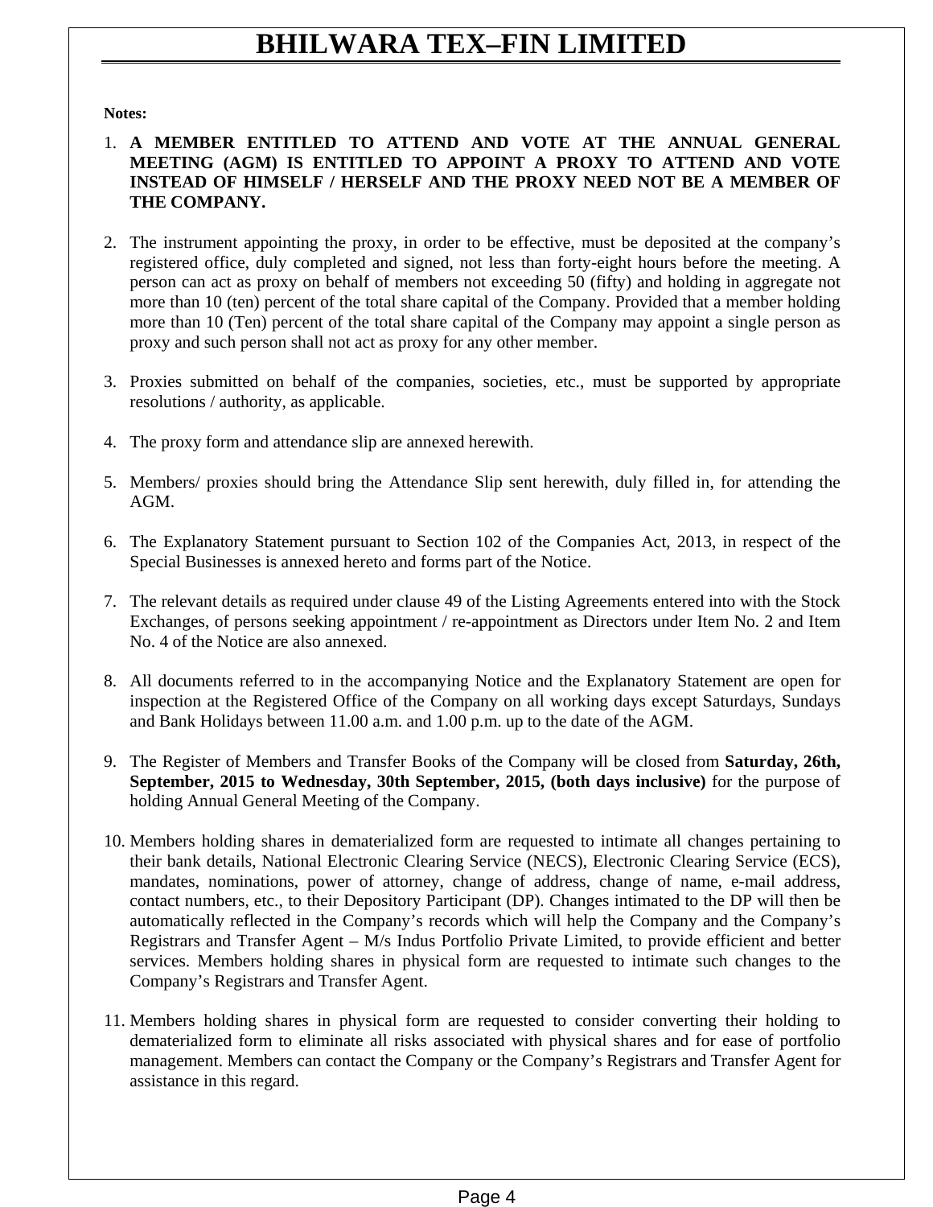**Notes:**

1. **A MEMBER ENTITLED TO ATTEND AND VOTE AT THE ANNUAL GENERAL MEETING (AGM) IS ENTITLED TO APPOINT A PROXY TO ATTEND AND VOTE INSTEAD OF HIMSELF / HERSELF AND THE PROXY NEED NOT BE A MEMBER OF THE COMPANY.**

2. The instrument appointing the proxy, in order to be effective, must be deposited at the company's registered office, duly completed and signed, not less than forty-eight hours before the meeting. A person can act as proxy on behalf of members not exceeding 50 (fifty) and holding in aggregate not more than 10 (ten) percent of the total share capital of the Company. Provided that a member holding more than 10 (Ten) percent of the total share capital of the Company may appoint a single person as proxy and such person shall not act as proxy for any other member.

3. Proxies submitted on behalf of the companies, societies, etc., must be supported by appropriate resolutions / authority, as applicable.

4. The proxy form and attendance slip are annexed herewith.

5. Members/ proxies should bring the Attendance Slip sent herewith, duly filled in, for attending the AGM.

6. The Explanatory Statement pursuant to Section 102 of the Companies Act, 2013, in respect of the Special Businesses is annexed hereto and forms part of the Notice.

7. The relevant details as required under clause 49 of the Listing Agreements entered into with the Stock Exchanges, of persons seeking appointment / re-appointment as Directors under Item No. 2 and Item No. 4 of the Notice are also annexed.

8. All documents referred to in the accompanying Notice and the Explanatory Statement are open for inspection at the Registered Office of the Company on all working days except Saturdays, Sundays and Bank Holidays between 11.00 a.m. and 1.00 p.m. up to the date of the AGM.

9. The Register of Members and Transfer Books of the Company will be closed from **Saturday, 26th, September, 2015 to Wednesday, 30th September, 2015, (both days inclusive)** for the purpose of holding Annual General Meeting of the Company.

10. Members holding shares in dematerialized form are requested to intimate all changes pertaining to their bank details, National Electronic Clearing Service (NECS), Electronic Clearing Service (ECS), mandates, nominations, power of attorney, change of address, change of name, e-mail address, contact numbers, etc., to their Depository Participant (DP). Changes intimated to the DP will then be automatically reflected in the Company's records which will help the Company and the Company's Registrars and Transfer Agent – M/s Indus Portfolio Private Limited, to provide efficient and better services. Members holding shares in physical form are requested to intimate such changes to the Company's Registrars and Transfer Agent.

11. Members holding shares in physical form are requested to consider converting their holding to dematerialized form to eliminate all risks associated with physical shares and for ease of portfolio management. Members can contact the Company or the Company's Registrars and Transfer Agent for assistance in this regard.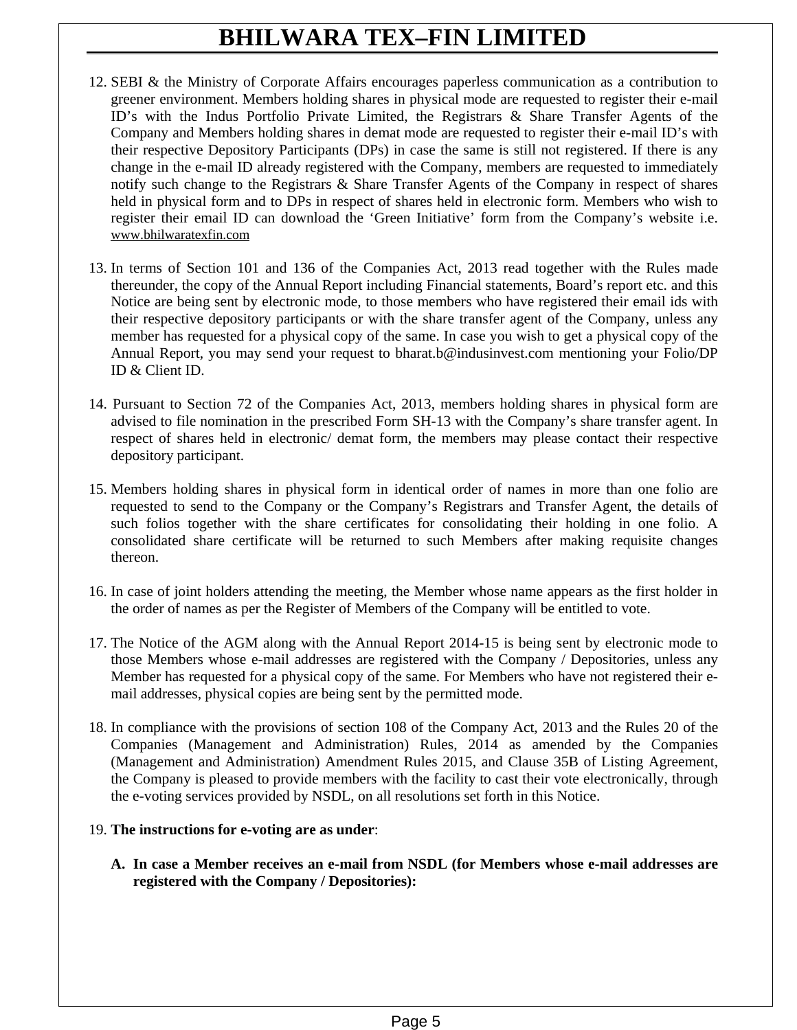12. SEBI & the Ministry of Corporate Affairs encourages paperless communication as a contribution to greener environment. Members holding shares in physical mode are requested to register their e-mail ID's with the Indus Portfolio Private Limited, the Registrars & Share Transfer Agents of the Company and Members holding shares in demat mode are requested to register their e-mail ID's with their respective Depository Participants (DPs) in case the same is still not registered. If there is any change in the e-mail ID already registered with the Company, members are requested to immediately notify such change to the Registrars & Share Transfer Agents of the Company in respect of shares held in physical form and to DPs in respect of shares held in electronic form. Members who wish to register their email ID can download the 'Green Initiative' form from the Company's website i.e. www.bhilwaratexfin.com

13. In terms of Section 101 and 136 of the Companies Act, 2013 read together with the Rules made thereunder, the copy of the Annual Report including Financial statements, Board's report etc. and this Notice are being sent by electronic mode, to those members who have registered their email ids with their respective depository participants or with the share transfer agent of the Company, unless any member has requested for a physical copy of the same. In case you wish to get a physical copy of the Annual Report, you may send your request to bharat.b@indusinvest.com mentioning your Folio/DP ID & Client ID.

14. Pursuant to Section 72 of the Companies Act, 2013, members holding shares in physical form are advised to file nomination in the prescribed Form SH-13 with the Company's share transfer agent. In respect of shares held in electronic/ demat form, the members may please contact their respective depository participant.

15. Members holding shares in physical form in identical order of names in more than one folio are requested to send to the Company or the Company's Registrars and Transfer Agent, the details of such folios together with the share certificates for consolidating their holding in one folio. A consolidated share certificate will be returned to such Members after making requisite changes thereon.

16. In case of joint holders attending the meeting, the Member whose name appears as the first holder in the order of names as per the Register of Members of the Company will be entitled to vote.

17. The Notice of the AGM along with the Annual Report 2014-15 is being sent by electronic mode to those Members whose e-mail addresses are registered with the Company / Depositories, unless any Member has requested for a physical copy of the same. For Members who have not registered their e-mail addresses, physical copies are being sent by the permitted mode.

18. In compliance with the provisions of section 108 of the Company Act, 2013 and the Rules 20 of the Companies (Management and Administration) Rules, 2014 as amended by the Companies (Management and Administration) Amendment Rules 2015, and Clause 35B of Listing Agreement, the Company is pleased to provide members with the facility to cast their vote electronically, through the e-voting services provided by NSDL, on all resolutions set forth in this Notice.

19. **The instructions for e-voting are as under**:

    **A. In case a Member receives an e-mail from NSDL (for Members whose e-mail addresses are registered with the Company / Depositories):**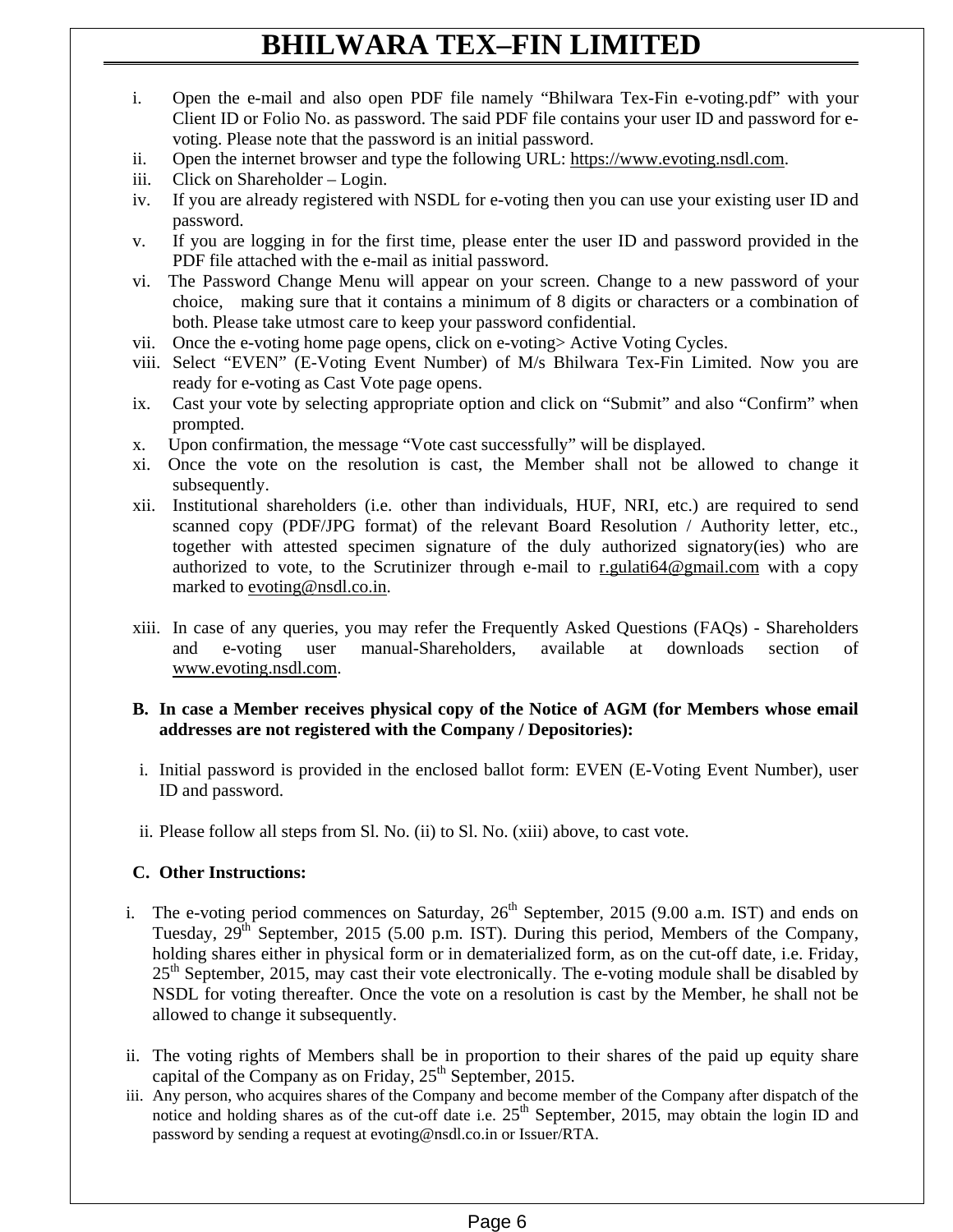i. Open the e-mail and also open PDF file namely "Bhilwara Tex-Fin e-voting.pdf" with your Client ID or Folio No. as password. The said PDF file contains your user ID and password for e-voting. Please note that the password is an initial password.

ii. Open the internet browser and type the following URL: https://www.evoting.nsdl.com.

iii. Click on Shareholder – Login.

iv. If you are already registered with NSDL for e-voting then you can use your existing user ID and password.

v. If you are logging in for the first time, please enter the user ID and password provided in the PDF file attached with the e-mail as initial password.

vi. The Password Change Menu will appear on your screen. Change to a new password of your choice, making sure that it contains a minimum of 8 digits or characters or a combination of both. Please take utmost care to keep your password confidential.

vii. Once the e-voting home page opens, click on e-voting> Active Voting Cycles.

viii. Select "EVEN" (E-Voting Event Number) of M/s Bhilwara Tex-Fin Limited. Now you are ready for e-voting as Cast Vote page opens.

ix. Cast your vote by selecting appropriate option and click on "Submit" and also "Confirm" when prompted.

x. Upon confirmation, the message "Vote cast successfully" will be displayed.

xi. Once the vote on the resolution is cast, the Member shall not be allowed to change it subsequently.

xii. Institutional shareholders (i.e. other than individuals, HUF, NRI, etc.) are required to send scanned copy (PDF/JPG format) of the relevant Board Resolution / Authority letter, etc., together with attested specimen signature of the duly authorized signatory(ies) who are authorized to vote, to the Scrutinizer through e-mail to r.gulati64@gmail.com with a copy marked to evoting@nsdl.co.in.

xiii. In case of any queries, you may refer the Frequently Asked Questions (FAQs) - Shareholders and e-voting user manual-Shareholders, available at downloads section of www.evoting.nsdl.com.

**B. In case a Member receives physical copy of the Notice of AGM (for Members whose email addresses are not registered with the Company / Depositories):**

i. Initial password is provided in the enclosed ballot form: EVEN (E-Voting Event Number), user ID and password.

ii. Please follow all steps from Sl. No. (ii) to Sl. No. (xiii) above, to cast vote.

**C. Other Instructions:**

i. The e-voting period commences on Saturday, 26th September, 2015 (9.00 a.m. IST) and ends on Tuesday, 29th September, 2015 (5.00 p.m. IST). During this period, Members of the Company, holding shares either in physical form or in dematerialized form, as on the cut-off date, i.e. Friday, 25th September, 2015, may cast their vote electronically. The e-voting module shall be disabled by NSDL for voting thereafter. Once the vote on a resolution is cast by the Member, he shall not be allowed to change it subsequently.

ii. The voting rights of Members shall be in proportion to their shares of the paid up equity share capital of the Company as on Friday, 25th September, 2015.

iii. Any person, who acquires shares of the Company and become member of the Company after dispatch of the notice and holding shares as of the cut-off date i.e. 25th September, 2015, may obtain the login ID and password by sending a request at evoting@nsdl.co.in or Issuer/RTA.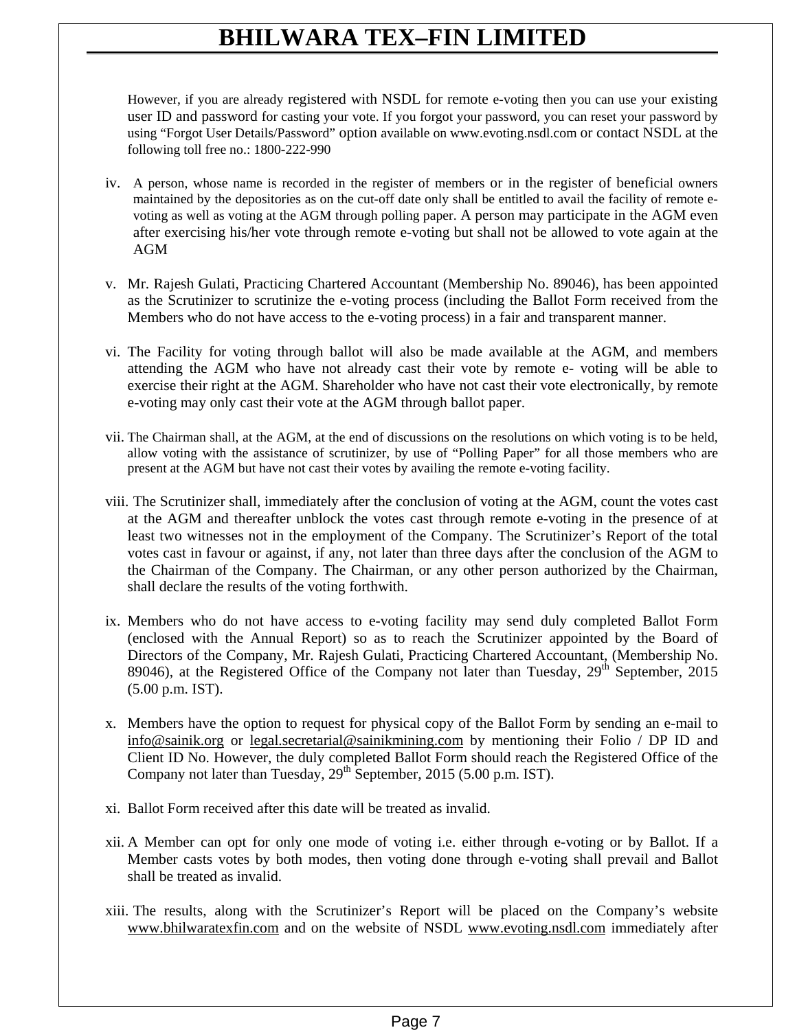However, if you are already registered with NSDL for remote e-voting then you can use your existing user ID and password for casting your vote. If you forgot your password, you can reset your password by using "Forgot User Details/Password" option available on www.evoting.nsdl.com or contact NSDL at the following toll free no.: 1800-222-990

iv. A person, whose name is recorded in the register of members or in the register of beneficial owners maintained by the depositories as on the cut-off date only shall be entitled to avail the facility of remote e-voting as well as voting at the AGM through polling paper. A person may participate in the AGM even after exercising his/her vote through remote e-voting but shall not be allowed to vote again at the AGM

v. Mr. Rajesh Gulati, Practicing Chartered Accountant (Membership No. 89046), has been appointed as the Scrutinizer to scrutinize the e-voting process (including the Ballot Form received from the Members who do not have access to the e-voting process) in a fair and transparent manner.

vi. The Facility for voting through ballot will also be made available at the AGM, and members attending the AGM who have not already cast their vote by remote e- voting will be able to exercise their right at the AGM. Shareholder who have not cast their vote electronically, by remote e-voting may only cast their vote at the AGM through ballot paper.

vii. The Chairman shall, at the AGM, at the end of discussions on the resolutions on which voting is to be held, allow voting with the assistance of scrutinizer, by use of "Polling Paper" for all those members who are present at the AGM but have not cast their votes by availing the remote e-voting facility.

viii. The Scrutinizer shall, immediately after the conclusion of voting at the AGM, count the votes cast at the AGM and thereafter unblock the votes cast through remote e-voting in the presence of at least two witnesses not in the employment of the Company. The Scrutinizer's Report of the total votes cast in favour or against, if any, not later than three days after the conclusion of the AGM to the Chairman of the Company. The Chairman, or any other person authorized by the Chairman, shall declare the results of the voting forthwith.

ix. Members who do not have access to e-voting facility may send duly completed Ballot Form (enclosed with the Annual Report) so as to reach the Scrutinizer appointed by the Board of Directors of the Company, Mr. Rajesh Gulati, Practicing Chartered Accountant, (Membership No. 89046), at the Registered Office of the Company not later than Tuesday, 29th September, 2015 (5.00 p.m. IST).

x. Members have the option to request for physical copy of the Ballot Form by sending an e-mail to info@sainik.org or legal.secretarial@sainikmining.com by mentioning their Folio / DP ID and Client ID No. However, the duly completed Ballot Form should reach the Registered Office of the Company not later than Tuesday, 29th September, 2015 (5.00 p.m. IST).

xi. Ballot Form received after this date will be treated as invalid.

xii. A Member can opt for only one mode of voting i.e. either through e-voting or by Ballot. If a Member casts votes by both modes, then voting done through e-voting shall prevail and Ballot shall be treated as invalid.

xiii. The results, along with the Scrutinizer's Report will be placed on the Company's website www.bhilwaratexfin.com and on the website of NSDL www.evoting.nsdl.com immediately after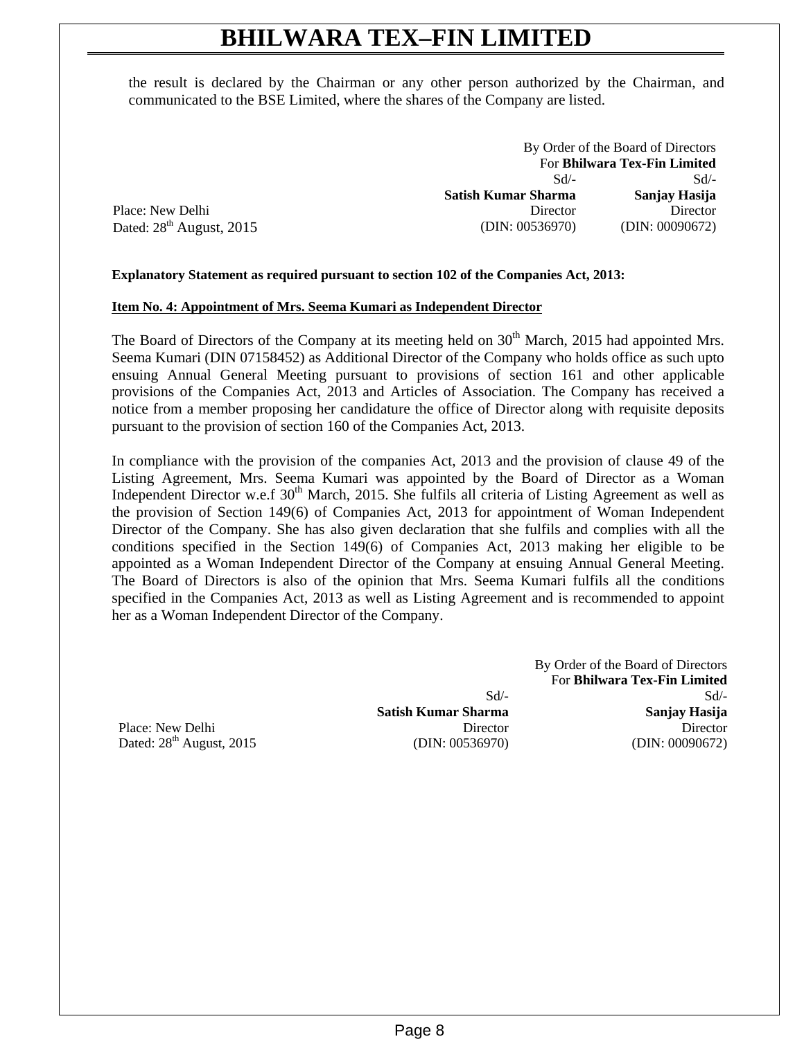the result is declared by the Chairman or any other person authorized by the Chairman, and communicated to the BSE Limited, where the shares of the Company are listed.

By Order of the Board of Directors
For **Bhilwara Tex-Fin Limited**

| | | |
|---|---|---|
| | Sd/- | Sd/- |
| | **Satish Kumar Sharma** | **Sanjay Hasija** |
| Place: New Delhi | Director | Director |
| Dated: 28th August, 2015 | (DIN: 00536970) | (DIN: 00090672) |

**Explanatory Statement as required pursuant to section 102 of the Companies Act, 2013:**

**Item No. 4: Appointment of Mrs. Seema Kumari as Independent Director**

The Board of Directors of the Company at its meeting held on 30th March, 2015 had appointed Mrs. Seema Kumari (DIN 07158452) as Additional Director of the Company who holds office as such upto ensuing Annual General Meeting pursuant to provisions of section 161 and other applicable provisions of the Companies Act, 2013 and Articles of Association. The Company has received a notice from a member proposing her candidature the office of Director along with requisite deposits pursuant to the provision of section 160 of the Companies Act, 2013.

In compliance with the provision of the companies Act, 2013 and the provision of clause 49 of the Listing Agreement, Mrs. Seema Kumari was appointed by the Board of Director as a Woman Independent Director w.e.f 30th March, 2015. She fulfils all criteria of Listing Agreement as well as the provision of Section 149(6) of Companies Act, 2013 for appointment of Woman Independent Director of the Company. She has also given declaration that she fulfils and complies with all the conditions specified in the Section 149(6) of Companies Act, 2013 making her eligible to be appointed as a Woman Independent Director of the Company at ensuing Annual General Meeting. The Board of Directors is also of the opinion that Mrs. Seema Kumari fulfils all the conditions specified in the Companies Act, 2013 as well as Listing Agreement and is recommended to appoint her as a Woman Independent Director of the Company.

By Order of the Board of Directors
For **Bhilwara Tex-Fin Limited**

| | | |
|---|---|---|
| | Sd/- | Sd/- |
| | **Satish Kumar Sharma** | **Sanjay Hasija** |
| Place: New Delhi | Director | Director |
| Dated: 28th August, 2015 | (DIN: 00536970) | (DIN: 00090672) |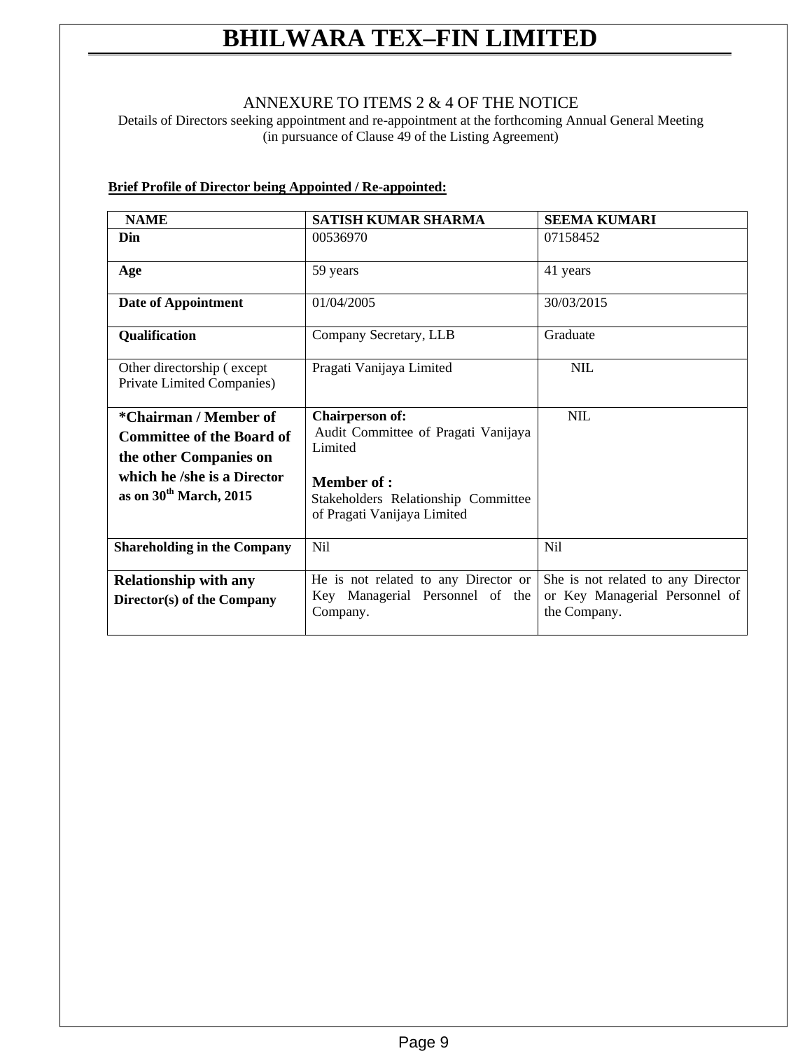# BHILWARA TEX–FIN LIMITED

## ANNEXURE TO ITEMS 2 & 4 OF THE NOTICE

Details of Directors seeking appointment and re-appointment at the forthcoming Annual General Meeting (in pursuance of Clause 49 of the Listing Agreement)

**Brief Profile of Director being Appointed / Re-appointed:**

| NAME | SATISH KUMAR SHARMA | SEEMA KUMARI |
|---|---|---|
| **Din** | 00536970 | 07158452 |
| **Age** | 59 years | 41 years |
| **Date of Appointment** | 01/04/2005 | 30/03/2015 |
| **Qualification** | Company Secretary, LLB | Graduate |
| Other directorship ( except Private Limited Companies) | Pragati Vanijaya Limited | NIL |
| **\*Chairman / Member of Committee of the Board of the other Companies on which he /she is a Director as on 30th March, 2015** | **Chairperson of:** Audit Committee of Pragati Vanijaya Limited **Member of :** Stakeholders Relationship Committee of Pragati Vanijaya Limited | NIL |
| **Shareholding in the Company** | Nil | Nil |
| **Relationship with any Director(s) of the Company** | He is not related to any Director or Key Managerial Personnel of the Company. | She is not related to any Director or Key Managerial Personnel of the Company. |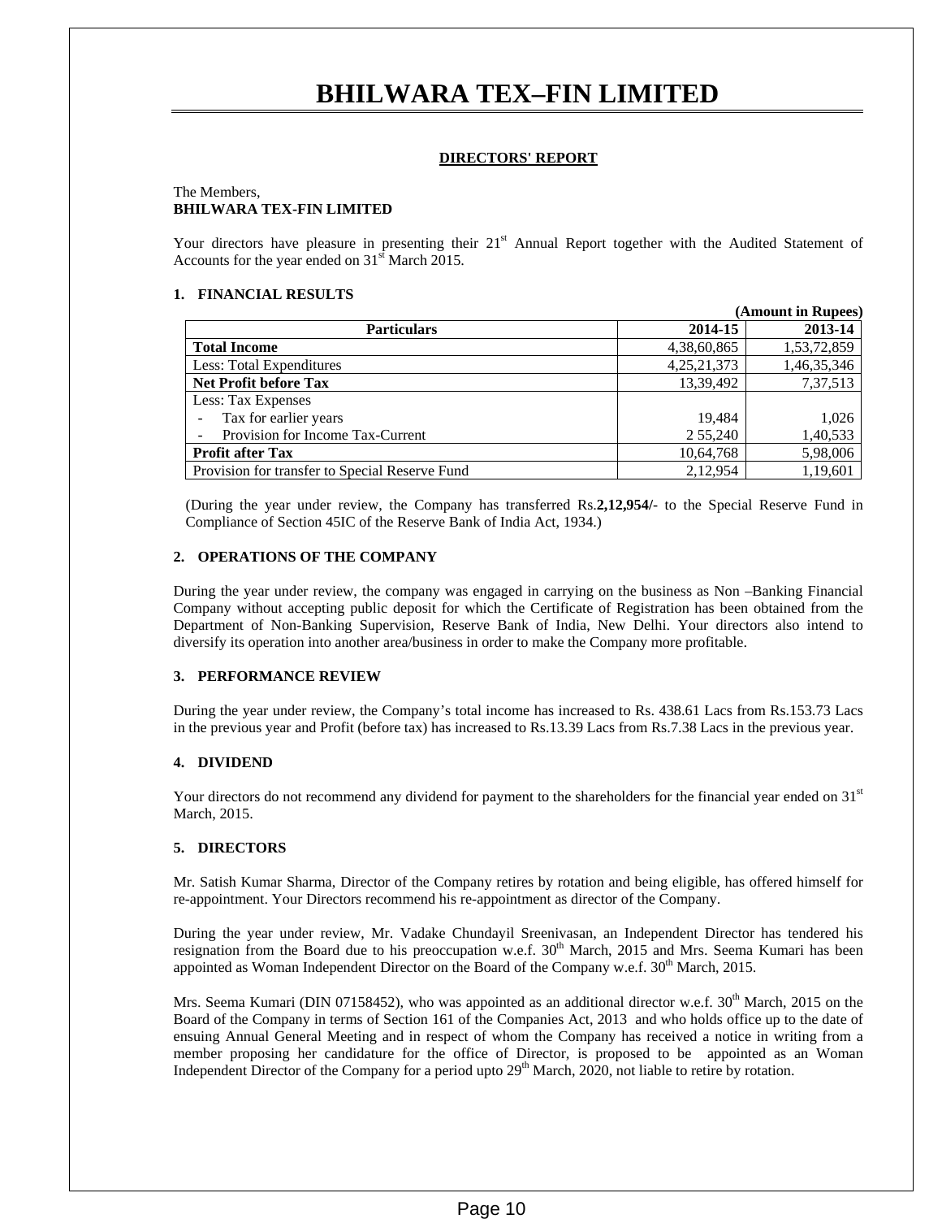# BHILWARA TEX–FIN LIMITED

## DIRECTORS' REPORT

The Members,
**BHILWARA TEX-FIN LIMITED**

Your directors have pleasure in presenting their 21st Annual Report together with the Audited Statement of Accounts for the year ended on 31st March 2015.

### 1. FINANCIAL RESULTS

**(Amount in Rupees)**

| Particulars | 2014-15 | 2013-14 |
|---|---|---|
| **Total Income** | 4,38,60,865 | 1,53,72,859 |
| Less: Total Expenditures | 4,25,21,373 | 1,46,35,346 |
| **Net Profit before Tax** | 13,39,492 | 7,37,513 |
| Less: Tax Expenses | | |
| - Tax for earlier years | 19,484 | 1,026 |
| - Provision for Income Tax-Current | 2 55,240 | 1,40,533 |
| **Profit after Tax** | 10,64,768 | 5,98,006 |
| Provision for transfer to Special Reserve Fund | 2,12,954 | 1,19,601 |

(During the year under review, the Company has transferred Rs.**2,12,954/-** to the Special Reserve Fund in Compliance of Section 45IC of the Reserve Bank of India Act, 1934.)

### 2. OPERATIONS OF THE COMPANY

During the year under review, the company was engaged in carrying on the business as Non –Banking Financial Company without accepting public deposit for which the Certificate of Registration has been obtained from the Department of Non-Banking Supervision, Reserve Bank of India, New Delhi. Your directors also intend to diversify its operation into another area/business in order to make the Company more profitable.

### 3. PERFORMANCE REVIEW

During the year under review, the Company's total income has increased to Rs. 438.61 Lacs from Rs.153.73 Lacs in the previous year and Profit (before tax) has increased to Rs.13.39 Lacs from Rs.7.38 Lacs in the previous year.

### 4. DIVIDEND

Your directors do not recommend any dividend for payment to the shareholders for the financial year ended on 31st March, 2015.

### 5. DIRECTORS

Mr. Satish Kumar Sharma, Director of the Company retires by rotation and being eligible, has offered himself for re-appointment. Your Directors recommend his re-appointment as director of the Company.

During the year under review, Mr. Vadake Chundayil Sreenivasan, an Independent Director has tendered his resignation from the Board due to his preoccupation w.e.f. 30th March, 2015 and Mrs. Seema Kumari has been appointed as Woman Independent Director on the Board of the Company w.e.f. 30th March, 2015.

Mrs. Seema Kumari (DIN 07158452), who was appointed as an additional director w.e.f. 30th March, 2015 on the Board of the Company in terms of Section 161 of the Companies Act, 2013 and who holds office up to the date of ensuing Annual General Meeting and in respect of whom the Company has received a notice in writing from a member proposing her candidature for the office of Director, is proposed to be appointed as an Woman Independent Director of the Company for a period upto 29th March, 2020, not liable to retire by rotation.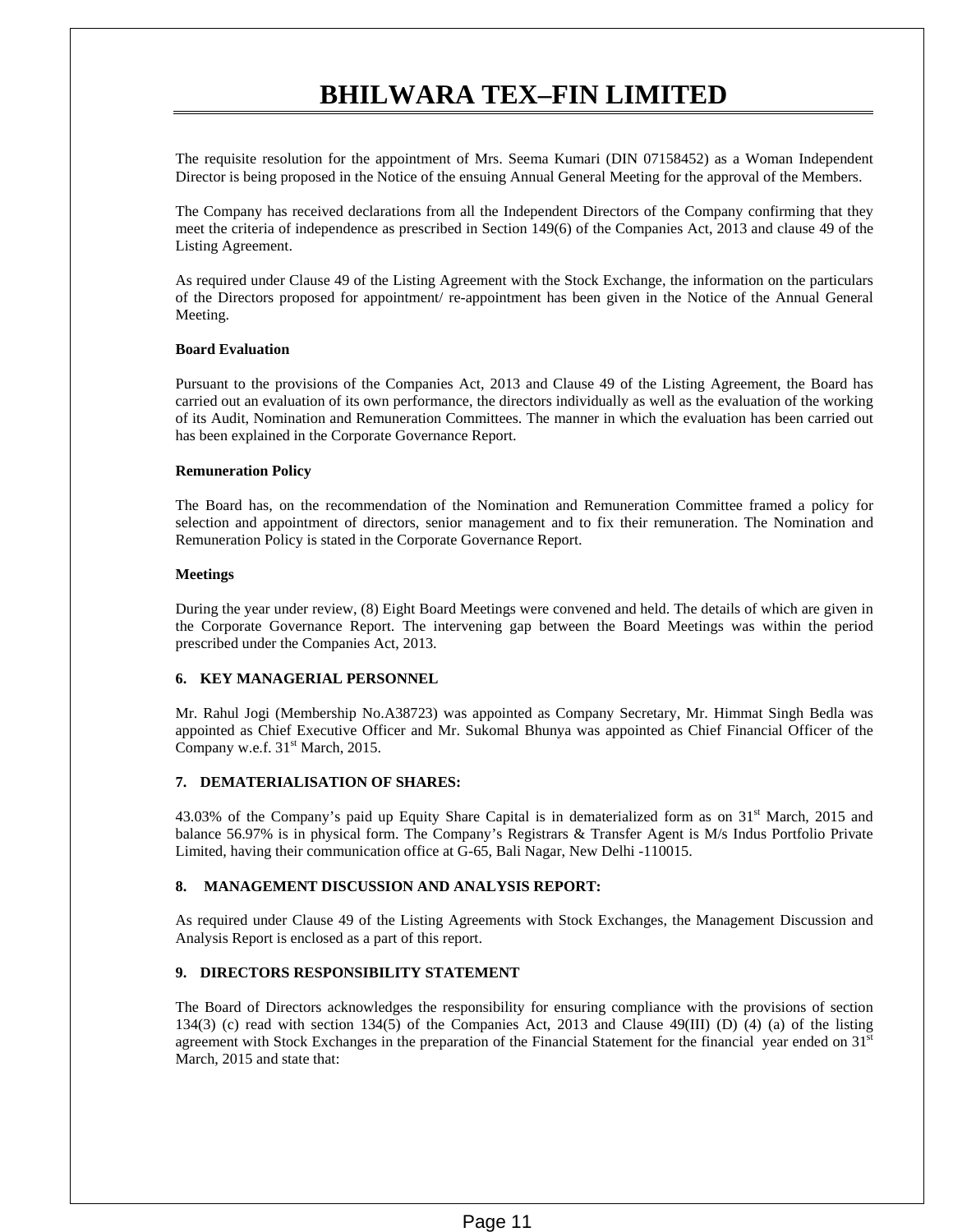The requisite resolution for the appointment of Mrs. Seema Kumari (DIN 07158452) as a Woman Independent Director is being proposed in the Notice of the ensuing Annual General Meeting for the approval of the Members.

The Company has received declarations from all the Independent Directors of the Company confirming that they meet the criteria of independence as prescribed in Section 149(6) of the Companies Act, 2013 and clause 49 of the Listing Agreement.

As required under Clause 49 of the Listing Agreement with the Stock Exchange, the information on the particulars of the Directors proposed for appointment/ re-appointment has been given in the Notice of the Annual General Meeting.

**Board Evaluation**

Pursuant to the provisions of the Companies Act, 2013 and Clause 49 of the Listing Agreement, the Board has carried out an evaluation of its own performance, the directors individually as well as the evaluation of the working of its Audit, Nomination and Remuneration Committees. The manner in which the evaluation has been carried out has been explained in the Corporate Governance Report.

**Remuneration Policy**

The Board has, on the recommendation of the Nomination and Remuneration Committee framed a policy for selection and appointment of directors, senior management and to fix their remuneration. The Nomination and Remuneration Policy is stated in the Corporate Governance Report.

**Meetings**

During the year under review, (8) Eight Board Meetings were convened and held. The details of which are given in the Corporate Governance Report. The intervening gap between the Board Meetings was within the period prescribed under the Companies Act, 2013.

## 6. KEY MANAGERIAL PERSONNEL

Mr. Rahul Jogi (Membership No.A38723) was appointed as Company Secretary, Mr. Himmat Singh Bedla was appointed as Chief Executive Officer and Mr. Sukomal Bhunya was appointed as Chief Financial Officer of the Company w.e.f. 31st March, 2015.

## 7. DEMATERIALISATION OF SHARES:

43.03% of the Company's paid up Equity Share Capital is in dematerialized form as on 31st March, 2015 and balance 56.97% is in physical form. The Company's Registrars & Transfer Agent is M/s Indus Portfolio Private Limited, having their communication office at G-65, Bali Nagar, New Delhi -110015.

## 8. MANAGEMENT DISCUSSION AND ANALYSIS REPORT:

As required under Clause 49 of the Listing Agreements with Stock Exchanges, the Management Discussion and Analysis Report is enclosed as a part of this report.

## 9. DIRECTORS RESPONSIBILITY STATEMENT

The Board of Directors acknowledges the responsibility for ensuring compliance with the provisions of section 134(3) (c) read with section 134(5) of the Companies Act, 2013 and Clause 49(III) (D) (4) (a) of the listing agreement with Stock Exchanges in the preparation of the Financial Statement for the financial year ended on 31st March, 2015 and state that: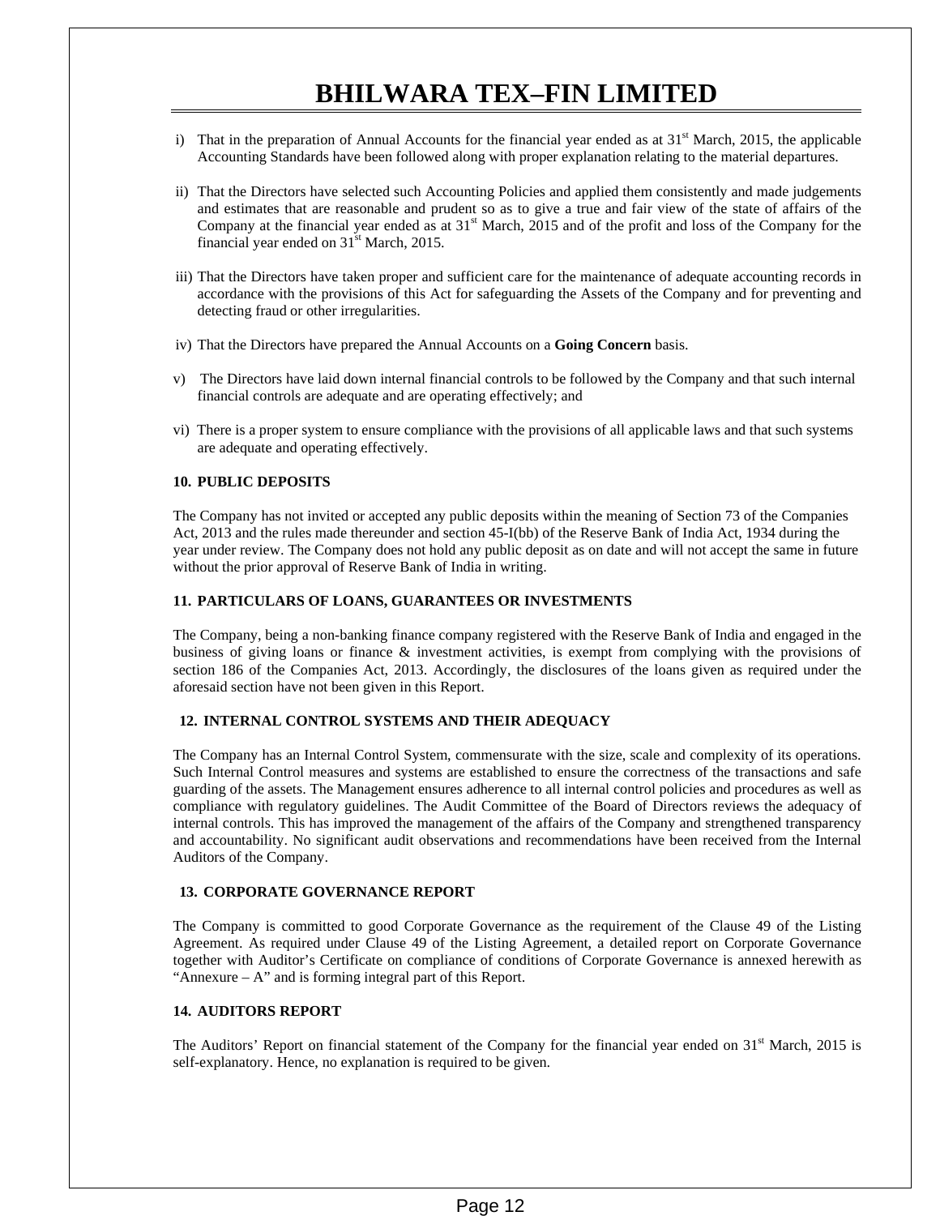i) That in the preparation of Annual Accounts for the financial year ended as at 31st March, 2015, the applicable Accounting Standards have been followed along with proper explanation relating to the material departures.

ii) That the Directors have selected such Accounting Policies and applied them consistently and made judgements and estimates that are reasonable and prudent so as to give a true and fair view of the state of affairs of the Company at the financial year ended as at 31st March, 2015 and of the profit and loss of the Company for the financial year ended on 31st March, 2015.

iii) That the Directors have taken proper and sufficient care for the maintenance of adequate accounting records in accordance with the provisions of this Act for safeguarding the Assets of the Company and for preventing and detecting fraud or other irregularities.

iv) That the Directors have prepared the Annual Accounts on a **Going Concern** basis.

v) The Directors have laid down internal financial controls to be followed by the Company and that such internal financial controls are adequate and are operating effectively; and

vi) There is a proper system to ensure compliance with the provisions of all applicable laws and that such systems are adequate and operating effectively.

**10. PUBLIC DEPOSITS**

The Company has not invited or accepted any public deposits within the meaning of Section 73 of the Companies Act, 2013 and the rules made thereunder and section 45-I(bb) of the Reserve Bank of India Act, 1934 during the year under review. The Company does not hold any public deposit as on date and will not accept the same in future without the prior approval of Reserve Bank of India in writing.

**11. PARTICULARS OF LOANS, GUARANTEES OR INVESTMENTS**

The Company, being a non-banking finance company registered with the Reserve Bank of India and engaged in the business of giving loans or finance & investment activities, is exempt from complying with the provisions of section 186 of the Companies Act, 2013. Accordingly, the disclosures of the loans given as required under the aforesaid section have not been given in this Report.

**12. INTERNAL CONTROL SYSTEMS AND THEIR ADEQUACY**

The Company has an Internal Control System, commensurate with the size, scale and complexity of its operations. Such Internal Control measures and systems are established to ensure the correctness of the transactions and safe guarding of the assets. The Management ensures adherence to all internal control policies and procedures as well as compliance with regulatory guidelines. The Audit Committee of the Board of Directors reviews the adequacy of internal controls. This has improved the management of the affairs of the Company and strengthened transparency and accountability. No significant audit observations and recommendations have been received from the Internal Auditors of the Company.

**13. CORPORATE GOVERNANCE REPORT**

The Company is committed to good Corporate Governance as the requirement of the Clause 49 of the Listing Agreement. As required under Clause 49 of the Listing Agreement, a detailed report on Corporate Governance together with Auditor's Certificate on compliance of conditions of Corporate Governance is annexed herewith as "Annexure – A" and is forming integral part of this Report.

**14. AUDITORS REPORT**

The Auditors' Report on financial statement of the Company for the financial year ended on 31st March, 2015 is self-explanatory. Hence, no explanation is required to be given.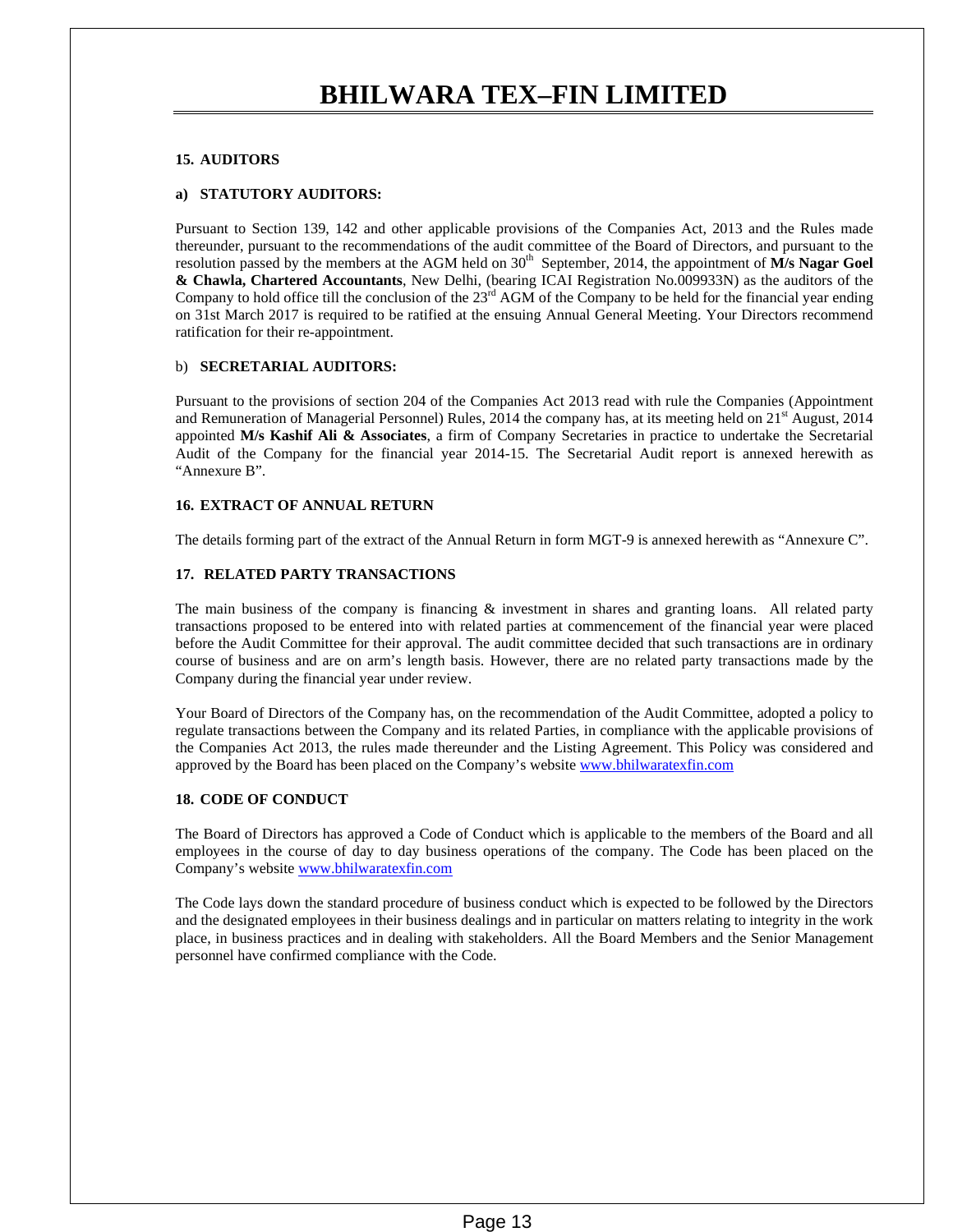## 15. AUDITORS

### a) STATUTORY AUDITORS:

Pursuant to Section 139, 142 and other applicable provisions of the Companies Act, 2013 and the Rules made thereunder, pursuant to the recommendations of the audit committee of the Board of Directors, and pursuant to the resolution passed by the members at the AGM held on 30th September, 2014, the appointment of **M/s Nagar Goel & Chawla, Chartered Accountants**, New Delhi, (bearing ICAI Registration No.009933N) as the auditors of the Company to hold office till the conclusion of the 23rd AGM of the Company to be held for the financial year ending on 31st March 2017 is required to be ratified at the ensuing Annual General Meeting. Your Directors recommend ratification for their re-appointment.

### b) SECRETARIAL AUDITORS:

Pursuant to the provisions of section 204 of the Companies Act 2013 read with rule the Companies (Appointment and Remuneration of Managerial Personnel) Rules, 2014 the company has, at its meeting held on 21st August, 2014 appointed **M/s Kashif Ali & Associates**, a firm of Company Secretaries in practice to undertake the Secretarial Audit of the Company for the financial year 2014-15. The Secretarial Audit report is annexed herewith as "Annexure B".

## 16. EXTRACT OF ANNUAL RETURN

The details forming part of the extract of the Annual Return in form MGT-9 is annexed herewith as "Annexure C".

## 17. RELATED PARTY TRANSACTIONS

The main business of the company is financing & investment in shares and granting loans. All related party transactions proposed to be entered into with related parties at commencement of the financial year were placed before the Audit Committee for their approval. The audit committee decided that such transactions are in ordinary course of business and are on arm's length basis. However, there are no related party transactions made by the Company during the financial year under review.

Your Board of Directors of the Company has, on the recommendation of the Audit Committee, adopted a policy to regulate transactions between the Company and its related Parties, in compliance with the applicable provisions of the Companies Act 2013, the rules made thereunder and the Listing Agreement. This Policy was considered and approved by the Board has been placed on the Company's website www.bhilwaratexfin.com

## 18. CODE OF CONDUCT

The Board of Directors has approved a Code of Conduct which is applicable to the members of the Board and all employees in the course of day to day business operations of the company. The Code has been placed on the Company's website www.bhilwaratexfin.com

The Code lays down the standard procedure of business conduct which is expected to be followed by the Directors and the designated employees in their business dealings and in particular on matters relating to integrity in the work place, in business practices and in dealing with stakeholders. All the Board Members and the Senior Management personnel have confirmed compliance with the Code.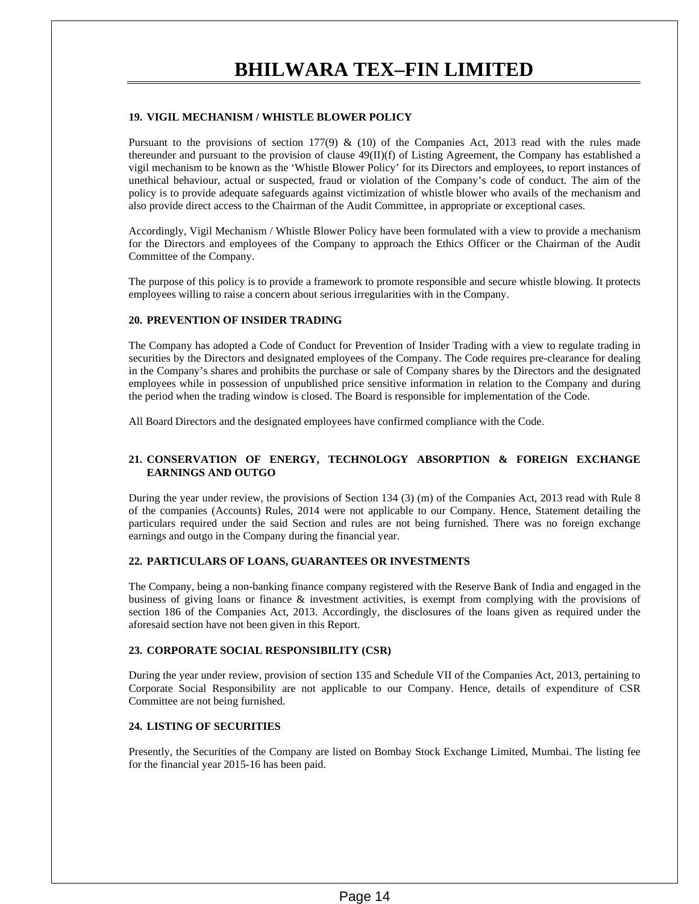## 19. VIGIL MECHANISM / WHISTLE BLOWER POLICY

Pursuant to the provisions of section 177(9) & (10) of the Companies Act, 2013 read with the rules made thereunder and pursuant to the provision of clause 49(II)(f) of Listing Agreement, the Company has established a vigil mechanism to be known as the 'Whistle Blower Policy' for its Directors and employees, to report instances of unethical behaviour, actual or suspected, fraud or violation of the Company's code of conduct. The aim of the policy is to provide adequate safeguards against victimization of whistle blower who avails of the mechanism and also provide direct access to the Chairman of the Audit Committee, in appropriate or exceptional cases.

Accordingly, Vigil Mechanism / Whistle Blower Policy have been formulated with a view to provide a mechanism for the Directors and employees of the Company to approach the Ethics Officer or the Chairman of the Audit Committee of the Company.

The purpose of this policy is to provide a framework to promote responsible and secure whistle blowing. It protects employees willing to raise a concern about serious irregularities with in the Company.

## 20. PREVENTION OF INSIDER TRADING

The Company has adopted a Code of Conduct for Prevention of Insider Trading with a view to regulate trading in securities by the Directors and designated employees of the Company. The Code requires pre-clearance for dealing in the Company's shares and prohibits the purchase or sale of Company shares by the Directors and the designated employees while in possession of unpublished price sensitive information in relation to the Company and during the period when the trading window is closed. The Board is responsible for implementation of the Code.

All Board Directors and the designated employees have confirmed compliance with the Code.

## 21. CONSERVATION OF ENERGY, TECHNOLOGY ABSORPTION & FOREIGN EXCHANGE EARNINGS AND OUTGO

During the year under review, the provisions of Section 134 (3) (m) of the Companies Act, 2013 read with Rule 8 of the companies (Accounts) Rules, 2014 were not applicable to our Company. Hence, Statement detailing the particulars required under the said Section and rules are not being furnished. There was no foreign exchange earnings and outgo in the Company during the financial year.

## 22. PARTICULARS OF LOANS, GUARANTEES OR INVESTMENTS

The Company, being a non-banking finance company registered with the Reserve Bank of India and engaged in the business of giving loans or finance & investment activities, is exempt from complying with the provisions of section 186 of the Companies Act, 2013. Accordingly, the disclosures of the loans given as required under the aforesaid section have not been given in this Report.

## 23. CORPORATE SOCIAL RESPONSIBILITY (CSR)

During the year under review, provision of section 135 and Schedule VII of the Companies Act, 2013, pertaining to Corporate Social Responsibility are not applicable to our Company. Hence, details of expenditure of CSR Committee are not being furnished.

## 24. LISTING OF SECURITIES

Presently, the Securities of the Company are listed on Bombay Stock Exchange Limited, Mumbai. The listing fee for the financial year 2015-16 has been paid.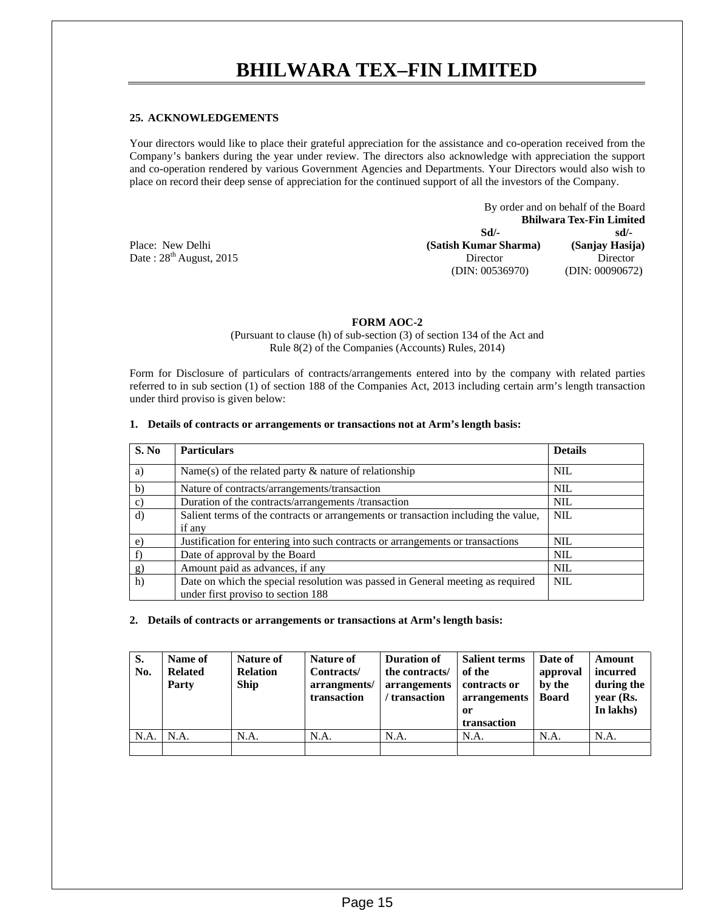## 25. ACKNOWLEDGEMENTS

Your directors would like to place their grateful appreciation for the assistance and co-operation received from the Company's bankers during the year under review. The directors also acknowledge with appreciation the support and co-operation rendered by various Government Agencies and Departments. Your Directors would also wish to place on record their deep sense of appreciation for the continued support of all the investors of the Company.

By order and on behalf of the Board
**Bhilwara Tex-Fin Limited**

| | | |
|---|---|---|
| | **Sd/-** | **sd/-** |
| Place: New Delhi | **(Satish Kumar Sharma)** | **(Sanjay Hasija)** |
| Date : 28th August, 2015 | Director | Director |
| | (DIN: 00536970) | (DIN: 00090672) |

**FORM AOC-2**

(Pursuant to clause (h) of sub-section (3) of section 134 of the Act and
Rule 8(2) of the Companies (Accounts) Rules, 2014)

Form for Disclosure of particulars of contracts/arrangements entered into by the company with related parties referred to in sub section (1) of section 188 of the Companies Act, 2013 including certain arm's length transaction under third proviso is given below:

**1. Details of contracts or arrangements or transactions not at Arm's length basis:**

| S. No | Particulars | Details |
|---|---|---|
| a) | Name(s) of the related party & nature of relationship | NIL |
| b) | Nature of contracts/arrangements/transaction | NIL |
| c) | Duration of the contracts/arrangements /transaction | NIL |
| d) | Salient terms of the contracts or arrangements or transaction including the value, if any | NIL |
| e) | Justification for entering into such contracts or arrangements or transactions | NIL |
| f) | Date of approval by the Board | NIL |
| g) | Amount paid as advances, if any | NIL |
| h) | Date on which the special resolution was passed in General meeting as required under first proviso to section 188 | NIL |

**2. Details of contracts or arrangements or transactions at Arm's length basis:**

| S. No. | Name of Related Party | Nature of Relation Ship | Nature of Contracts/ arrangments/ transaction | Duration of the contracts/ arrangements / transaction | Salient terms of the contracts or arrangements or transaction | Date of approval by the Board | Amount incurred during the year (Rs. In lakhs) |
|---|---|---|---|---|---|---|---|
| N.A. | N.A. | N.A. | N.A. | N.A. | N.A. | N.A. | N.A. |
| | | | | | | | |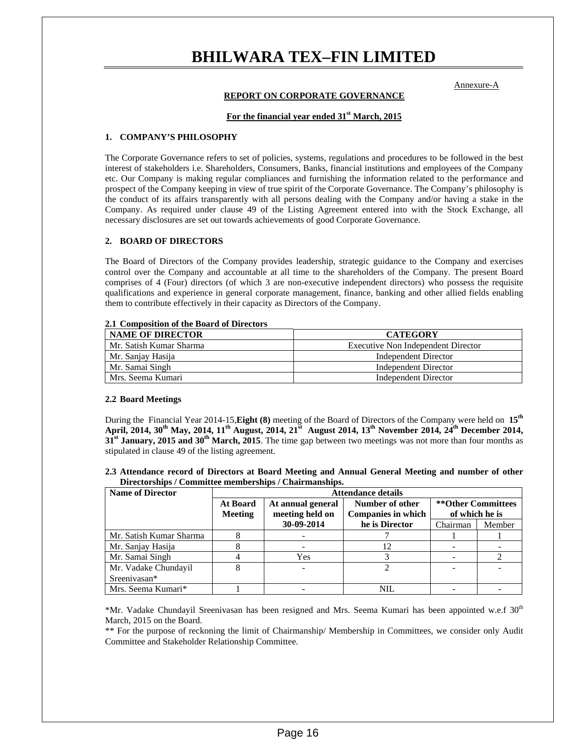# BHILWARA TEX–FIN LIMITED

Annexure-A

## REPORT ON CORPORATE GOVERNANCE

**For the financial year ended 31st March, 2015**

### 1. COMPANY'S PHILOSOPHY

The Corporate Governance refers to set of policies, systems, regulations and procedures to be followed in the best interest of stakeholders i.e. Shareholders, Consumers, Banks, financial institutions and employees of the Company etc. Our Company is making regular compliances and furnishing the information related to the performance and prospect of the Company keeping in view of true spirit of the Corporate Governance. The Company's philosophy is the conduct of its affairs transparently with all persons dealing with the Company and/or having a stake in the Company. As required under clause 49 of the Listing Agreement entered into with the Stock Exchange, all necessary disclosures are set out towards achievements of good Corporate Governance.

### 2. BOARD OF DIRECTORS

The Board of Directors of the Company provides leadership, strategic guidance to the Company and exercises control over the Company and accountable at all time to the shareholders of the Company. The present Board comprises of 4 (Four) directors (of which 3 are non-executive independent directors) who possess the requisite qualifications and experience in general corporate management, finance, banking and other allied fields enabling them to contribute effectively in their capacity as Directors of the Company.

**2.1 Composition of the Board of Directors**

| NAME OF DIRECTOR | CATEGORY |
|---|---|
| Mr. Satish Kumar Sharma | Executive Non Independent Director |
| Mr. Sanjay Hasija | Independent Director |
| Mr. Samai Singh | Independent Director |
| Mrs. Seema Kumari | Independent Director |

**2.2 Board Meetings**

During the Financial Year 2014-15,**Eight (8)** meeting of the Board of Directors of the Company were held on **15th April, 2014, 30th May, 2014, 11th August, 2014, 21st August 2014, 13th November 2014, 24th December 2014, 31st January, 2015 and 30th March, 2015**. The time gap between two meetings was not more than four months as stipulated in clause 49 of the listing agreement.

**2.3 Attendance record of Directors at Board Meeting and Annual General Meeting and number of other Directorships / Committee memberships / Chairmanships.**

| Name of Director | Attendance details | | | | |
|---|---|---|---|---|---|
| | At Board Meeting | At annual general meeting held on 30-09-2014 | Number of other Companies in which he is Director | **Other Committees of which he is | |
| | | | | Chairman | Member |
| Mr. Satish Kumar Sharma | 8 | - | 7 | 1 | 1 |
| Mr. Sanjay Hasija | 8 | - | 12 | - | - |
| Mr. Samai Singh | 4 | Yes | 3 | - | 2 |
| Mr. Vadake Chundayil Sreenivasan* | 8 | - | 2 | - | - |
| Mrs. Seema Kumari* | 1 | - | NIL | - | - |

*Mr. Vadake Chundayil Sreenivasan has been resigned and Mrs. Seema Kumari has been appointed w.e.f 30th March, 2015 on the Board.

** For the purpose of reckoning the limit of Chairmanship/ Membership in Committees, we consider only Audit Committee and Stakeholder Relationship Committee.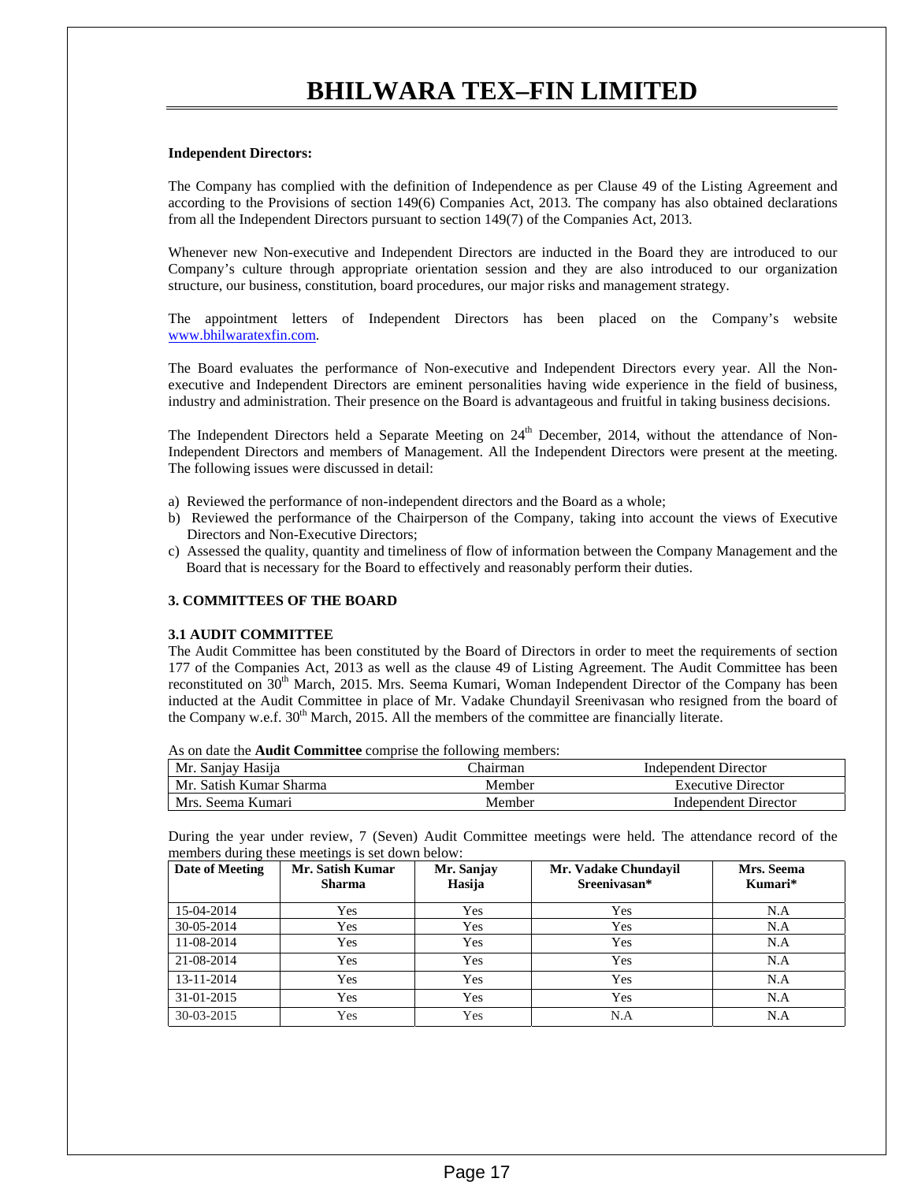**Independent Directors:**

The Company has complied with the definition of Independence as per Clause 49 of the Listing Agreement and according to the Provisions of section 149(6) Companies Act, 2013. The company has also obtained declarations from all the Independent Directors pursuant to section 149(7) of the Companies Act, 2013.

Whenever new Non-executive and Independent Directors are inducted in the Board they are introduced to our Company's culture through appropriate orientation session and they are also introduced to our organization structure, our business, constitution, board procedures, our major risks and management strategy.

The appointment letters of Independent Directors has been placed on the Company's website www.bhilwaratexfin.com.

The Board evaluates the performance of Non-executive and Independent Directors every year. All the Non-executive and Independent Directors are eminent personalities having wide experience in the field of business, industry and administration. Their presence on the Board is advantageous and fruitful in taking business decisions.

The Independent Directors held a Separate Meeting on 24th December, 2014, without the attendance of Non-Independent Directors and members of Management. All the Independent Directors were present at the meeting. The following issues were discussed in detail:

a) Reviewed the performance of non-independent directors and the Board as a whole;
b) Reviewed the performance of the Chairperson of the Company, taking into account the views of Executive Directors and Non-Executive Directors;
c) Assessed the quality, quantity and timeliness of flow of information between the Company Management and the Board that is necessary for the Board to effectively and reasonably perform their duties.

## 3. COMMITTEES OF THE BOARD

### 3.1 AUDIT COMMITTEE

The Audit Committee has been constituted by the Board of Directors in order to meet the requirements of section 177 of the Companies Act, 2013 as well as the clause 49 of Listing Agreement. The Audit Committee has been reconstituted on 30th March, 2015. Mrs. Seema Kumari, Woman Independent Director of the Company has been inducted at the Audit Committee in place of Mr. Vadake Chundayil Sreenivasan who resigned from the board of the Company w.e.f. 30th March, 2015. All the members of the committee are financially literate.

As on date the **Audit Committee** comprise the following members:

| | | |
|---|---|---|
| Mr. Sanjay Hasija | Chairman | Independent Director |
| Mr. Satish Kumar Sharma | Member | Executive Director |
| Mrs. Seema Kumari | Member | Independent Director |

During the year under review, 7 (Seven) Audit Committee meetings were held. The attendance record of the members during these meetings is set down below:

| Date of Meeting | Mr. Satish Kumar Sharma | Mr. Sanjay Hasija | Mr. Vadake Chundayil Sreenivasan* | Mrs. Seema Kumari* |
|---|---|---|---|---|
| 15-04-2014 | Yes | Yes | Yes | N.A |
| 30-05-2014 | Yes | Yes | Yes | N.A |
| 11-08-2014 | Yes | Yes | Yes | N.A |
| 21-08-2014 | Yes | Yes | Yes | N.A |
| 13-11-2014 | Yes | Yes | Yes | N.A |
| 31-01-2015 | Yes | Yes | Yes | N.A |
| 30-03-2015 | Yes | Yes | N.A | N.A |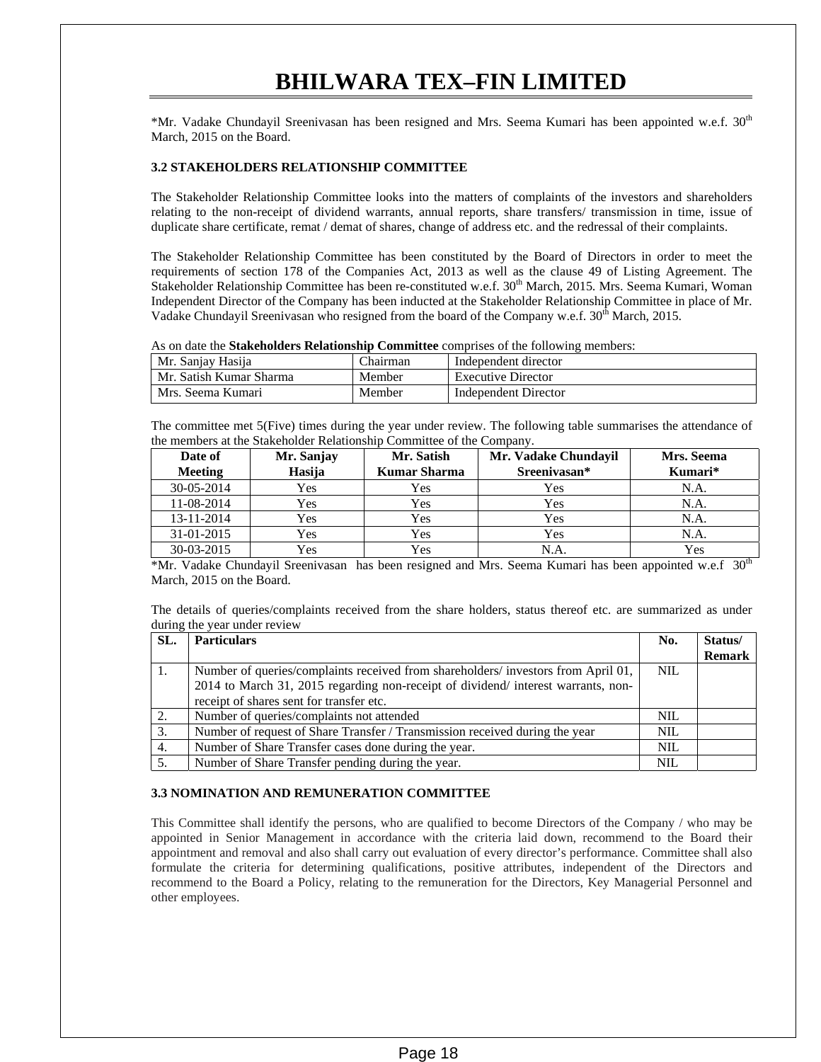*Mr. Vadake Chundayil Sreenivasan has been resigned and Mrs. Seema Kumari has been appointed w.e.f. 30th March, 2015 on the Board.

### 3.2 STAKEHOLDERS RELATIONSHIP COMMITTEE

The Stakeholder Relationship Committee looks into the matters of complaints of the investors and shareholders relating to the non-receipt of dividend warrants, annual reports, share transfers/ transmission in time, issue of duplicate share certificate, remat / demat of shares, change of address etc. and the redressal of their complaints.

The Stakeholder Relationship Committee has been constituted by the Board of Directors in order to meet the requirements of section 178 of the Companies Act, 2013 as well as the clause 49 of Listing Agreement. The Stakeholder Relationship Committee has been re-constituted w.e.f. 30th March, 2015. Mrs. Seema Kumari, Woman Independent Director of the Company has been inducted at the Stakeholder Relationship Committee in place of Mr. Vadake Chundayil Sreenivasan who resigned from the board of the Company w.e.f. 30th March, 2015.

As on date the **Stakeholders Relationship Committee** comprises of the following members:

| | | |
|---|---|---|
| Mr. Sanjay Hasija | Chairman | Independent director |
| Mr. Satish Kumar Sharma | Member | Executive Director |
| Mrs. Seema Kumari | Member | Independent Director |

The committee met 5(Five) times during the year under review. The following table summarises the attendance of the members at the Stakeholder Relationship Committee of the Company.

| Date of Meeting | Mr. Sanjay Hasija | Mr. Satish Kumar Sharma | Mr. Vadake Chundayil Sreenivasan* | Mrs. Seema Kumari* |
|---|---|---|---|---|
| 30-05-2014 | Yes | Yes | Yes | N.A. |
| 11-08-2014 | Yes | Yes | Yes | N.A. |
| 13-11-2014 | Yes | Yes | Yes | N.A. |
| 31-01-2015 | Yes | Yes | Yes | N.A. |
| 30-03-2015 | Yes | Yes | N.A. | Yes |

*Mr. Vadake Chundayil Sreenivasan has been resigned and Mrs. Seema Kumari has been appointed w.e.f 30th March, 2015 on the Board.

The details of queries/complaints received from the share holders, status thereof etc. are summarized as under during the year under review

| SL. | Particulars | No. | Status/ Remark |
|---|---|---|---|
| 1. | Number of queries/complaints received from shareholders/ investors from April 01, 2014 to March 31, 2015 regarding non-receipt of dividend/ interest warrants, non-receipt of shares sent for transfer etc. | NIL | |
| 2. | Number of queries/complaints not attended | NIL | |
| 3. | Number of request of Share Transfer / Transmission received during the year | NIL | |
| 4. | Number of Share Transfer cases done during the year. | NIL | |
| 5. | Number of Share Transfer pending during the year. | NIL | |

### 3.3 NOMINATION AND REMUNERATION COMMITTEE

This Committee shall identify the persons, who are qualified to become Directors of the Company / who may be appointed in Senior Management in accordance with the criteria laid down, recommend to the Board their appointment and removal and also shall carry out evaluation of every director's performance. Committee shall also formulate the criteria for determining qualifications, positive attributes, independent of the Directors and recommend to the Board a Policy, relating to the remuneration for the Directors, Key Managerial Personnel and other employees.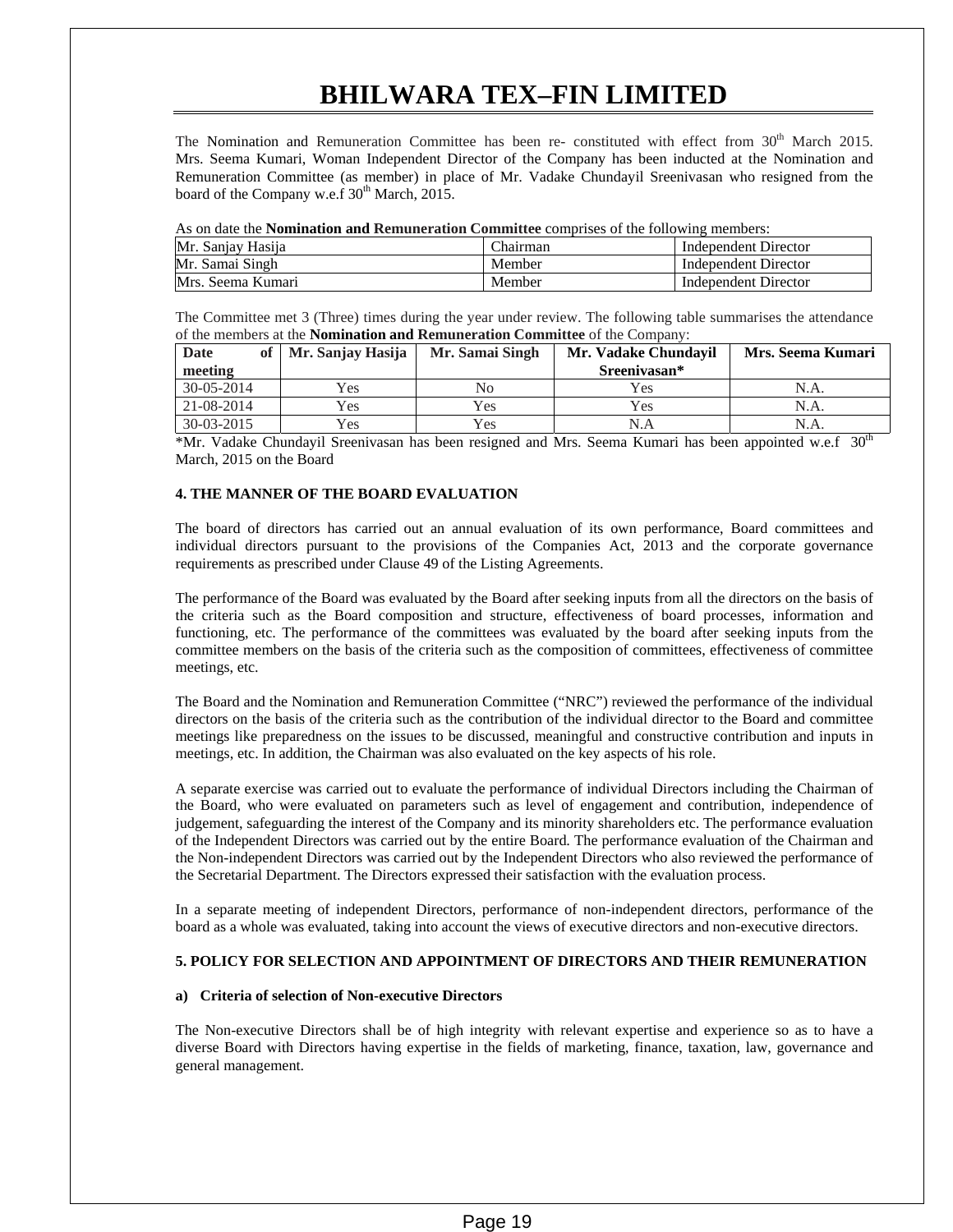The Nomination and Remuneration Committee has been re- constituted with effect from 30th March 2015. Mrs. Seema Kumari, Woman Independent Director of the Company has been inducted at the Nomination and Remuneration Committee (as member) in place of Mr. Vadake Chundayil Sreenivasan who resigned from the board of the Company w.e.f 30th March, 2015.

As on date the **Nomination and Remuneration Committee** comprises of the following members:

| | | |
|---|---|---|
| Mr. Sanjay Hasija | Chairman | Independent Director |
| Mr. Samai Singh | Member | Independent Director |
| Mrs. Seema Kumari | Member | Independent Director |

The Committee met 3 (Three) times during the year under review. The following table summarises the attendance of the members at the **Nomination and Remuneration Committee** of the Company:

| Date of meeting | Mr. Sanjay Hasija | Mr. Samai Singh | Mr. Vadake Chundayil Sreenivasan* | Mrs. Seema Kumari |
|---|---|---|---|---|
| 30-05-2014 | Yes | No | Yes | N.A. |
| 21-08-2014 | Yes | Yes | Yes | N.A. |
| 30-03-2015 | Yes | Yes | N.A | N.A. |

*Mr. Vadake Chundayil Sreenivasan has been resigned and Mrs. Seema Kumari has been appointed w.e.f 30th March, 2015 on the Board

**4. THE MANNER OF THE BOARD EVALUATION**

The board of directors has carried out an annual evaluation of its own performance, Board committees and individual directors pursuant to the provisions of the Companies Act, 2013 and the corporate governance requirements as prescribed under Clause 49 of the Listing Agreements.

The performance of the Board was evaluated by the Board after seeking inputs from all the directors on the basis of the criteria such as the Board composition and structure, effectiveness of board processes, information and functioning, etc. The performance of the committees was evaluated by the board after seeking inputs from the committee members on the basis of the criteria such as the composition of committees, effectiveness of committee meetings, etc.

The Board and the Nomination and Remuneration Committee ("NRC") reviewed the performance of the individual directors on the basis of the criteria such as the contribution of the individual director to the Board and committee meetings like preparedness on the issues to be discussed, meaningful and constructive contribution and inputs in meetings, etc. In addition, the Chairman was also evaluated on the key aspects of his role.

A separate exercise was carried out to evaluate the performance of individual Directors including the Chairman of the Board, who were evaluated on parameters such as level of engagement and contribution, independence of judgement, safeguarding the interest of the Company and its minority shareholders etc. The performance evaluation of the Independent Directors was carried out by the entire Board. The performance evaluation of the Chairman and the Non-independent Directors was carried out by the Independent Directors who also reviewed the performance of the Secretarial Department. The Directors expressed their satisfaction with the evaluation process.

In a separate meeting of independent Directors, performance of non-independent directors, performance of the board as a whole was evaluated, taking into account the views of executive directors and non-executive directors.

**5. POLICY FOR SELECTION AND APPOINTMENT OF DIRECTORS AND THEIR REMUNERATION**

**a) Criteria of selection of Non-executive Directors**

The Non-executive Directors shall be of high integrity with relevant expertise and experience so as to have a diverse Board with Directors having expertise in the fields of marketing, finance, taxation, law, governance and general management.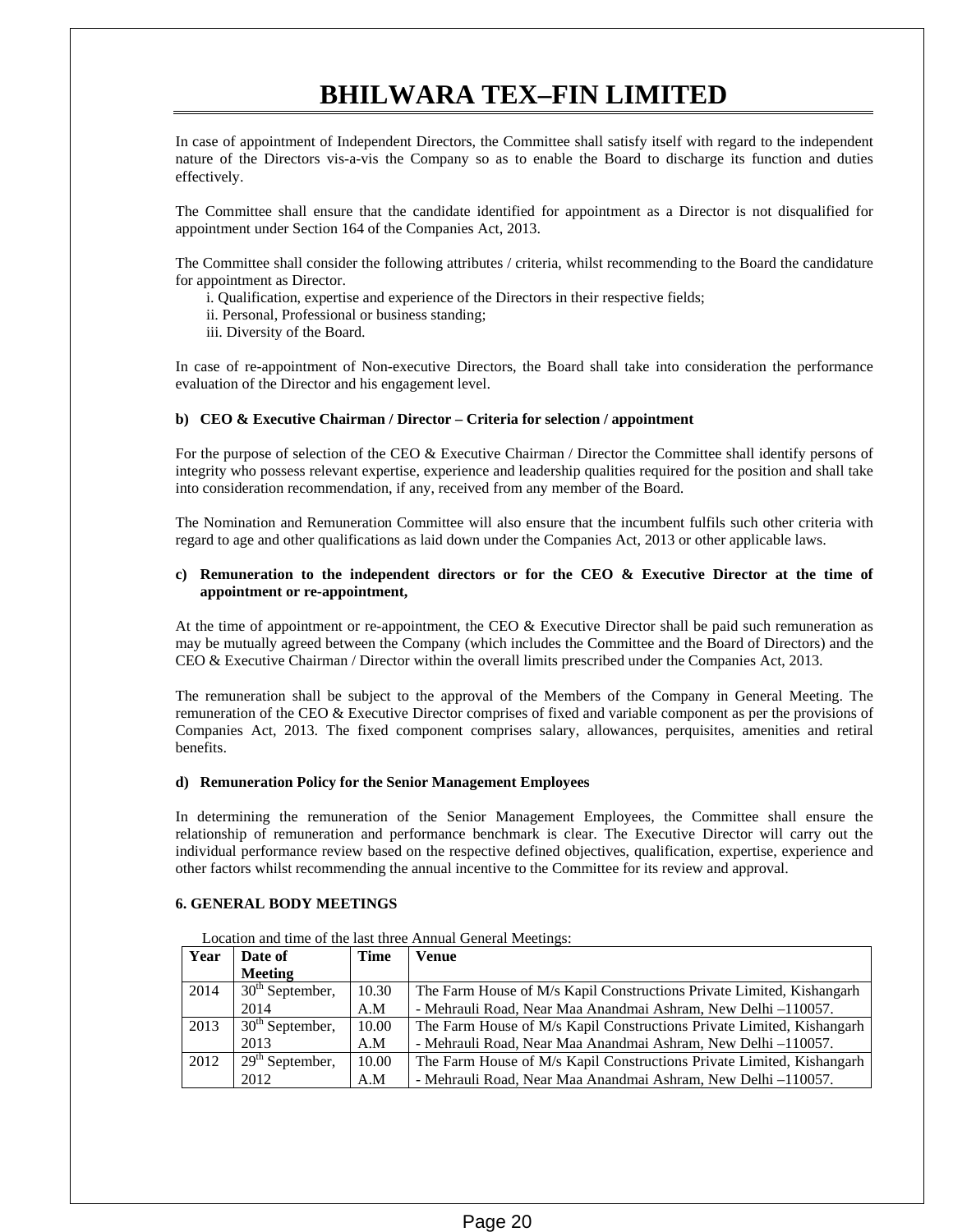In case of appointment of Independent Directors, the Committee shall satisfy itself with regard to the independent nature of the Directors vis-a-vis the Company so as to enable the Board to discharge its function and duties effectively.

The Committee shall ensure that the candidate identified for appointment as a Director is not disqualified for appointment under Section 164 of the Companies Act, 2013.

The Committee shall consider the following attributes / criteria, whilst recommending to the Board the candidature for appointment as Director.

i. Qualification, expertise and experience of the Directors in their respective fields;
ii. Personal, Professional or business standing;
iii. Diversity of the Board.

In case of re-appointment of Non-executive Directors, the Board shall take into consideration the performance evaluation of the Director and his engagement level.

**b) CEO & Executive Chairman / Director – Criteria for selection / appointment**

For the purpose of selection of the CEO & Executive Chairman / Director the Committee shall identify persons of integrity who possess relevant expertise, experience and leadership qualities required for the position and shall take into consideration recommendation, if any, received from any member of the Board.

The Nomination and Remuneration Committee will also ensure that the incumbent fulfils such other criteria with regard to age and other qualifications as laid down under the Companies Act, 2013 or other applicable laws.

**c) Remuneration to the independent directors or for the CEO & Executive Director at the time of appointment or re-appointment,**

At the time of appointment or re-appointment, the CEO & Executive Director shall be paid such remuneration as may be mutually agreed between the Company (which includes the Committee and the Board of Directors) and the CEO & Executive Chairman / Director within the overall limits prescribed under the Companies Act, 2013.

The remuneration shall be subject to the approval of the Members of the Company in General Meeting. The remuneration of the CEO & Executive Director comprises of fixed and variable component as per the provisions of Companies Act, 2013. The fixed component comprises salary, allowances, perquisites, amenities and retiral benefits.

**d) Remuneration Policy for the Senior Management Employees**

In determining the remuneration of the Senior Management Employees, the Committee shall ensure the relationship of remuneration and performance benchmark is clear. The Executive Director will carry out the individual performance review based on the respective defined objectives, qualification, expertise, experience and other factors whilst recommending the annual incentive to the Committee for its review and approval.

**6. GENERAL BODY MEETINGS**

Location and time of the last three Annual General Meetings:

| Year | Date of Meeting | Time | Venue |
|---|---|---|---|
| 2014 | 30th September, 2014 | 10.30 A.M | The Farm House of M/s Kapil Constructions Private Limited, Kishangarh - Mehrauli Road, Near Maa Anandmai Ashram, New Delhi –110057. |
| 2013 | 30th September, 2013 | 10.00 A.M | The Farm House of M/s Kapil Constructions Private Limited, Kishangarh - Mehrauli Road, Near Maa Anandmai Ashram, New Delhi –110057. |
| 2012 | 29th September, 2012 | 10.00 A.M | The Farm House of M/s Kapil Constructions Private Limited, Kishangarh - Mehrauli Road, Near Maa Anandmai Ashram, New Delhi –110057. |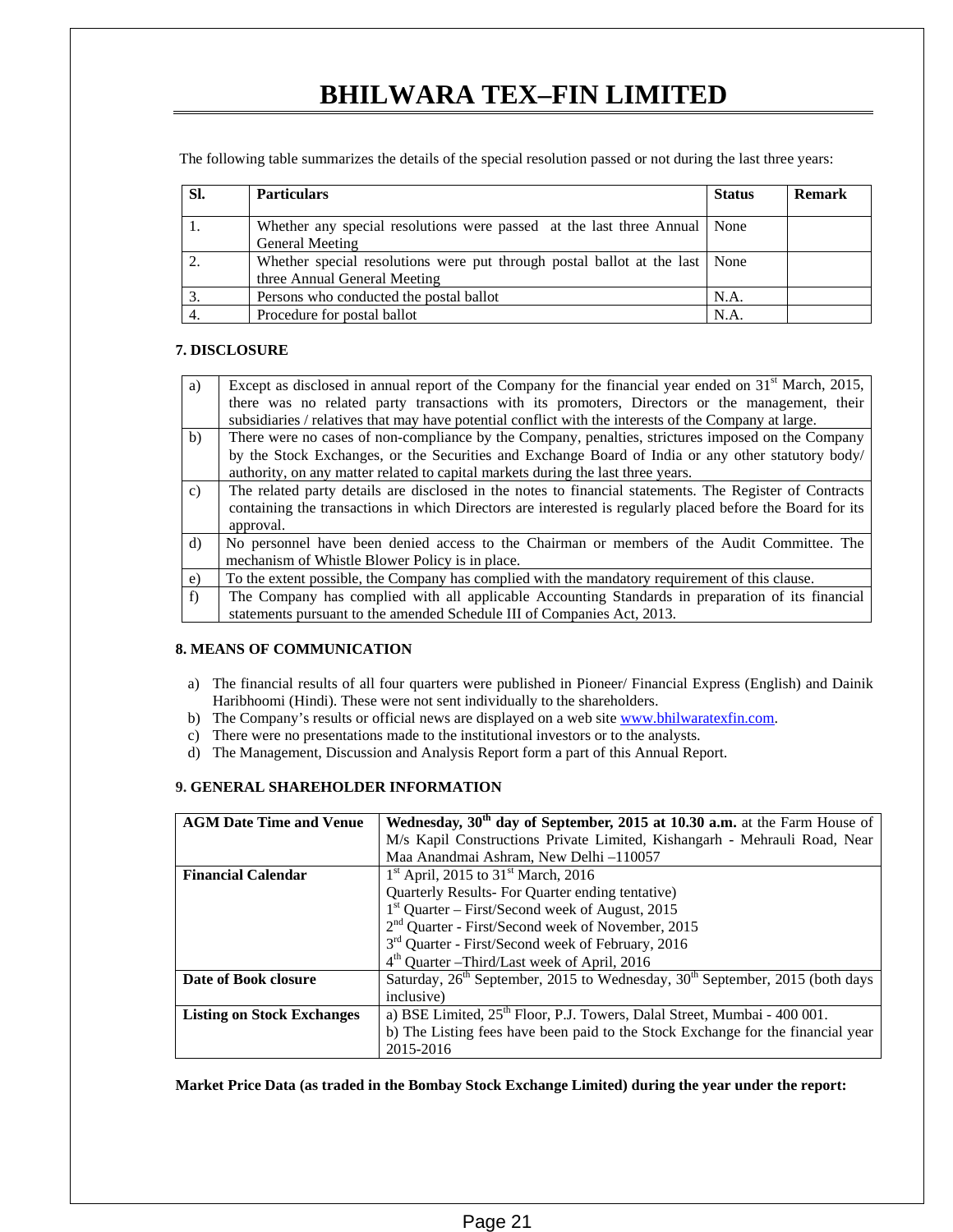# BHILWARA TEX–FIN LIMITED

The following table summarizes the details of the special resolution passed or not during the last three years:

| Sl. | Particulars | Status | Remark |
|---|---|---|---|
| 1. | Whether any special resolutions were passed at the last three Annual General Meeting | None | |
| 2. | Whether special resolutions were put through postal ballot at the last three Annual General Meeting | None | |
| 3. | Persons who conducted the postal ballot | N.A. | |
| 4. | Procedure for postal ballot | N.A. | |

**7. DISCLOSURE**

| | |
|---|---|
| a) | Except as disclosed in annual report of the Company for the financial year ended on 31st March, 2015, there was no related party transactions with its promoters, Directors or the management, their subsidiaries / relatives that may have potential conflict with the interests of the Company at large. |
| b) | There were no cases of non-compliance by the Company, penalties, strictures imposed on the Company by the Stock Exchanges, or the Securities and Exchange Board of India or any other statutory body/ authority, on any matter related to capital markets during the last three years. |
| c) | The related party details are disclosed in the notes to financial statements. The Register of Contracts containing the transactions in which Directors are interested is regularly placed before the Board for its approval. |
| d) | No personnel have been denied access to the Chairman or members of the Audit Committee. The mechanism of Whistle Blower Policy is in place. |
| e) | To the extent possible, the Company has complied with the mandatory requirement of this clause. |
| f) | The Company has complied with all applicable Accounting Standards in preparation of its financial statements pursuant to the amended Schedule III of Companies Act, 2013. |

**8. MEANS OF COMMUNICATION**

a) The financial results of all four quarters were published in Pioneer/ Financial Express (English) and Dainik Haribhoomi (Hindi). These were not sent individually to the shareholders.
b) The Company's results or official news are displayed on a web site www.bhilwaratexfin.com.
c) There were no presentations made to the institutional investors or to the analysts.
d) The Management, Discussion and Analysis Report form a part of this Annual Report.

**9. GENERAL SHAREHOLDER INFORMATION**

| | |
|---|---|
| **AGM Date Time and Venue** | **Wednesday, 30th day of September, 2015 at 10.30 a.m.** at the Farm House of M/s Kapil Constructions Private Limited, Kishangarh - Mehrauli Road, Near Maa Anandmai Ashram, New Delhi –110057 |
| **Financial Calendar** | 1st April, 2015 to 31st March, 2016<br>Quarterly Results- For Quarter ending tentative)<br>1st Quarter – First/Second week of August, 2015<br>2nd Quarter - First/Second week of November, 2015<br>3rd Quarter - First/Second week of February, 2016<br>4th Quarter –Third/Last week of April, 2016 |
| **Date of Book closure** | Saturday, 26th September, 2015 to Wednesday, 30th September, 2015 (both days inclusive) |
| **Listing on Stock Exchanges** | a) BSE Limited, 25th Floor, P.J. Towers, Dalal Street, Mumbai - 400 001.<br>b) The Listing fees have been paid to the Stock Exchange for the financial year 2015-2016 |

**Market Price Data (as traded in the Bombay Stock Exchange Limited) during the year under the report:**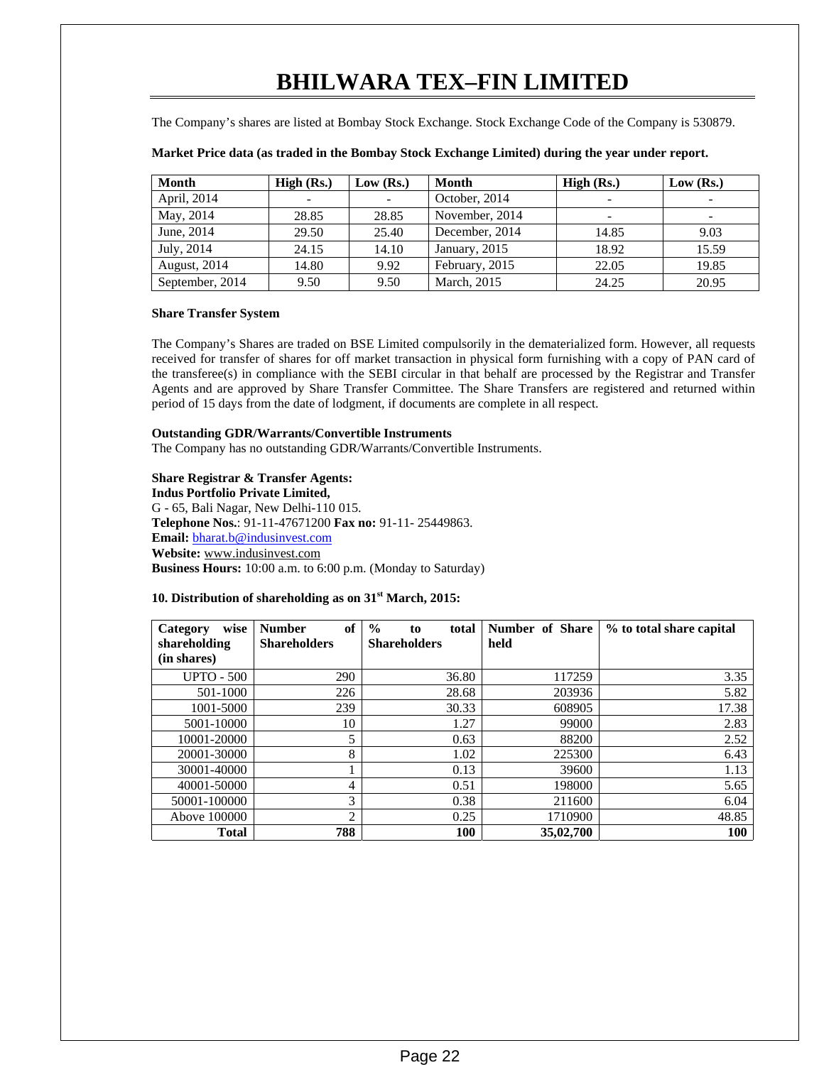# BHILWARA TEX–FIN LIMITED

The Company's shares are listed at Bombay Stock Exchange. Stock Exchange Code of the Company is 530879.

**Market Price data (as traded in the Bombay Stock Exchange Limited) during the year under report.**

| Month | High (Rs.) | Low (Rs.) | Month | High (Rs.) | Low (Rs.) |
|---|---|---|---|---|---|
| April, 2014 | - | - | October, 2014 | - | - |
| May, 2014 | 28.85 | 28.85 | November, 2014 | - | - |
| June, 2014 | 29.50 | 25.40 | December, 2014 | 14.85 | 9.03 |
| July, 2014 | 24.15 | 14.10 | January, 2015 | 18.92 | 15.59 |
| August, 2014 | 14.80 | 9.92 | February, 2015 | 22.05 | 19.85 |
| September, 2014 | 9.50 | 9.50 | March, 2015 | 24.25 | 20.95 |

**Share Transfer System**

The Company's Shares are traded on BSE Limited compulsorily in the dematerialized form. However, all requests received for transfer of shares for off market transaction in physical form furnishing with a copy of PAN card of the transferee(s) in compliance with the SEBI circular in that behalf are processed by the Registrar and Transfer Agents and are approved by Share Transfer Committee. The Share Transfers are registered and returned within period of 15 days from the date of lodgment, if documents are complete in all respect.

**Outstanding GDR/Warrants/Convertible Instruments**
The Company has no outstanding GDR/Warrants/Convertible Instruments.

**Share Registrar & Transfer Agents:**
**Indus Portfolio Private Limited,**
G - 65, Bali Nagar, New Delhi-110 015.
**Telephone Nos.**: 91-11-47671200 **Fax no:** 91-11- 25449863.
**Email:** bharat.b@indusinvest.com
**Website:** www.indusinvest.com
**Business Hours:** 10:00 a.m. to 6:00 p.m. (Monday to Saturday)

**10. Distribution of shareholding as on 31st March, 2015:**

| Category wise shareholding (in shares) | Number of Shareholders | % to total Shareholders | Number of Share held | % to total share capital |
|---|---|---|---|---|
| UPTO - 500 | 290 | 36.80 | 117259 | 3.35 |
| 501-1000 | 226 | 28.68 | 203936 | 5.82 |
| 1001-5000 | 239 | 30.33 | 608905 | 17.38 |
| 5001-10000 | 10 | 1.27 | 99000 | 2.83 |
| 10001-20000 | 5 | 0.63 | 88200 | 2.52 |
| 20001-30000 | 8 | 1.02 | 225300 | 6.43 |
| 30001-40000 | 1 | 0.13 | 39600 | 1.13 |
| 40001-50000 | 4 | 0.51 | 198000 | 5.65 |
| 50001-100000 | 3 | 0.38 | 211600 | 6.04 |
| Above 100000 | 2 | 0.25 | 1710900 | 48.85 |
| **Total** | **788** | **100** | **35,02,700** | **100** |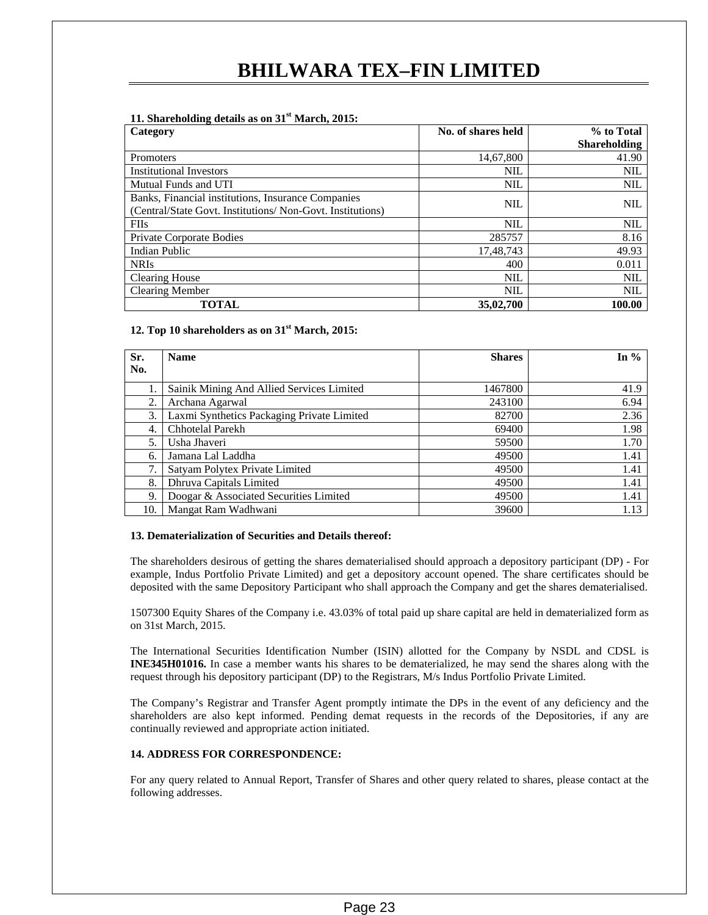# BHILWARA TEX–FIN LIMITED

**11. Shareholding details as on 31st March, 2015:**

| Category | No. of shares held | % to Total Shareholding |
|---|---|---|
| Promoters | 14,67,800 | 41.90 |
| Institutional Investors | NIL | NIL |
| Mutual Funds and UTI | NIL | NIL |
| Banks, Financial institutions, Insurance Companies (Central/State Govt. Institutions/ Non-Govt. Institutions) | NIL | NIL |
| FIIs | NIL | NIL |
| Private Corporate Bodies | 285757 | 8.16 |
| Indian Public | 17,48,743 | 49.93 |
| NRIs | 400 | 0.011 |
| Clearing House | NIL | NIL |
| Clearing Member | NIL | NIL |
| **TOTAL** | **35,02,700** | **100.00** |

**12. Top 10 shareholders as on 31st March, 2015:**

| Sr. No. | Name | Shares | In % |
|---|---|---|---|
| 1. | Sainik Mining And Allied Services Limited | 1467800 | 41.9 |
| 2. | Archana Agarwal | 243100 | 6.94 |
| 3. | Laxmi Synthetics Packaging Private Limited | 82700 | 2.36 |
| 4. | Chhotelal Parekh | 69400 | 1.98 |
| 5. | Usha Jhaveri | 59500 | 1.70 |
| 6. | Jamana Lal Laddha | 49500 | 1.41 |
| 7. | Satyam Polytex Private Limited | 49500 | 1.41 |
| 8. | Dhruva Capitals Limited | 49500 | 1.41 |
| 9. | Doogar & Associated Securities Limited | 49500 | 1.41 |
| 10. | Mangat Ram Wadhwani | 39600 | 1.13 |

**13. Dematerialization of Securities and Details thereof:**

The shareholders desirous of getting the shares dematerialised should approach a depository participant (DP) - For example, Indus Portfolio Private Limited) and get a depository account opened. The share certificates should be deposited with the same Depository Participant who shall approach the Company and get the shares dematerialised.

1507300 Equity Shares of the Company i.e. 43.03% of total paid up share capital are held in dematerialized form as on 31st March, 2015.

The International Securities Identification Number (ISIN) allotted for the Company by NSDL and CDSL is **INE345H01016.** In case a member wants his shares to be dematerialized, he may send the shares along with the request through his depository participant (DP) to the Registrars, M/s Indus Portfolio Private Limited.

The Company's Registrar and Transfer Agent promptly intimate the DPs in the event of any deficiency and the shareholders are also kept informed. Pending demat requests in the records of the Depositories, if any are continually reviewed and appropriate action initiated.

**14. ADDRESS FOR CORRESPONDENCE:**

For any query related to Annual Report, Transfer of Shares and other query related to shares, please contact at the following addresses.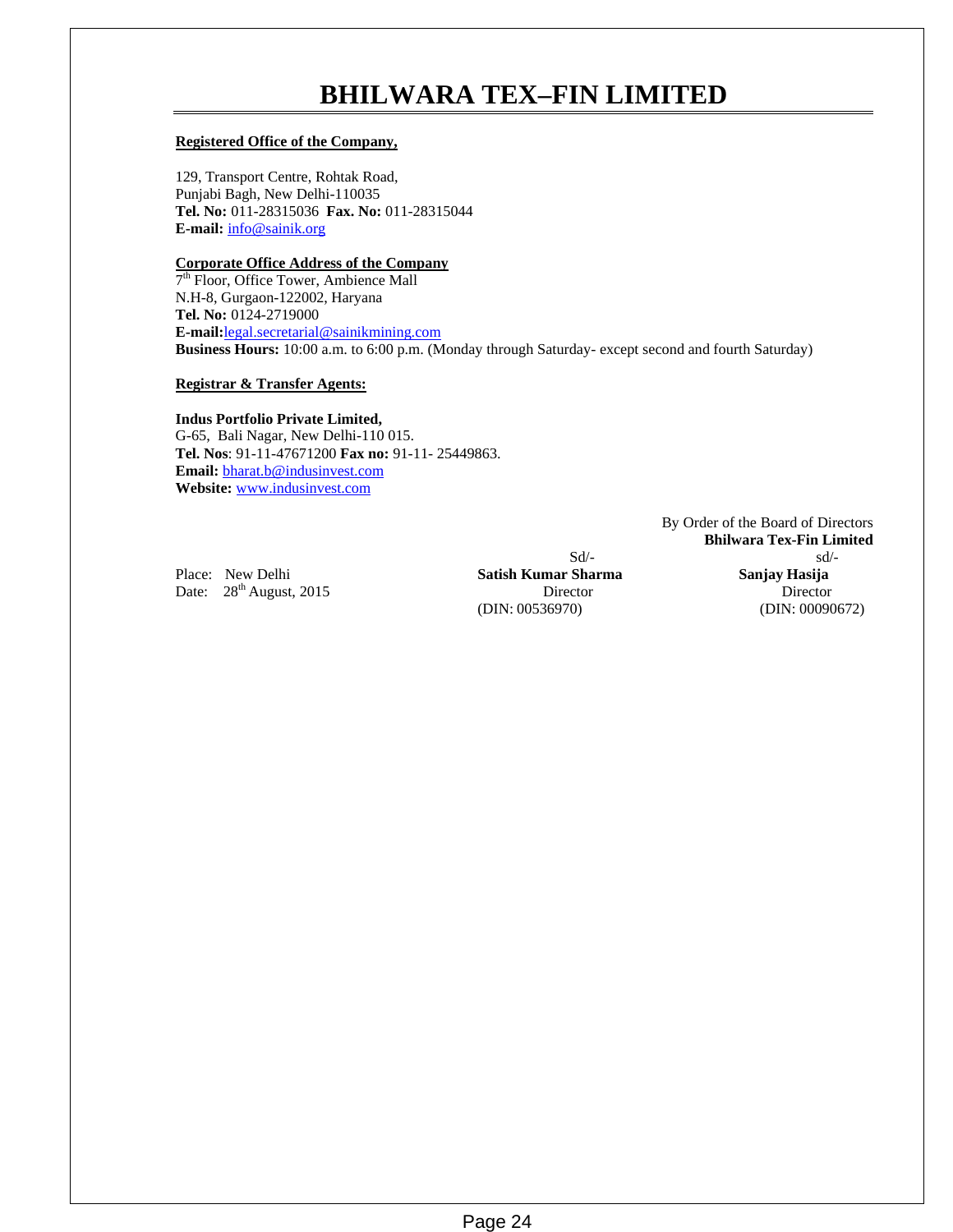# BHILWARA TEX–FIN LIMITED

**Registered Office of the Company,**

129, Transport Centre, Rohtak Road,
Punjabi Bagh, New Delhi-110035
**Tel. No:** 011-28315036 **Fax. No:** 011-28315044
**E-mail:** info@sainik.org

**Corporate Office Address of the Company**
7th Floor, Office Tower, Ambience Mall
N.H-8, Gurgaon-122002, Haryana
**Tel. No:** 0124-2719000
**E-mail:**legal.secretarial@sainikmining.com
**Business Hours:** 10:00 a.m. to 6:00 p.m. (Monday through Saturday- except second and fourth Saturday)

**Registrar & Transfer Agents:**

**Indus Portfolio Private Limited,**
G-65, Bali Nagar, New Delhi-110 015.
**Tel. Nos**: 91-11-47671200 **Fax no:** 91-11- 25449863.
**Email:** bharat.b@indusinvest.com
**Website:** www.indusinvest.com

By Order of the Board of Directors
**Bhilwara Tex-Fin Limited**

Place: New Delhi
Date: 28th August, 2015

Sd/-
**Satish Kumar Sharma**
Director
(DIN: 00536970)

sd/-
**Sanjay Hasija**
Director
(DIN: 00090672)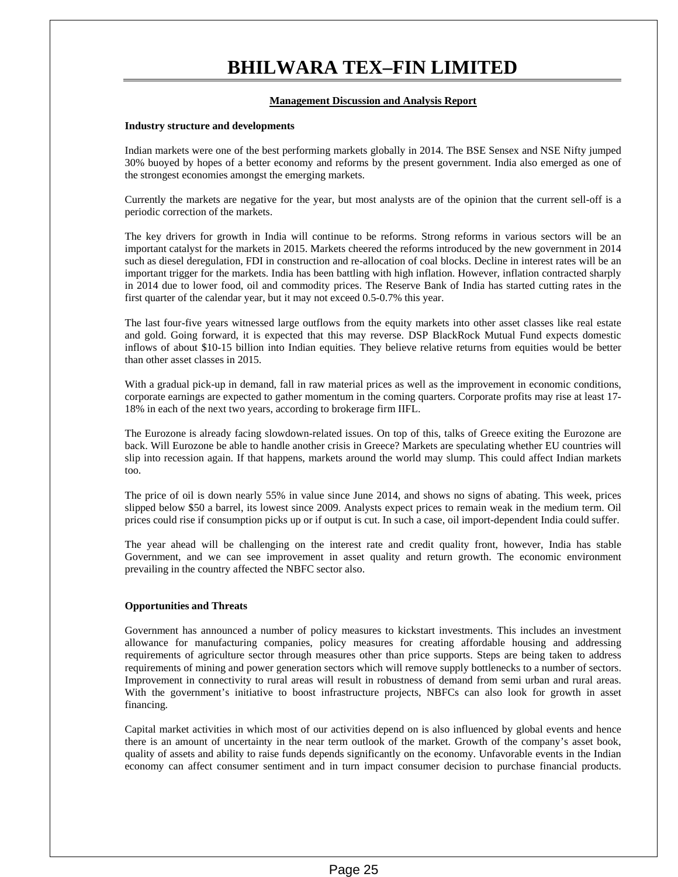# BHILWARA TEX–FIN LIMITED

**Management Discussion and Analysis Report**

**Industry structure and developments**

Indian markets were one of the best performing markets globally in 2014. The BSE Sensex and NSE Nifty jumped 30% buoyed by hopes of a better economy and reforms by the present government. India also emerged as one of the strongest economies amongst the emerging markets.

Currently the markets are negative for the year, but most analysts are of the opinion that the current sell-off is a periodic correction of the markets.

The key drivers for growth in India will continue to be reforms. Strong reforms in various sectors will be an important catalyst for the markets in 2015. Markets cheered the reforms introduced by the new government in 2014 such as diesel deregulation, FDI in construction and re-allocation of coal blocks. Decline in interest rates will be an important trigger for the markets. India has been battling with high inflation. However, inflation contracted sharply in 2014 due to lower food, oil and commodity prices. The Reserve Bank of India has started cutting rates in the first quarter of the calendar year, but it may not exceed 0.5-0.7% this year.

The last four-five years witnessed large outflows from the equity markets into other asset classes like real estate and gold. Going forward, it is expected that this may reverse. DSP BlackRock Mutual Fund expects domestic inflows of about $10-15 billion into Indian equities. They believe relative returns from equities would be better than other asset classes in 2015.

With a gradual pick-up in demand, fall in raw material prices as well as the improvement in economic conditions, corporate earnings are expected to gather momentum in the coming quarters. Corporate profits may rise at least 17-18% in each of the next two years, according to brokerage firm IIFL.

The Eurozone is already facing slowdown-related issues. On top of this, talks of Greece exiting the Eurozone are back. Will Eurozone be able to handle another crisis in Greece? Markets are speculating whether EU countries will slip into recession again. If that happens, markets around the world may slump. This could affect Indian markets too.

The price of oil is down nearly 55% in value since June 2014, and shows no signs of abating. This week, prices slipped below $50 a barrel, its lowest since 2009. Analysts expect prices to remain weak in the medium term. Oil prices could rise if consumption picks up or if output is cut. In such a case, oil import-dependent India could suffer.

The year ahead will be challenging on the interest rate and credit quality front, however, India has stable Government, and we can see improvement in asset quality and return growth. The economic environment prevailing in the country affected the NBFC sector also.

**Opportunities and Threats**

Government has announced a number of policy measures to kickstart investments. This includes an investment allowance for manufacturing companies, policy measures for creating affordable housing and addressing requirements of agriculture sector through measures other than price supports. Steps are being taken to address requirements of mining and power generation sectors which will remove supply bottlenecks to a number of sectors. Improvement in connectivity to rural areas will result in robustness of demand from semi urban and rural areas. With the government's initiative to boost infrastructure projects, NBFCs can also look for growth in asset financing.

Capital market activities in which most of our activities depend on is also influenced by global events and hence there is an amount of uncertainty in the near term outlook of the market. Growth of the company's asset book, quality of assets and ability to raise funds depends significantly on the economy. Unfavorable events in the Indian economy can affect consumer sentiment and in turn impact consumer decision to purchase financial products.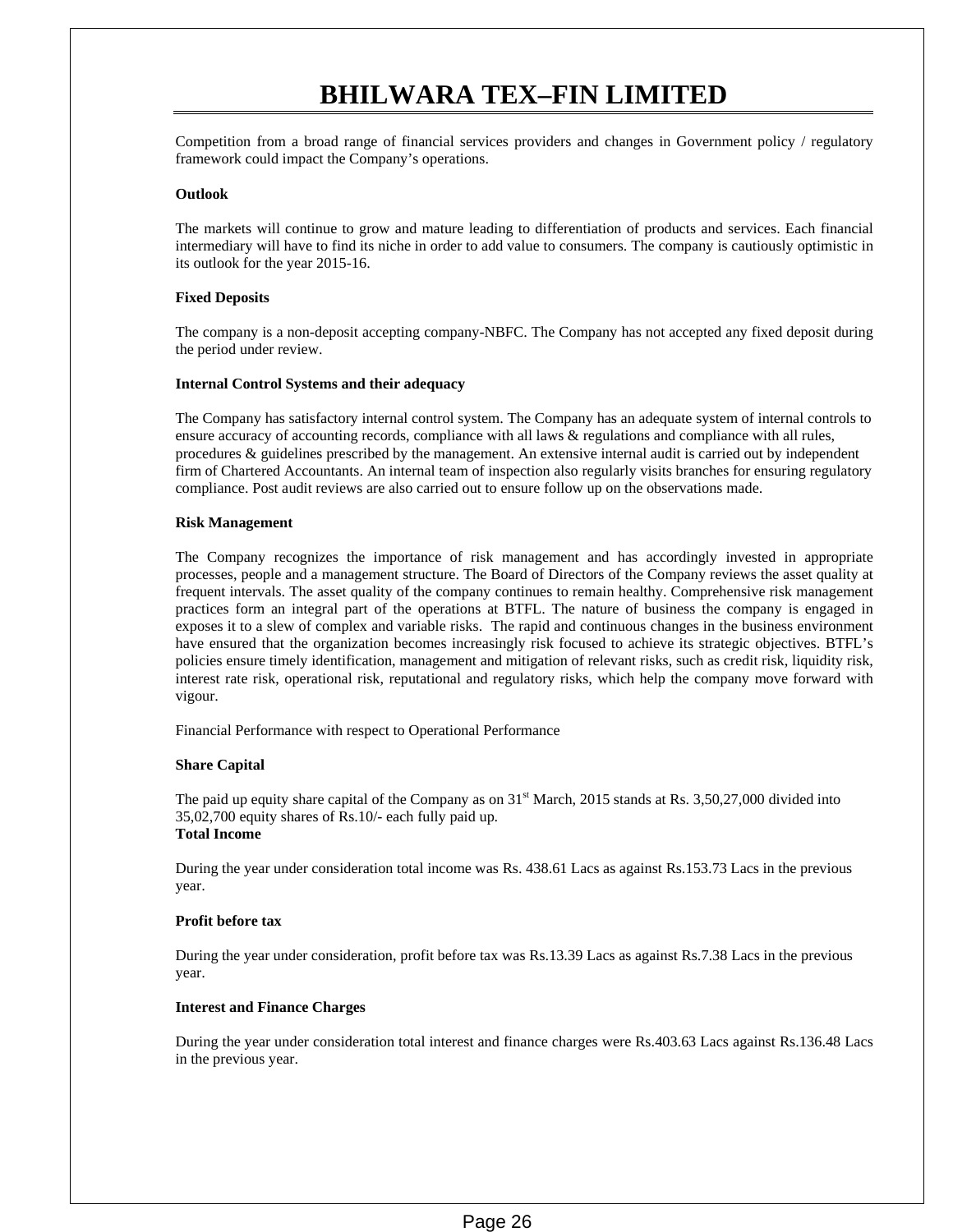Competition from a broad range of financial services providers and changes in Government policy / regulatory framework could impact the Company's operations.

**Outlook**

The markets will continue to grow and mature leading to differentiation of products and services. Each financial intermediary will have to find its niche in order to add value to consumers. The company is cautiously optimistic in its outlook for the year 2015-16.

**Fixed Deposits**

The company is a non-deposit accepting company-NBFC. The Company has not accepted any fixed deposit during the period under review.

**Internal Control Systems and their adequacy**

The Company has satisfactory internal control system. The Company has an adequate system of internal controls to ensure accuracy of accounting records, compliance with all laws & regulations and compliance with all rules, procedures & guidelines prescribed by the management. An extensive internal audit is carried out by independent firm of Chartered Accountants. An internal team of inspection also regularly visits branches for ensuring regulatory compliance. Post audit reviews are also carried out to ensure follow up on the observations made.

**Risk Management**

The Company recognizes the importance of risk management and has accordingly invested in appropriate processes, people and a management structure. The Board of Directors of the Company reviews the asset quality at frequent intervals. The asset quality of the company continues to remain healthy. Comprehensive risk management practices form an integral part of the operations at BTFL. The nature of business the company is engaged in exposes it to a slew of complex and variable risks. The rapid and continuous changes in the business environment have ensured that the organization becomes increasingly risk focused to achieve its strategic objectives. BTFL's policies ensure timely identification, management and mitigation of relevant risks, such as credit risk, liquidity risk, interest rate risk, operational risk, reputational and regulatory risks, which help the company move forward with vigour.

Financial Performance with respect to Operational Performance

**Share Capital**

The paid up equity share capital of the Company as on 31st March, 2015 stands at Rs. 3,50,27,000 divided into 35,02,700 equity shares of Rs.10/- each fully paid up.

**Total Income**

During the year under consideration total income was Rs. 438.61 Lacs as against Rs.153.73 Lacs in the previous year.

**Profit before tax**

During the year under consideration, profit before tax was Rs.13.39 Lacs as against Rs.7.38 Lacs in the previous year.

**Interest and Finance Charges**

During the year under consideration total interest and finance charges were Rs.403.63 Lacs against Rs.136.48 Lacs in the previous year.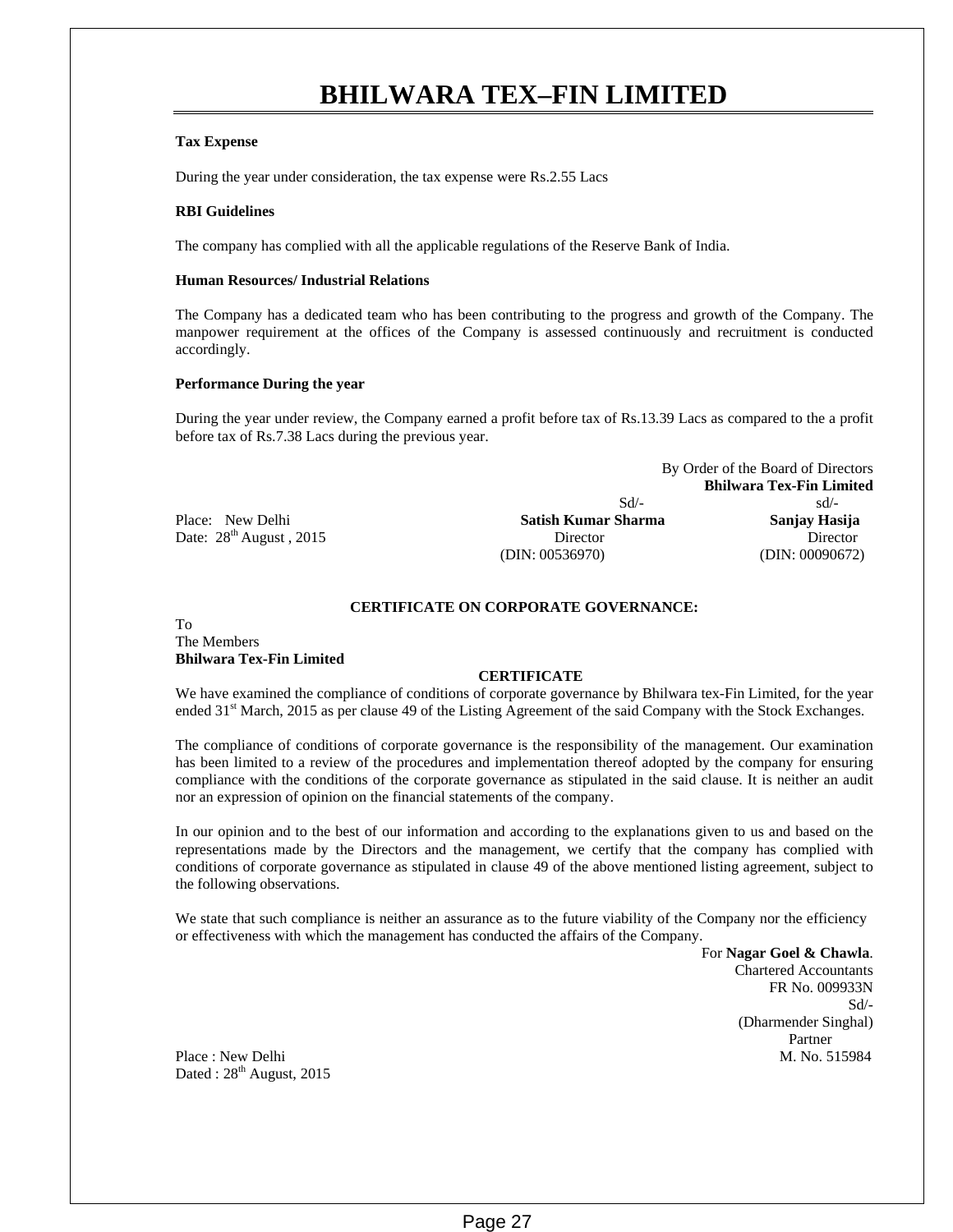**Tax Expense**

During the year under consideration, the tax expense were Rs.2.55 Lacs

**RBI Guidelines**

The company has complied with all the applicable regulations of the Reserve Bank of India.

**Human Resources/ Industrial Relations**

The Company has a dedicated team who has been contributing to the progress and growth of the Company. The manpower requirement at the offices of the Company is assessed continuously and recruitment is conducted accordingly.

**Performance During the year**

During the year under review, the Company earned a profit before tax of Rs.13.39 Lacs as compared to the a profit before tax of Rs.7.38 Lacs during the previous year.

By Order of the Board of Directors
**Bhilwara Tex-Fin Limited**

Sd/- sd/-

Place: New Delhi **Satish Kumar Sharma** **Sanjay Hasija**
Date: 28th August , 2015 Director Director
(DIN: 00536970) (DIN: 00090672)

**CERTIFICATE ON CORPORATE GOVERNANCE:**

To
The Members
**Bhilwara Tex-Fin Limited**

**CERTIFICATE**

We have examined the compliance of conditions of corporate governance by Bhilwara tex-Fin Limited, for the year ended 31st March, 2015 as per clause 49 of the Listing Agreement of the said Company with the Stock Exchanges.

The compliance of conditions of corporate governance is the responsibility of the management. Our examination has been limited to a review of the procedures and implementation thereof adopted by the company for ensuring compliance with the conditions of the corporate governance as stipulated in the said clause. It is neither an audit nor an expression of opinion on the financial statements of the company.

In our opinion and to the best of our information and according to the explanations given to us and based on the representations made by the Directors and the management, we certify that the company has complied with conditions of corporate governance as stipulated in clause 49 of the above mentioned listing agreement, subject to the following observations.

We state that such compliance is neither an assurance as to the future viability of the Company nor the efficiency or effectiveness with which the management has conducted the affairs of the Company.

For **Nagar Goel & Chawla**.
Chartered Accountants
FR No. 009933N
Sd/-
(Dharmender Singhal)
Partner
M. No. 515984

Place : New Delhi
Dated : 28th August, 2015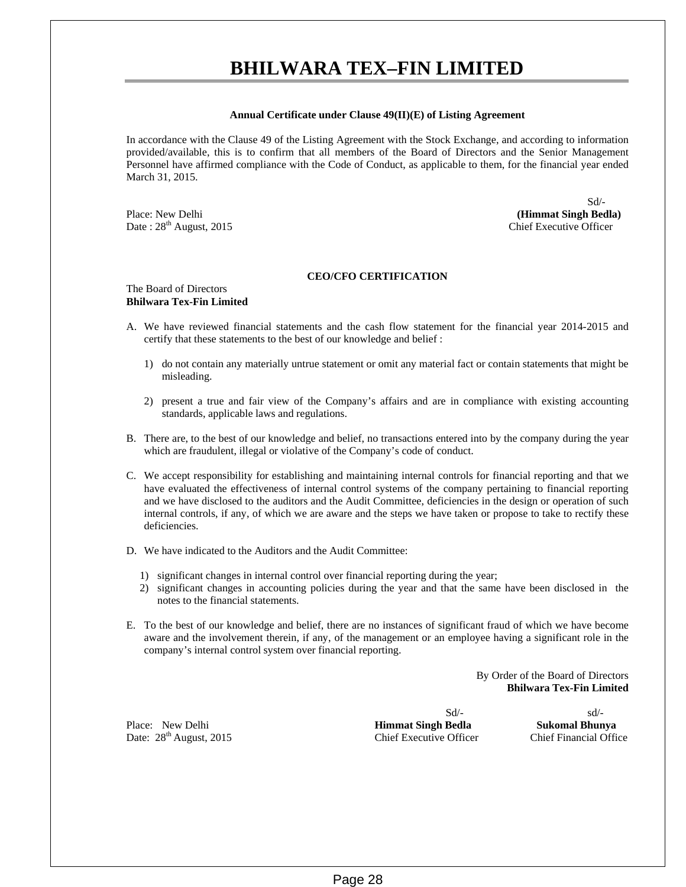# BHILWARA TEX–FIN LIMITED

**Annual Certificate under Clause 49(II)(E) of Listing Agreement**

In accordance with the Clause 49 of the Listing Agreement with the Stock Exchange, and according to information provided/available, this is to confirm that all members of the Board of Directors and the Senior Management Personnel have affirmed compliance with the Code of Conduct, as applicable to them, for the financial year ended March 31, 2015.

Place: New Delhi
Date : 28th August, 2015

Sd/-
**(Himmat Singh Bedla)**
Chief Executive Officer

**CEO/CFO CERTIFICATION**

The Board of Directors
**Bhilwara Tex-Fin Limited**

A. We have reviewed financial statements and the cash flow statement for the financial year 2014-2015 and certify that these statements to the best of our knowledge and belief :

   1) do not contain any materially untrue statement or omit any material fact or contain statements that might be misleading.

   2) present a true and fair view of the Company's affairs and are in compliance with existing accounting standards, applicable laws and regulations.

B. There are, to the best of our knowledge and belief, no transactions entered into by the company during the year which are fraudulent, illegal or violative of the Company's code of conduct.

C. We accept responsibility for establishing and maintaining internal controls for financial reporting and that we have evaluated the effectiveness of internal control systems of the company pertaining to financial reporting and we have disclosed to the auditors and the Audit Committee, deficiencies in the design or operation of such internal controls, if any, of which we are aware and the steps we have taken or propose to take to rectify these deficiencies.

D. We have indicated to the Auditors and the Audit Committee:

   1) significant changes in internal control over financial reporting during the year;
   2) significant changes in accounting policies during the year and that the same have been disclosed in the notes to the financial statements.

E. To the best of our knowledge and belief, there are no instances of significant fraud of which we have become aware and the involvement therein, if any, of the management or an employee having a significant role in the company's internal control system over financial reporting.

By Order of the Board of Directors
**Bhilwara Tex-Fin Limited**

Place: New Delhi
Date: 28th August, 2015

Sd/-
**Himmat Singh Bedla**
Chief Executive Officer

sd/-
**Sukomal Bhunya**
Chief Financial Office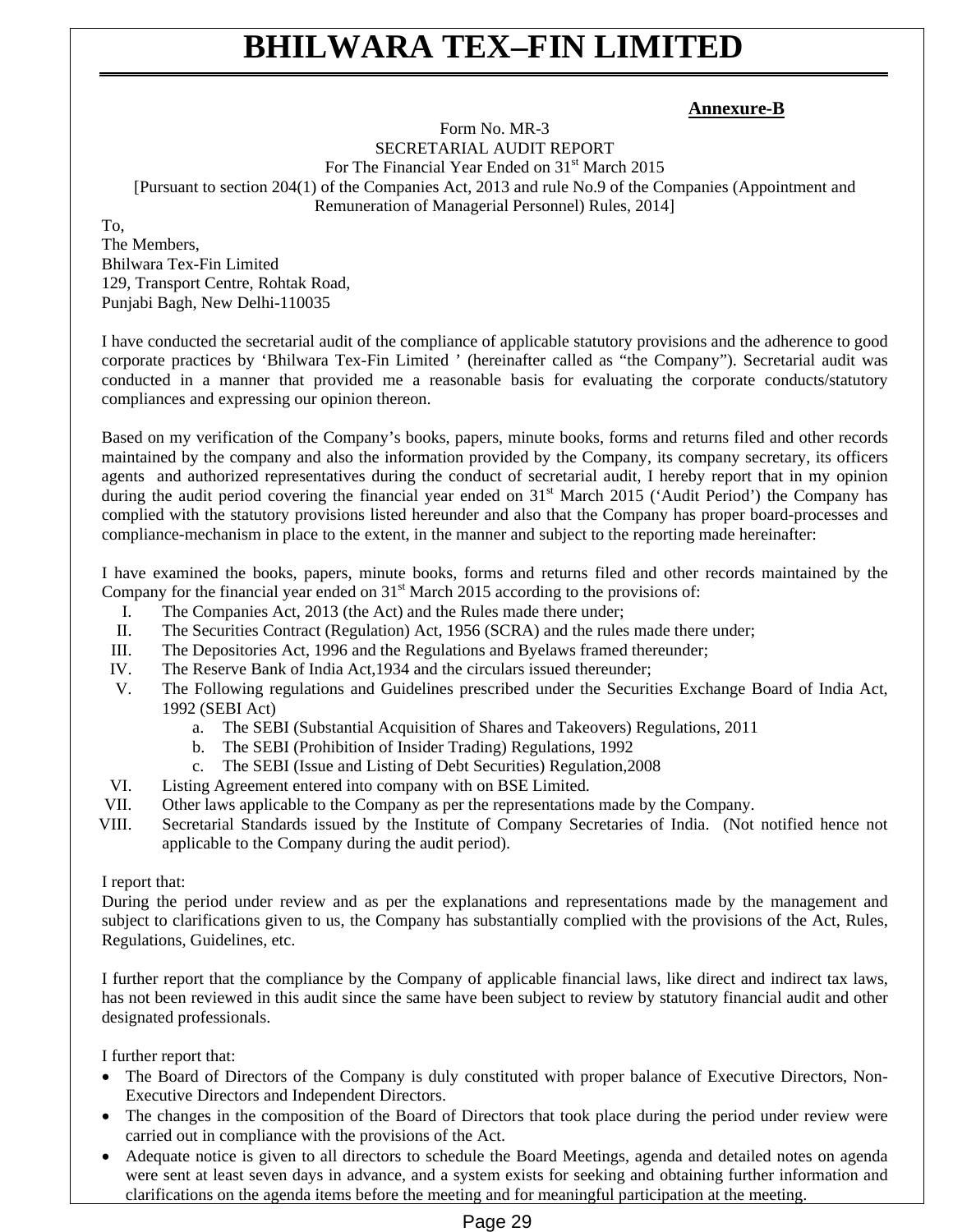**Annexure-B**

Form No. MR-3

SECRETARIAL AUDIT REPORT

For The Financial Year Ended on 31st March 2015

[Pursuant to section 204(1) of the Companies Act, 2013 and rule No.9 of the Companies (Appointment and Remuneration of Managerial Personnel) Rules, 2014]

To,
The Members,
Bhilwara Tex-Fin Limited
129, Transport Centre, Rohtak Road,
Punjabi Bagh, New Delhi-110035

I have conducted the secretarial audit of the compliance of applicable statutory provisions and the adherence to good corporate practices by 'Bhilwara Tex-Fin Limited ' (hereinafter called as "the Company"). Secretarial audit was conducted in a manner that provided me a reasonable basis for evaluating the corporate conducts/statutory compliances and expressing our opinion thereon.

Based on my verification of the Company's books, papers, minute books, forms and returns filed and other records maintained by the company and also the information provided by the Company, its company secretary, its officers agents and authorized representatives during the conduct of secretarial audit, I hereby report that in my opinion during the audit period covering the financial year ended on 31st March 2015 ('Audit Period') the Company has complied with the statutory provisions listed hereunder and also that the Company has proper board-processes and compliance-mechanism in place to the extent, in the manner and subject to the reporting made hereinafter:

I have examined the books, papers, minute books, forms and returns filed and other records maintained by the Company for the financial year ended on 31st March 2015 according to the provisions of:

I. The Companies Act, 2013 (the Act) and the Rules made there under;
II. The Securities Contract (Regulation) Act, 1956 (SCRA) and the rules made there under;
III. The Depositories Act, 1996 and the Regulations and Byelaws framed thereunder;
IV. The Reserve Bank of India Act,1934 and the circulars issued thereunder;
V. The Following regulations and Guidelines prescribed under the Securities Exchange Board of India Act, 1992 (SEBI Act)
    a. The SEBI (Substantial Acquisition of Shares and Takeovers) Regulations, 2011
    b. The SEBI (Prohibition of Insider Trading) Regulations, 1992
    c. The SEBI (Issue and Listing of Debt Securities) Regulation,2008
VI. Listing Agreement entered into company with on BSE Limited.
VII. Other laws applicable to the Company as per the representations made by the Company.
VIII. Secretarial Standards issued by the Institute of Company Secretaries of India. (Not notified hence not applicable to the Company during the audit period).

I report that:
During the period under review and as per the explanations and representations made by the management and subject to clarifications given to us, the Company has substantially complied with the provisions of the Act, Rules, Regulations, Guidelines, etc.

I further report that the compliance by the Company of applicable financial laws, like direct and indirect tax laws, has not been reviewed in this audit since the same have been subject to review by statutory financial audit and other designated professionals.

I further report that:

- The Board of Directors of the Company is duly constituted with proper balance of Executive Directors, Non-Executive Directors and Independent Directors.
- The changes in the composition of the Board of Directors that took place during the period under review were carried out in compliance with the provisions of the Act.
- Adequate notice is given to all directors to schedule the Board Meetings, agenda and detailed notes on agenda were sent at least seven days in advance, and a system exists for seeking and obtaining further information and clarifications on the agenda items before the meeting and for meaningful participation at the meeting.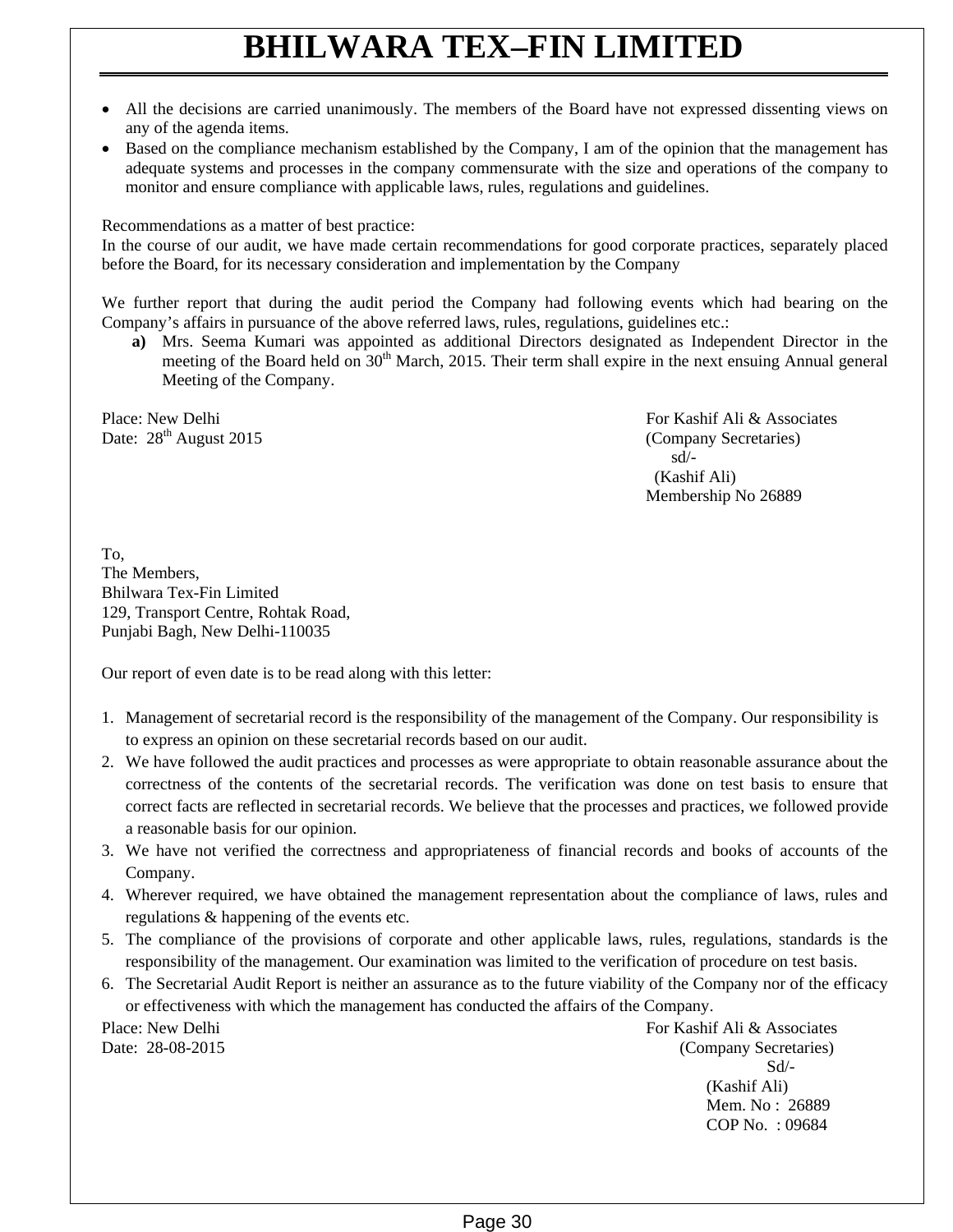- All the decisions are carried unanimously. The members of the Board have not expressed dissenting views on any of the agenda items.
- Based on the compliance mechanism established by the Company, I am of the opinion that the management has adequate systems and processes in the company commensurate with the size and operations of the company to monitor and ensure compliance with applicable laws, rules, regulations and guidelines.

Recommendations as a matter of best practice:
In the course of our audit, we have made certain recommendations for good corporate practices, separately placed before the Board, for its necessary consideration and implementation by the Company

We further report that during the audit period the Company had following events which had bearing on the Company's affairs in pursuance of the above referred laws, rules, regulations, guidelines etc.:

**a)** Mrs. Seema Kumari was appointed as additional Directors designated as Independent Director in the meeting of the Board held on 30th March, 2015. Their term shall expire in the next ensuing Annual general Meeting of the Company.

Place: New Delhi
Date: 28th August 2015

For Kashif Ali & Associates
(Company Secretaries)
sd/-
(Kashif Ali)
Membership No 26889

To,
The Members,
Bhilwara Tex-Fin Limited
129, Transport Centre, Rohtak Road,
Punjabi Bagh, New Delhi-110035

Our report of even date is to be read along with this letter:

1. Management of secretarial record is the responsibility of the management of the Company. Our responsibility is to express an opinion on these secretarial records based on our audit.
2. We have followed the audit practices and processes as were appropriate to obtain reasonable assurance about the correctness of the contents of the secretarial records. The verification was done on test basis to ensure that correct facts are reflected in secretarial records. We believe that the processes and practices, we followed provide a reasonable basis for our opinion.
3. We have not verified the correctness and appropriateness of financial records and books of accounts of the Company.
4. Wherever required, we have obtained the management representation about the compliance of laws, rules and regulations & happening of the events etc.
5. The compliance of the provisions of corporate and other applicable laws, rules, regulations, standards is the responsibility of the management. Our examination was limited to the verification of procedure on test basis.
6. The Secretarial Audit Report is neither an assurance as to the future viability of the Company nor of the efficacy or effectiveness with which the management has conducted the affairs of the Company.

Place: New Delhi
Date: 28-08-2015

For Kashif Ali & Associates
(Company Secretaries)
Sd/-
(Kashif Ali)
Mem. No : 26889
COP No. : 09684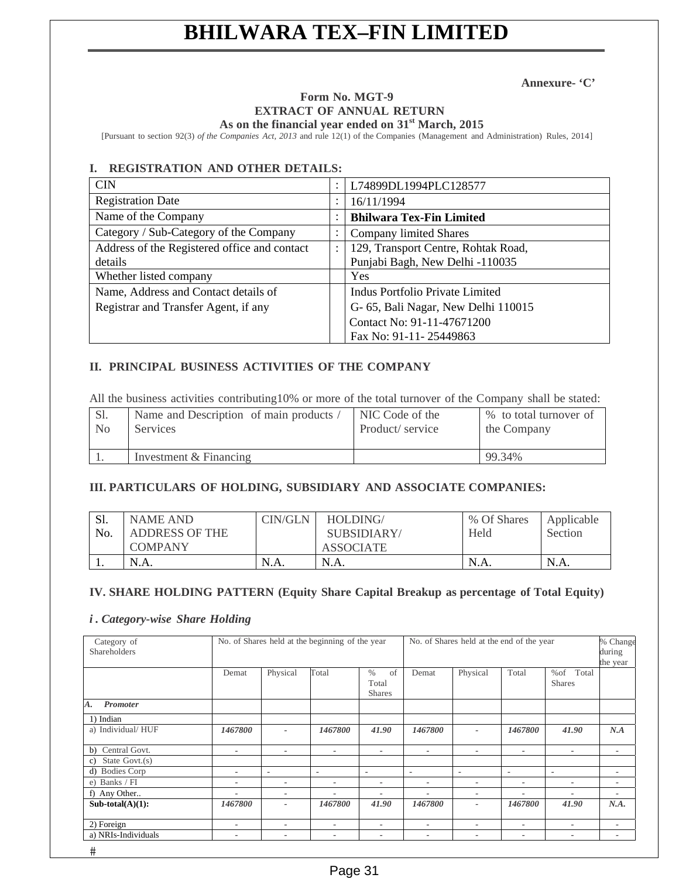# BHILWARA TEX–FIN LIMITED

**Annexure- 'C'**

**Form No. MGT-9**
**EXTRACT OF ANNUAL RETURN**
**As on the financial year ended on 31st March, 2015**
[Pursuant to section 92(3) *of the Companies Act, 2013* and rule 12(1) of the Companies (Management and Administration) Rules, 2014]

## I. REGISTRATION AND OTHER DETAILS:

| | | |
|---|---|---|
| CIN | : | L74899DL1994PLC128577 |
| Registration Date | : | 16/11/1994 |
| Name of the Company | : | **Bhilwara Tex-Fin Limited** |
| Category / Sub-Category of the Company | : | Company limited Shares |
| Address of the Registered office and contact details | : | 129, Transport Centre, Rohtak Road, Punjabi Bagh, New Delhi -110035 |
| Whether listed company | | Yes |
| Name, Address and Contact details of Registrar and Transfer Agent, if any | | Indus Portfolio Private Limited G- 65, Bali Nagar, New Delhi 110015 Contact No: 91-11-47671200 Fax No: 91-11- 25449863 |

## II. PRINCIPAL BUSINESS ACTIVITIES OF THE COMPANY

All the business activities contributing10% or more of the total turnover of the Company shall be stated:

| Sl. No | Name and Description of main products / Services | NIC Code of the Product/ service | % to total turnover of the Company |
|---|---|---|---|
| 1. | Investment & Financing | | 99.34% |

## III. PARTICULARS OF HOLDING, SUBSIDIARY AND ASSOCIATE COMPANIES:

| Sl. No. | NAME AND ADDRESS OF THE COMPANY | CIN/GLN | HOLDING/ SUBSIDIARY/ ASSOCIATE | % Of Shares Held | Applicable Section |
|---|---|---|---|---|---|
| 1. | N.A. | N.A. | N.A. | N.A. | N.A. |

## IV. SHARE HOLDING PATTERN (Equity Share Capital Breakup as percentage of Total Equity)

### *i . Category-wise Share Holding*

| Category of Shareholders | No. of Shares held at the beginning of the year | | | | No. of Shares held at the end of the year | | | | % Change during the year |
|---|---|---|---|---|---|---|---|---|---|
| | Demat | Physical | Total | % of Total Shares | Demat | Physical | Total | %of Total Shares | |
| ***A. Promoter*** | | | | | | | | | |
| 1) Indian | | | | | | | | | |
| a) Individual/ HUF | ***1467800*** | - | ***1467800*** | ***41.90*** | ***1467800*** | - | ***1467800*** | ***41.90*** | ***N.A*** |
| b) Central Govt. | - | - | - | - | - | - | - | - | - |
| c) State Govt.(s) | | | | | | | | | |
| d) Bodies Corp | - | - | - | - | - | - | - | - | - |
| e) Banks / FI | - | - | - | - | - | - | - | - | - |
| f) Any Other.. | - | - | - | - | - | - | - | - | - |
| **Sub-total(A)(1):** | ***1467800*** | - | ***1467800*** | ***41.90*** | ***1467800*** | - | ***1467800*** | ***41.90*** | ***N.A.*** |
| 2) Foreign | - | - | - | - | - | - | - | - | - |
| a) NRIs-Individuals | - | - | - | - | - | - | - | - | - |

#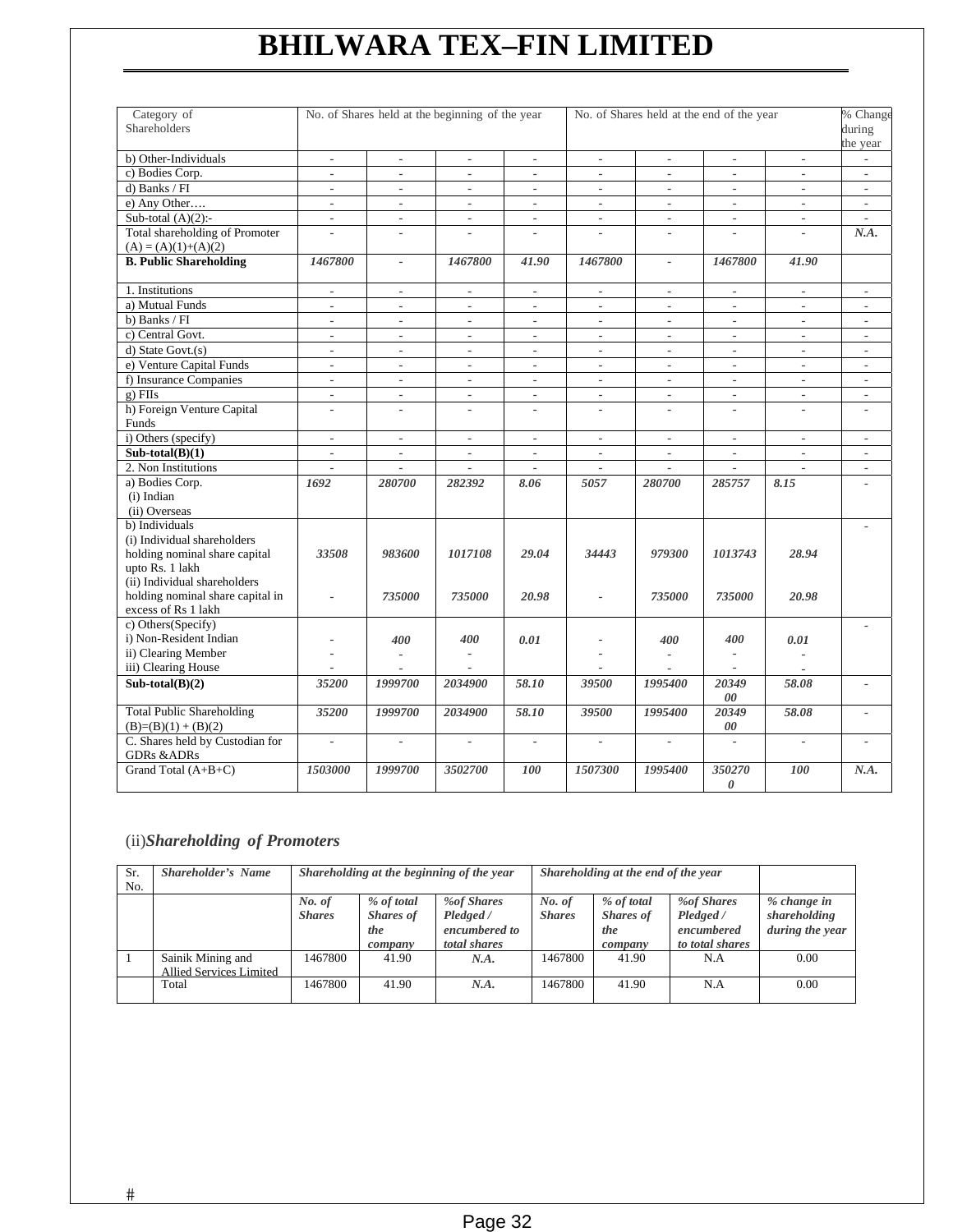# BHILWARA TEX–FIN LIMITED

| Category of Shareholders | No. of Shares held at the beginning of the year | | | | No. of Shares held at the end of the year | | | | % Change during the year |
|---|---|---|---|---|---|---|---|---|---|
| b) Other-Individuals | - | - | - | - | - | - | - | - | - |
| c) Bodies Corp. | - | - | - | - | - | - | - | - | - |
| d) Banks / FI | - | - | - | - | - | - | - | - | - |
| e) Any Other…. | - | - | - | - | - | - | - | - | - |
| Sub-total (A)(2):- | - | - | - | - | - | - | - | - | - |
| Total shareholding of Promoter (A) = (A)(1)+(A)(2) | - | - | - | - | - | - | - | - | *N.A.* |
| **B. Public Shareholding** | *1467800* | - | *1467800* | *41.90* | *1467800* | - | *1467800* | *41.90* | |
| 1. Institutions | - | - | - | - | - | - | - | - | - |
| a) Mutual Funds | - | - | - | - | - | - | - | - | - |
| b) Banks / FI | - | - | - | - | - | - | - | - | - |
| c) Central Govt. | - | - | - | - | - | - | - | - | - |
| d) State Govt.(s) | - | - | - | - | - | - | - | - | - |
| e) Venture Capital Funds | - | - | - | - | - | - | - | - | - |
| f) Insurance Companies | - | - | - | - | - | - | - | - | - |
| g) FIIs | - | - | - | - | - | - | - | - | - |
| h) Foreign Venture Capital Funds | - | - | - | - | - | - | - | - | - |
| i) Others (specify) | - | - | - | - | - | - | - | - | - |
| **Sub-total(B)(1)** | - | - | - | - | - | - | - | - | - |
| 2. Non Institutions | - | - | - | - | - | - | - | - | - |
| a) Bodies Corp. (i) Indian (ii) Overseas | *1692* | *280700* | *282392* | *8.06* | *5057* | *280700* | *285757* | *8.15* | - |
| b) Individuals | | | | | | | | | - |
| (i) Individual shareholders holding nominal share capital upto Rs. 1 lakh | *33508* | *983600* | *1017108* | *29.04* | *34443* | *979300* | *1013743* | *28.94* | |
| (ii) Individual shareholders holding nominal share capital in excess of Rs 1 lakh | - | *735000* | *735000* | *20.98* | - | *735000* | *735000* | *20.98* | |
| c) Others(Specify) | | | | | | | | | - |
| i) Non-Resident Indian | - | *400* | *400* | *0.01* | - | *400* | *400* | *0.01* | |
| ii) Clearing Member | - | - | - | | - | - | - | - | |
| iii) Clearing House | - | - | - | | - | - | - | - | |
| **Sub-total(B)(2)** | *35200* | *1999700* | *2034900* | *58.10* | *39500* | *1995400* | *2034900* | *58.08* | - |
| Total Public Shareholding (B)=(B)(1) + (B)(2) | *35200* | *1999700* | *2034900* | *58.10* | *39500* | *1995400* | *2034900* | *58.08* | - |
| C. Shares held by Custodian for GDRs &ADRs | - | - | - | - | - | - | - | - | - |
| Grand Total (A+B+C) | *1503000* | *1999700* | *3502700* | *100* | *1507300* | *1995400* | *3502700* | *100* | *N.A.* |

(ii)***Shareholding of Promoters***

| Sr. No. | *Shareholder's Name* | *Shareholding at the beginning of the year* | | | *Shareholding at the end of the year* | | | |
|---|---|---|---|---|---|---|---|---|
| | | *No. of Shares* | *% of total Shares of the company* | *%of Shares Pledged / encumbered to total shares* | *No. of Shares* | *% of total Shares of the company* | *%of Shares Pledged / encumbered to total shares* | *% change in shareholding during the year* |
| 1 | Sainik Mining and Allied Services Limited | 1467800 | 41.90 | *N.A.* | 1467800 | 41.90 | N.A | 0.00 |
| | Total | 1467800 | 41.90 | *N.A.* | 1467800 | 41.90 | N.A | 0.00 |

#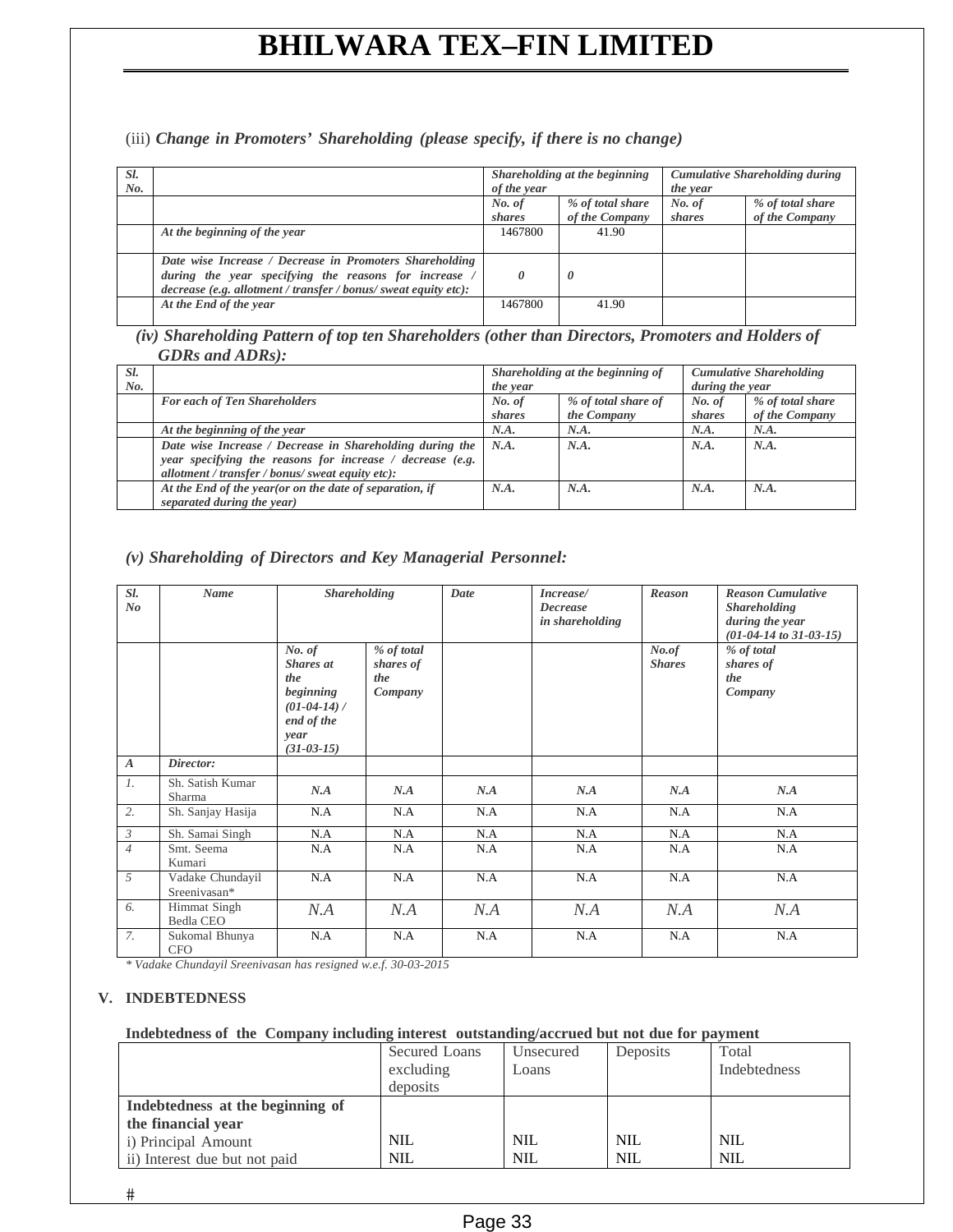# BHILWARA TEX–FIN LIMITED

(iii) ***Change in Promoters' Shareholding (please specify, if there is no change)***

| *Sl. No.* | | *Shareholding at the beginning of the year* | | *Cumulative Shareholding during the year* | |
|---|---|---|---|---|---|
| | | *No. of shares* | *% of total share of the Company* | *No. of shares* | *% of total share of the Company* |
| | *At the beginning of the year* | 1467800 | 41.90 | | |
| | *Date wise Increase / Decrease in Promoters Shareholding during the year specifying the reasons for increase / decrease (e.g. allotment / transfer / bonus/ sweat equity etc):* | *0* | *0* | | |
| | *At the End of the year* | 1467800 | 41.90 | | |

***(iv) Shareholding Pattern of top ten Shareholders (other than Directors, Promoters and Holders of GDRs and ADRs):***

| *Sl. No.* | | *Shareholding at the beginning of the year* | | *Cumulative Shareholding during the year* | |
|---|---|---|---|---|---|
| | *For each of Ten Shareholders* | *No. of shares* | *% of total share of the Company* | *No. of shares* | *% of total share of the Company* |
| | *At the beginning of the year* | *N.A.* | *N.A.* | *N.A.* | *N.A.* |
| | *Date wise Increase / Decrease in Shareholding during the year specifying the reasons for increase / decrease (e.g. allotment / transfer / bonus/ sweat equity etc):* | *N.A.* | *N.A.* | *N.A.* | *N.A.* |
| | *At the End of the year(or on the date of separation, if separated during the year)* | *N.A.* | *N.A.* | *N.A.* | *N.A.* |

***(v) Shareholding of Directors and Key Managerial Personnel:***

| *Sl. No* | *Name* | *Shareholding* | | *Date* | *Increase/ Decrease in shareholding* | *Reason* | *Reason Cumulative Shareholding during the year (01-04-14 to 31-03-15)* |
|---|---|---|---|---|---|---|---|
| | | *No. of Shares at the beginning (01-04-14) / end of the year (31-03-15)* | *% of total shares of the Company* | | | *No.of Shares* | *% of total shares of the Company* |
| *A* | *Director:* | | | | | | |
| *1.* | Sh. Satish Kumar Sharma | *N.A* | *N.A* | *N.A* | *N.A* | *N.A* | *N.A* |
| *2.* | Sh. Sanjay Hasija | N.A | N.A | N.A | N.A | N.A | N.A |
| *3* | Sh. Samai Singh | N.A | N.A | N.A | N.A | N.A | N.A |
| *4* | Smt. Seema Kumari | N.A | N.A | N.A | N.A | N.A | N.A |
| *5* | Vadake Chundayil Sreenivasan* | N.A | N.A | N.A | N.A | N.A | N.A |
| *6.* | Himmat Singh Bedla CEO | *N.A* | *N.A* | *N.A* | *N.A* | *N.A* | *N.A* |
| *7.* | Sukomal Bhunya CFO | N.A | N.A | N.A | N.A | N.A | N.A |

*\* Vadake Chundayil Sreenivasan has resigned w.e.f. 30-03-2015*

## V. INDEBTEDNESS

**Indebtedness of the Company including interest outstanding/accrued but not due for payment**

| | Secured Loans excluding deposits | Unsecured Loans | Deposits | Total Indebtedness |
|---|---|---|---|---|
| **Indebtedness at the beginning of the financial year** | | | | |
| i) Principal Amount | NIL | NIL | NIL | NIL |
| ii) Interest due but not paid | NIL | NIL | NIL | NIL |

#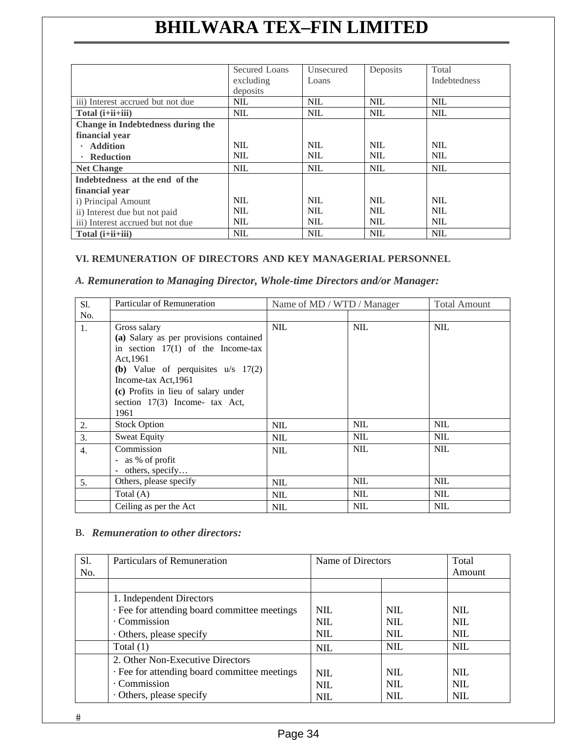| | Secured Loans excluding deposits | Unsecured Loans | Deposits | Total Indebtedness |
|---|---|---|---|---|
| iii) Interest accrued but not due | NIL | NIL | NIL | NIL |
| **Total (i+ii+iii)** | NIL | NIL | NIL | NIL |
| **Change in Indebtedness during the financial year** | | | | |
| · **Addition** | NIL | NIL | NIL | NIL |
| · **Reduction** | NIL | NIL | NIL | NIL |
| **Net Change** | NIL | NIL | NIL | NIL |
| **Indebtedness at the end of the financial year** | | | | |
| i) Principal Amount | NIL | NIL | NIL | NIL |
| ii) Interest due but not paid | NIL | NIL | NIL | NIL |
| iii) Interest accrued but not due | NIL | NIL | NIL | NIL |
| **Total (i+ii+iii)** | NIL | NIL | NIL | NIL |

**VI. REMUNERATION OF DIRECTORS AND KEY MANAGERIAL PERSONNEL**

A. ***Remuneration to Managing Director, Whole-time Directors and/or Manager:***

| Sl. No. | Particular of Remuneration | Name of MD / WTD / Manager | | Total Amount |
|---|---|---|---|---|
| | | | | |
| 1. | Gross salary<br>**(a)** Salary as per provisions contained in section 17(1) of the Income-tax Act,1961<br>**(b)** Value of perquisites u/s 17(2) Income-tax Act,1961<br>**(c)** Profits in lieu of salary under section 17(3) Income- tax Act, 1961 | NIL | NIL | NIL |
| 2. | Stock Option | NIL | NIL | NIL |
| 3. | Sweat Equity | NIL | NIL | NIL |
| 4. | Commission<br>- as % of profit<br>- others, specify… | NIL | NIL | NIL |
| 5. | Others, please specify | NIL | NIL | NIL |
| | Total (A) | NIL | NIL | NIL |
| | Ceiling as per the Act | NIL | NIL | NIL |

B. ***Remuneration to other directors:***

| Sl. No. | Particulars of Remuneration | Name of Directors | | Total Amount |
|---|---|---|---|---|
| | | | | |
| | 1. Independent Directors<br>· Fee for attending board committee meetings<br>· Commission<br>· Others, please specify | NIL<br>NIL<br>NIL | NIL<br>NIL<br>NIL | NIL<br>NIL<br>NIL |
| | Total (1) | NIL | NIL | NIL |
| | 2. Other Non-Executive Directors<br>· Fee for attending board committee meetings<br>· Commission<br>· Others, please specify | NIL<br>NIL<br>NIL | NIL<br>NIL<br>NIL | NIL<br>NIL<br>NIL |

#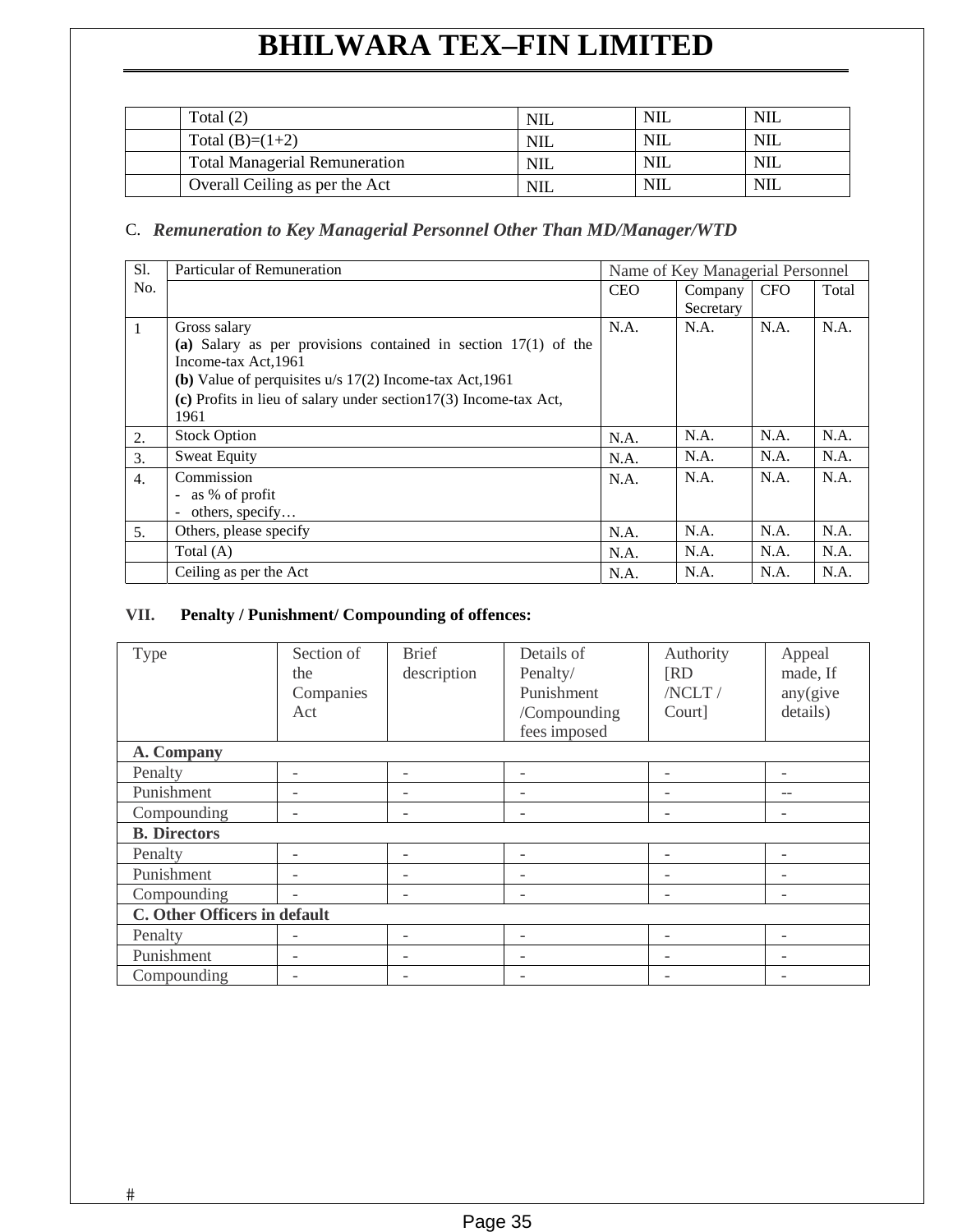| | | | | |
|---|---|---|---|---|
| | Total (2) | NIL | NIL | NIL |
| | Total (B)=(1+2) | NIL | NIL | NIL |
| | Total Managerial Remuneration | NIL | NIL | NIL |
| | Overall Ceiling as per the Act | NIL | NIL | NIL |

C. ***Remuneration to Key Managerial Personnel Other Than MD/Manager/WTD***

| Sl. No. | Particular of Remuneration | Name of Key Managerial Personnel | | | |
|---|---|---|---|---|---|
| | | CEO | Company Secretary | CFO | Total |
| 1 | Gross salary<br>**(a)** Salary as per provisions contained in section 17(1) of the Income-tax Act,1961<br>**(b)** Value of perquisites u/s 17(2) Income-tax Act,1961<br>**(c)** Profits in lieu of salary under section17(3) Income-tax Act, 1961 | N.A. | N.A. | N.A. | N.A. |
| 2. | Stock Option | N.A. | N.A. | N.A. | N.A. |
| 3. | Sweat Equity | N.A. | N.A. | N.A. | N.A. |
| 4. | Commission<br>- as % of profit<br>- others, specify… | N.A. | N.A. | N.A. | N.A. |
| 5. | Others, please specify | N.A. | N.A. | N.A. | N.A. |
| | Total (A) | N.A. | N.A. | N.A. | N.A. |
| | Ceiling as per the Act | N.A. | N.A. | N.A. | N.A. |

**VII. Penalty / Punishment/ Compounding of offences:**

| Type | Section of the Companies Act | Brief description | Details of Penalty/ Punishment /Compounding fees imposed | Authority [RD /NCLT / Court] | Appeal made, If any(give details) |
|---|---|---|---|---|---|
| **A. Company** | | | | | |
| Penalty | - | - | - | - | - |
| Punishment | - | - | - | - | -- |
| Compounding | - | - | - | - | - |
| **B. Directors** | | | | | |
| Penalty | - | - | - | - | - |
| Punishment | - | - | - | - | - |
| Compounding | - | - | - | - | - |
| **C. Other Officers in default** | | | | | |
| Penalty | - | - | - | - | - |
| Punishment | - | - | - | - | - |
| Compounding | - | - | - | - | - |

#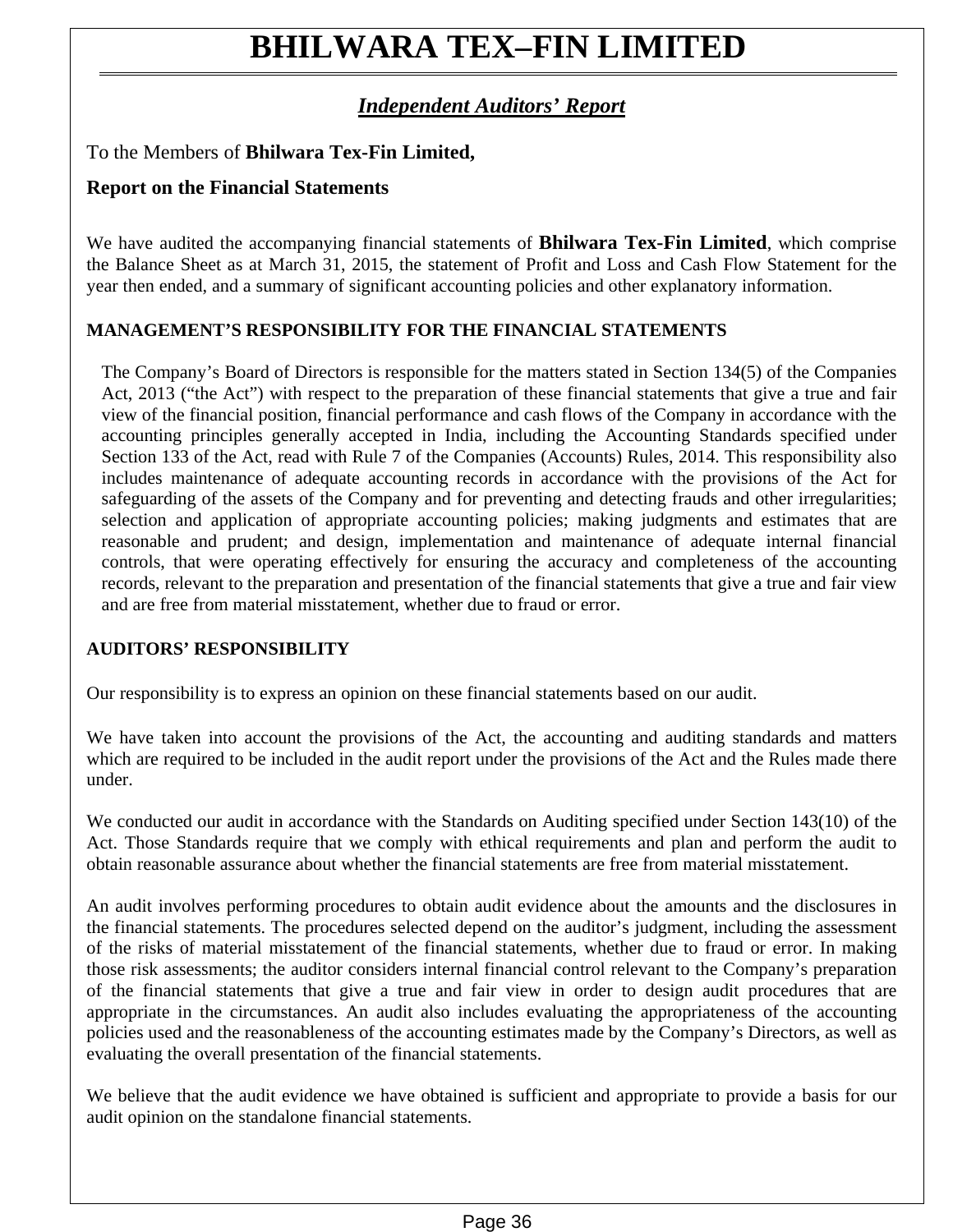# BHILWARA TEX–FIN LIMITED

## ***Independent Auditors' Report***

To the Members of **Bhilwara Tex-Fin Limited,**

### Report on the Financial Statements

We have audited the accompanying financial statements of **Bhilwara Tex-Fin Limited**, which comprise the Balance Sheet as at March 31, 2015, the statement of Profit and Loss and Cash Flow Statement for the year then ended, and a summary of significant accounting policies and other explanatory information.

### MANAGEMENT'S RESPONSIBILITY FOR THE FINANCIAL STATEMENTS

The Company's Board of Directors is responsible for the matters stated in Section 134(5) of the Companies Act, 2013 ("the Act") with respect to the preparation of these financial statements that give a true and fair view of the financial position, financial performance and cash flows of the Company in accordance with the accounting principles generally accepted in India, including the Accounting Standards specified under Section 133 of the Act, read with Rule 7 of the Companies (Accounts) Rules, 2014. This responsibility also includes maintenance of adequate accounting records in accordance with the provisions of the Act for safeguarding of the assets of the Company and for preventing and detecting frauds and other irregularities; selection and application of appropriate accounting policies; making judgments and estimates that are reasonable and prudent; and design, implementation and maintenance of adequate internal financial controls, that were operating effectively for ensuring the accuracy and completeness of the accounting records, relevant to the preparation and presentation of the financial statements that give a true and fair view and are free from material misstatement, whether due to fraud or error.

### AUDITORS' RESPONSIBILITY

Our responsibility is to express an opinion on these financial statements based on our audit.

We have taken into account the provisions of the Act, the accounting and auditing standards and matters which are required to be included in the audit report under the provisions of the Act and the Rules made there under.

We conducted our audit in accordance with the Standards on Auditing specified under Section 143(10) of the Act. Those Standards require that we comply with ethical requirements and plan and perform the audit to obtain reasonable assurance about whether the financial statements are free from material misstatement.

An audit involves performing procedures to obtain audit evidence about the amounts and the disclosures in the financial statements. The procedures selected depend on the auditor's judgment, including the assessment of the risks of material misstatement of the financial statements, whether due to fraud or error. In making those risk assessments; the auditor considers internal financial control relevant to the Company's preparation of the financial statements that give a true and fair view in order to design audit procedures that are appropriate in the circumstances. An audit also includes evaluating the appropriateness of the accounting policies used and the reasonableness of the accounting estimates made by the Company's Directors, as well as evaluating the overall presentation of the financial statements.

We believe that the audit evidence we have obtained is sufficient and appropriate to provide a basis for our audit opinion on the standalone financial statements.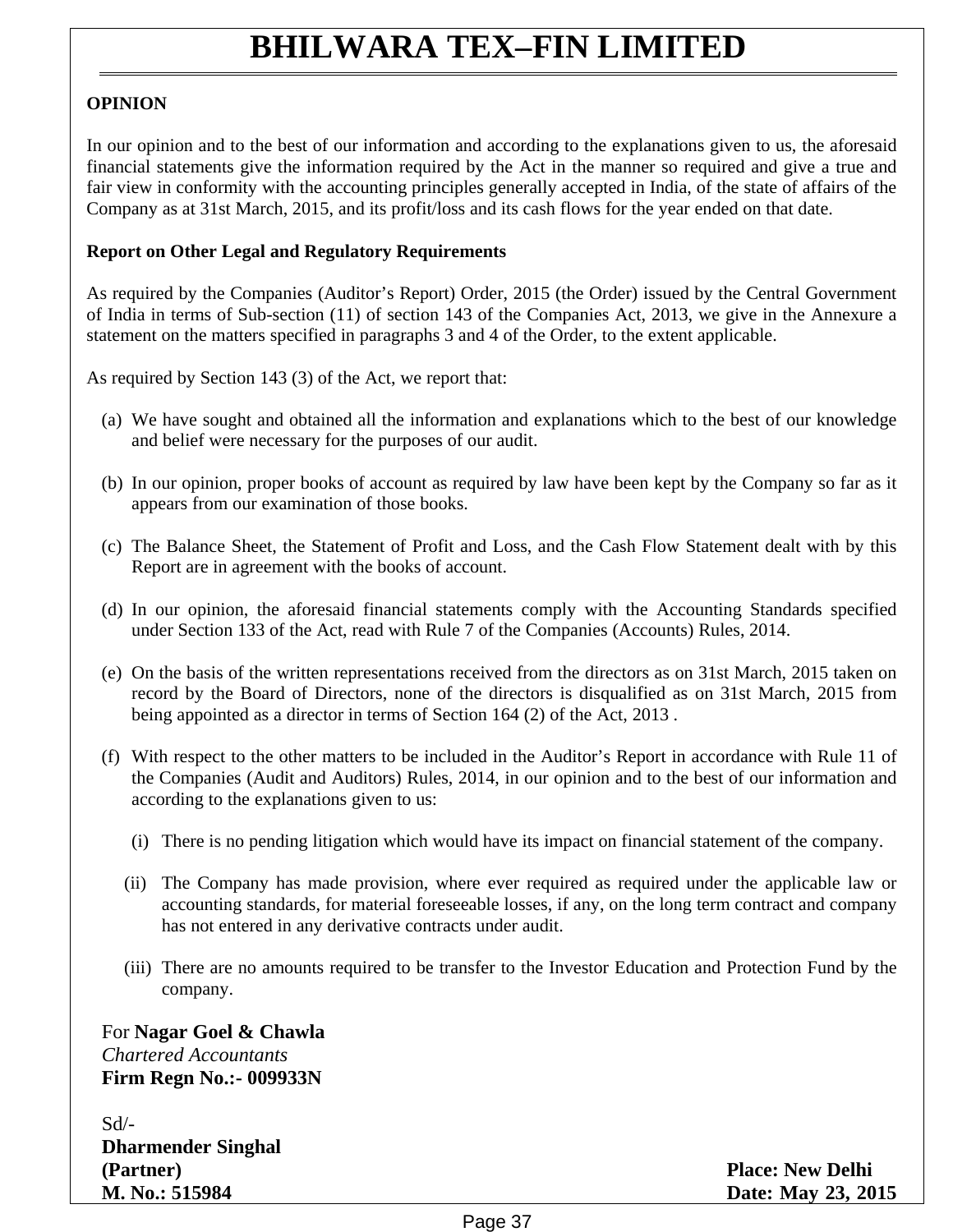**OPINION**

In our opinion and to the best of our information and according to the explanations given to us, the aforesaid financial statements give the information required by the Act in the manner so required and give a true and fair view in conformity with the accounting principles generally accepted in India, of the state of affairs of the Company as at 31st March, 2015, and its profit/loss and its cash flows for the year ended on that date.

**Report on Other Legal and Regulatory Requirements**

As required by the Companies (Auditor's Report) Order, 2015 (the Order) issued by the Central Government of India in terms of Sub-section (11) of section 143 of the Companies Act, 2013, we give in the Annexure a statement on the matters specified in paragraphs 3 and 4 of the Order, to the extent applicable.

As required by Section 143 (3) of the Act, we report that:

(a) We have sought and obtained all the information and explanations which to the best of our knowledge and belief were necessary for the purposes of our audit.

(b) In our opinion, proper books of account as required by law have been kept by the Company so far as it appears from our examination of those books.

(c) The Balance Sheet, the Statement of Profit and Loss, and the Cash Flow Statement dealt with by this Report are in agreement with the books of account.

(d) In our opinion, the aforesaid financial statements comply with the Accounting Standards specified under Section 133 of the Act, read with Rule 7 of the Companies (Accounts) Rules, 2014.

(e) On the basis of the written representations received from the directors as on 31st March, 2015 taken on record by the Board of Directors, none of the directors is disqualified as on 31st March, 2015 from being appointed as a director in terms of Section 164 (2) of the Act, 2013 .

(f) With respect to the other matters to be included in the Auditor's Report in accordance with Rule 11 of the Companies (Audit and Auditors) Rules, 2014, in our opinion and to the best of our information and according to the explanations given to us:

  (i) There is no pending litigation which would have its impact on financial statement of the company.

  (ii) The Company has made provision, where ever required as required under the applicable law or accounting standards, for material foreseeable losses, if any, on the long term contract and company has not entered in any derivative contracts under audit.

  (iii) There are no amounts required to be transfer to the Investor Education and Protection Fund by the company.

For **Nagar Goel & Chawla**
*Chartered Accountants*
**Firm Regn No.:- 009933N**

Sd/-
**Dharmender Singhal**
**(Partner)**
**M. No.: 515984**

**Place: New Delhi**
**Date: May 23, 2015**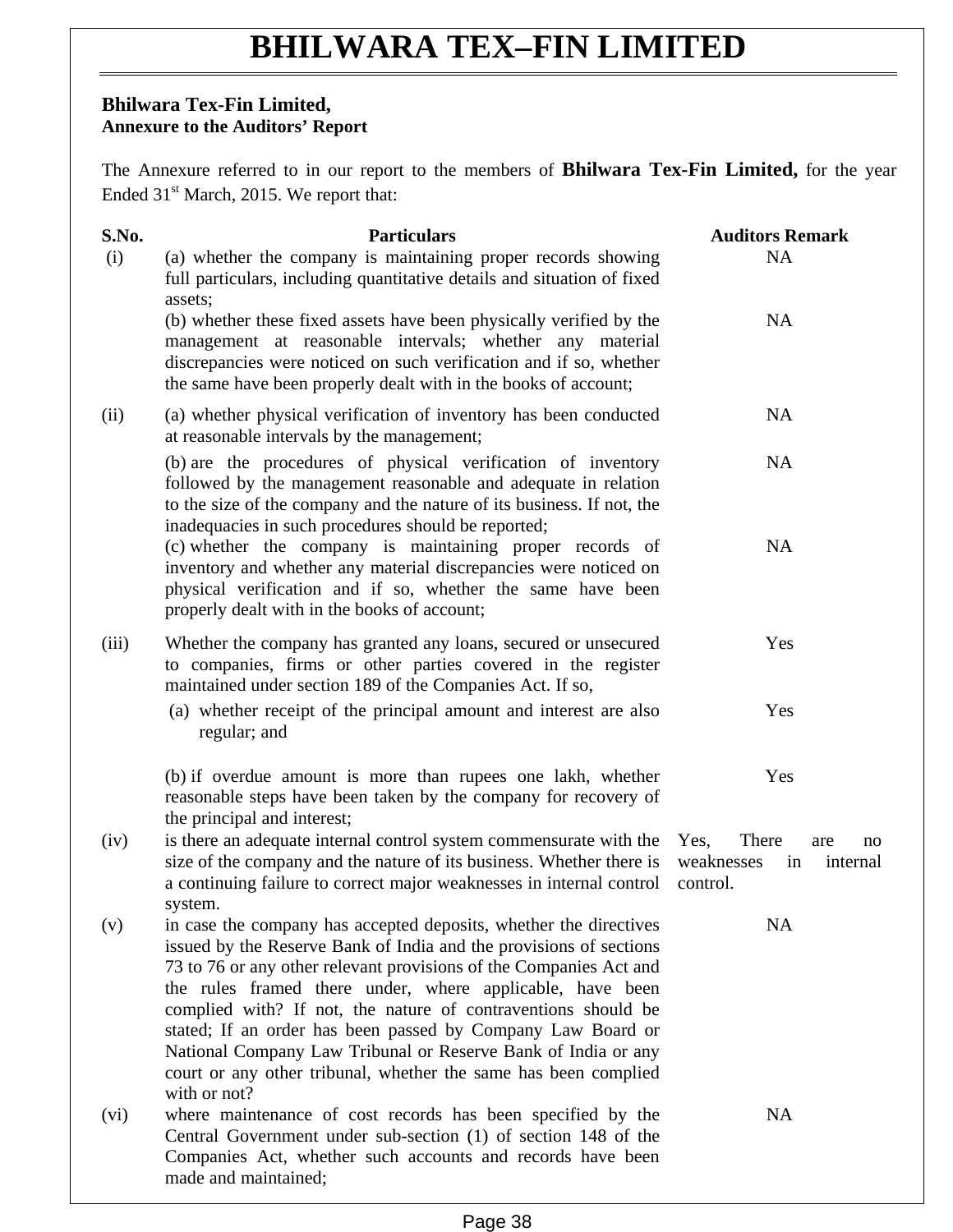**Bhilwara Tex-Fin Limited,**
**Annexure to the Auditors' Report**

The Annexure referred to in our report to the members of **Bhilwara Tex-Fin Limited,** for the year Ended 31st March, 2015. We report that:

| S.No. | Particulars | Auditors Remark |
|---|---|---|
| (i) | (a) whether the company is maintaining proper records showing full particulars, including quantitative details and situation of fixed assets; | NA |
| | (b) whether these fixed assets have been physically verified by the management at reasonable intervals; whether any material discrepancies were noticed on such verification and if so, whether the same have been properly dealt with in the books of account; | NA |
| (ii) | (a) whether physical verification of inventory has been conducted at reasonable intervals by the management; | NA |
| | (b) are the procedures of physical verification of inventory followed by the management reasonable and adequate in relation to the size of the company and the nature of its business. If not, the inadequacies in such procedures should be reported; | NA |
| | (c) whether the company is maintaining proper records of inventory and whether any material discrepancies were noticed on physical verification and if so, whether the same have been properly dealt with in the books of account; | NA |
| (iii) | Whether the company has granted any loans, secured or unsecured to companies, firms or other parties covered in the register maintained under section 189 of the Companies Act. If so, | Yes |
| | (a) whether receipt of the principal amount and interest are also regular; and | Yes |
| | (b) if overdue amount is more than rupees one lakh, whether reasonable steps have been taken by the company for recovery of the principal and interest; | Yes |
| (iv) | is there an adequate internal control system commensurate with the size of the company and the nature of its business. Whether there is a continuing failure to correct major weaknesses in internal control system. | Yes, There are no weaknesses in internal control. |
| (v) | in case the company has accepted deposits, whether the directives issued by the Reserve Bank of India and the provisions of sections 73 to 76 or any other relevant provisions of the Companies Act and the rules framed there under, where applicable, have been complied with? If not, the nature of contraventions should be stated; If an order has been passed by Company Law Board or National Company Law Tribunal or Reserve Bank of India or any court or any other tribunal, whether the same has been complied with or not? | NA |
| (vi) | where maintenance of cost records has been specified by the Central Government under sub-section (1) of section 148 of the Companies Act, whether such accounts and records have been made and maintained; | NA |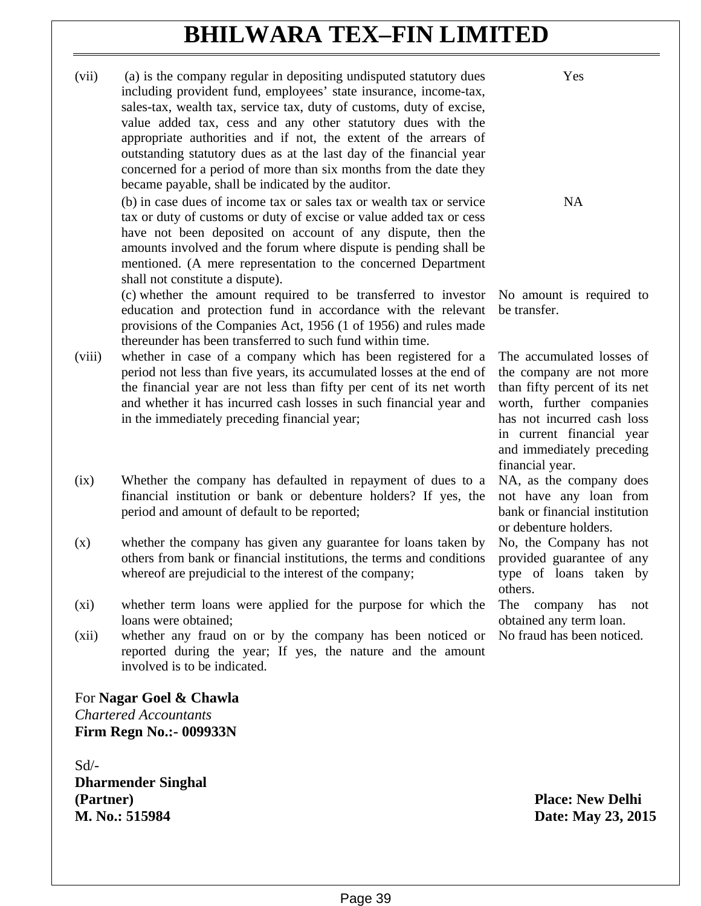| | | |
|---|---|---|
| (vii) | (a) is the company regular in depositing undisputed statutory dues including provident fund, employees' state insurance, income-tax, sales-tax, wealth tax, service tax, duty of customs, duty of excise, value added tax, cess and any other statutory dues with the appropriate authorities and if not, the extent of the arrears of outstanding statutory dues as at the last day of the financial year concerned for a period of more than six months from the date they became payable, shall be indicated by the auditor. | Yes |
| | (b) in case dues of income tax or sales tax or wealth tax or service tax or duty of customs or duty of excise or value added tax or cess have not been deposited on account of any dispute, then the amounts involved and the forum where dispute is pending shall be mentioned. (A mere representation to the concerned Department shall not constitute a dispute). | NA |
| | (c) whether the amount required to be transferred to investor education and protection fund in accordance with the relevant provisions of the Companies Act, 1956 (1 of 1956) and rules made thereunder has been transferred to such fund within time. | No amount is required to be transfer. |
| (viii) | whether in case of a company which has been registered for a period not less than five years, its accumulated losses at the end of the financial year are not less than fifty per cent of its net worth and whether it has incurred cash losses in such financial year and in the immediately preceding financial year; | The accumulated losses of the company are not more than fifty percent of its net worth, further companies has not incurred cash loss in current financial year and immediately preceding financial year. |
| (ix) | Whether the company has defaulted in repayment of dues to a financial institution or bank or debenture holders? If yes, the period and amount of default to be reported; | NA, as the company does not have any loan from bank or financial institution or debenture holders. |
| (x) | whether the company has given any guarantee for loans taken by others from bank or financial institutions, the terms and conditions whereof are prejudicial to the interest of the company; | No, the Company has not provided guarantee of any type of loans taken by others. |
| (xi) | whether term loans were applied for the purpose for which the loans were obtained; | The company has not obtained any term loan. |
| (xii) | whether any fraud on or by the company has been noticed or reported during the year; If yes, the nature and the amount involved is to be indicated. | No fraud has been noticed. |

For **Nagar Goel & Chawla**
*Chartered Accountants*
**Firm Regn No.:- 009933N**

Sd/-
**Dharmender Singhal**
**(Partner)**
**M. No.: 515984**

**Place: New Delhi**
**Date: May 23, 2015**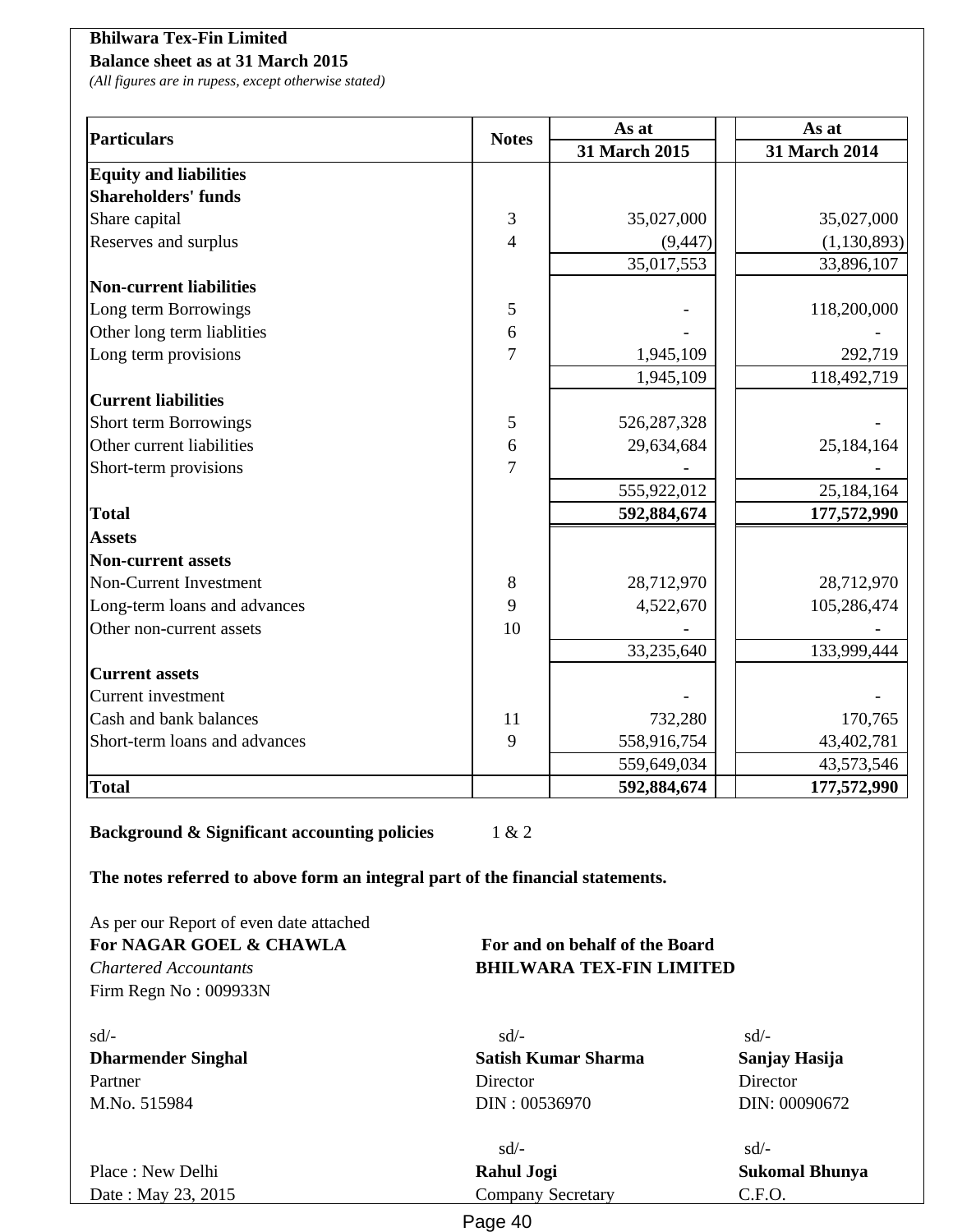**Bhilwara Tex-Fin Limited**

**Balance sheet as at 31 March 2015**

*(All figures are in rupess, except otherwise stated)*

| Particulars | Notes | As at 31 March 2015 | As at 31 March 2014 |
|---|---|---|---|
| **Equity and liabilities** | | | |
| **Shareholders' funds** | | | |
| Share capital | 3 | 35,027,000 | 35,027,000 |
| Reserves and surplus | 4 | (9,447) | (1,130,893) |
| | | 35,017,553 | 33,896,107 |
| **Non-current liabilities** | | | |
| Long term Borrowings | 5 | - | 118,200,000 |
| Other long term liablities | 6 | - | - |
| Long term provisions | 7 | 1,945,109 | 292,719 |
| | | 1,945,109 | 118,492,719 |
| **Current liabilities** | | | |
| Short term Borrowings | 5 | 526,287,328 | - |
| Other current liabilities | 6 | 29,634,684 | 25,184,164 |
| Short-term provisions | 7 | - | - |
| | | 555,922,012 | 25,184,164 |
| **Total** | | **592,884,674** | **177,572,990** |
| **Assets** | | | |
| **Non-current assets** | | | |
| Non-Current Investment | 8 | 28,712,970 | 28,712,970 |
| Long-term loans and advances | 9 | 4,522,670 | 105,286,474 |
| Other non-current assets | 10 | - | - |
| | | 33,235,640 | 133,999,444 |
| **Current assets** | | | |
| Current investment | | - | - |
| Cash and bank balances | 11 | 732,280 | 170,765 |
| Short-term loans and advances | 9 | 558,916,754 | 43,402,781 |
| | | 559,649,034 | 43,573,546 |
| **Total** | | **592,884,674** | **177,572,990** |

**Background & Significant accounting policies** 1 & 2

**The notes referred to above form an integral part of the financial statements.**

As per our Report of even date attached
**For NAGAR GOEL & CHAWLA**
*Chartered Accountants*
Firm Regn No : 009933N

sd/-
**Dharmender Singhal**
Partner
M.No. 515984

Place : New Delhi
Date : May 23, 2015

**For and on behalf of the Board**
**BHILWARA TEX-FIN LIMITED**

sd/-
**Satish Kumar Sharma**
Director
DIN : 00536970

sd/-
**Sanjay Hasija**
Director
DIN: 00090672

sd/-
**Rahul Jogi**
Company Secretary

sd/-
**Sukomal Bhunya**
C.F.O.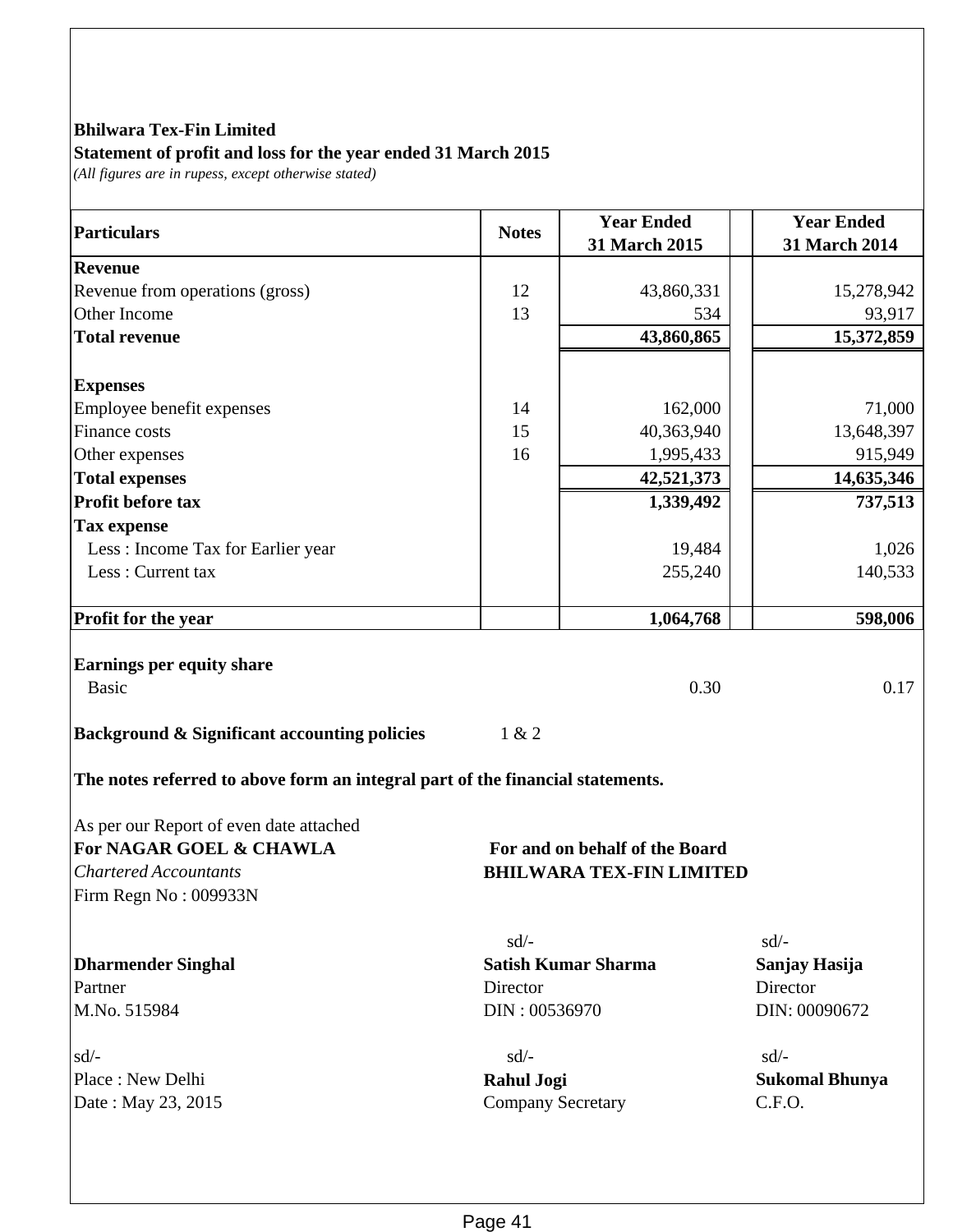**Bhilwara Tex-Fin Limited**

**Statement of profit and loss for the year ended 31 March 2015**

*(All figures are in rupess, except otherwise stated)*

| Particulars | Notes | Year Ended 31 March 2015 | Year Ended 31 March 2014 |
|---|---|---|---|
| **Revenue** | | | |
| Revenue from operations (gross) | 12 | 43,860,331 | 15,278,942 |
| Other Income | 13 | 534 | 93,917 |
| **Total revenue** | | **43,860,865** | **15,372,859** |
| **Expenses** | | | |
| Employee benefit expenses | 14 | 162,000 | 71,000 |
| Finance costs | 15 | 40,363,940 | 13,648,397 |
| Other expenses | 16 | 1,995,433 | 915,949 |
| **Total expenses** | | **42,521,373** | **14,635,346** |
| **Profit before tax** | | **1,339,492** | **737,513** |
| **Tax expense** | | | |
| Less : Income Tax for Earlier year | | 19,484 | 1,026 |
| Less : Current tax | | 255,240 | 140,533 |
| **Profit for the year** | | **1,064,768** | **598,006** |
| **Earnings per equity share** | | | |
| Basic | | 0.30 | 0.17 |
| **Background & Significant accounting policies** | 1 & 2 | | |

**The notes referred to above form an integral part of the financial statements.**

As per our Report of even date attached

**For NAGAR GOEL & CHAWLA**
*Chartered Accountants*
Firm Regn No : 009933N

**For and on behalf of the Board**
**BHILWARA TEX-FIN LIMITED**

sd/-
**Satish Kumar Sharma**
Director
DIN : 00536970

sd/-
**Sanjay Hasija**
Director
DIN: 00090672

**Dharmender Singhal**
Partner
M.No. 515984

sd/-
Place : New Delhi
Date : May 23, 2015

sd/-
**Rahul Jogi**
Company Secretary

sd/-
**Sukomal Bhunya**
C.F.O.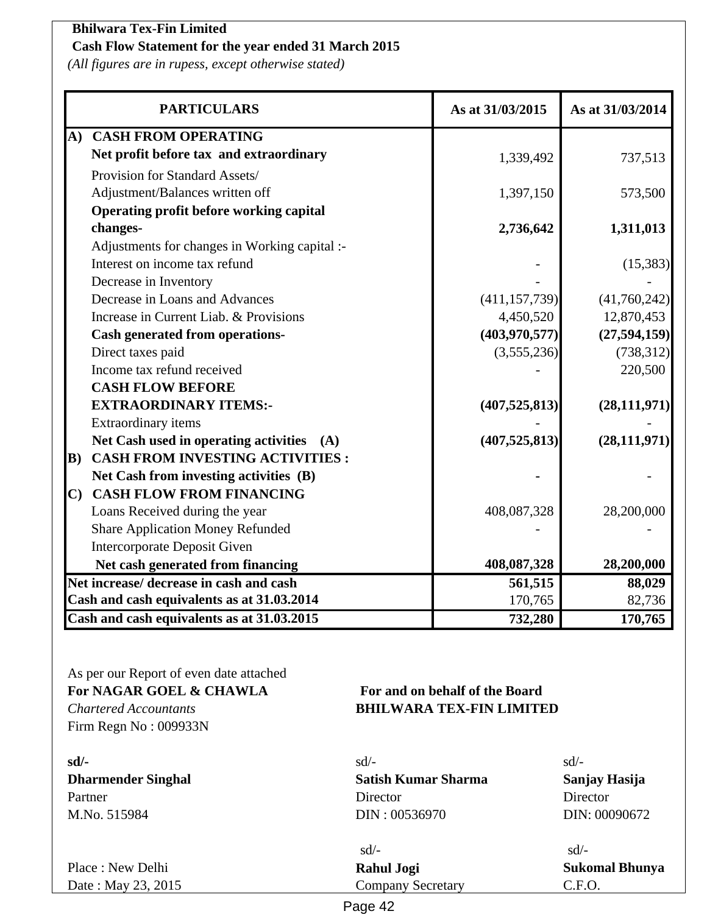**Bhilwara Tex-Fin Limited**

**Cash Flow Statement for the year ended 31 March 2015**

*(All figures are in rupess, except otherwise stated)*

| PARTICULARS | As at 31/03/2015 | As at 31/03/2014 |
|---|---|---|
| **A) CASH FROM OPERATING** | | |
| **Net profit before tax and extraordinary** | 1,339,492 | 737,513 |
| Provision for Standard Assets/ Adjustment/Balances written off | 1,397,150 | 573,500 |
| **Operating profit before working capital changes-** | **2,736,642** | **1,311,013** |
| Adjustments for changes in Working capital :- | | |
| Interest on income tax refund | - | (15,383) |
| Decrease in Inventory | - | - |
| Decrease in Loans and Advances | (411,157,739) | (41,760,242) |
| Increase in Current Liab. & Provisions | 4,450,520 | 12,870,453 |
| **Cash generated from operations-** | **(403,970,577)** | **(27,594,159)** |
| Direct taxes paid | (3,555,236) | (738,312) |
| Income tax refund received | - | 220,500 |
| **CASH FLOW BEFORE EXTRAORDINARY ITEMS:-** | **(407,525,813)** | **(28,111,971)** |
| Extraordinary items | - | - |
| **Net Cash used in operating activities (A)** | **(407,525,813)** | **(28,111,971)** |
| **B) CASH FROM INVESTING ACTIVITIES :** | | |
| **Net Cash from investing activities (B)** | **-** | - |
| **C) CASH FLOW FROM FINANCING** | | |
| Loans Received during the year | 408,087,328 | 28,200,000 |
| Share Application Money Refunded | - | - |
| Intercorporate Deposit Given | | |
| **Net cash generated from financing** | **408,087,328** | **28,200,000** |
| **Net increase/ decrease in cash and cash** | **561,515** | **88,029** |
| **Cash and cash equivalents as at 31.03.2014** | 170,765 | 82,736 |
| **Cash and cash equivalents as at 31.03.2015** | **732,280** | **170,765** |

As per our Report of even date attached

**For NAGAR GOEL & CHAWLA**
*Chartered Accountants*
Firm Regn No : 009933N

**For and on behalf of the Board**
**BHILWARA TEX-FIN LIMITED**

**sd/-**
**Dharmender Singhal**
Partner
M.No. 515984

sd/-
**Satish Kumar Sharma**
Director
DIN : 00536970

sd/-
**Sanjay Hasija**
Director
DIN: 00090672

sd/-
**Rahul Jogi**
Company Secretary

sd/-
**Sukomal Bhunya**
C.F.O.

Place : New Delhi
Date : May 23, 2015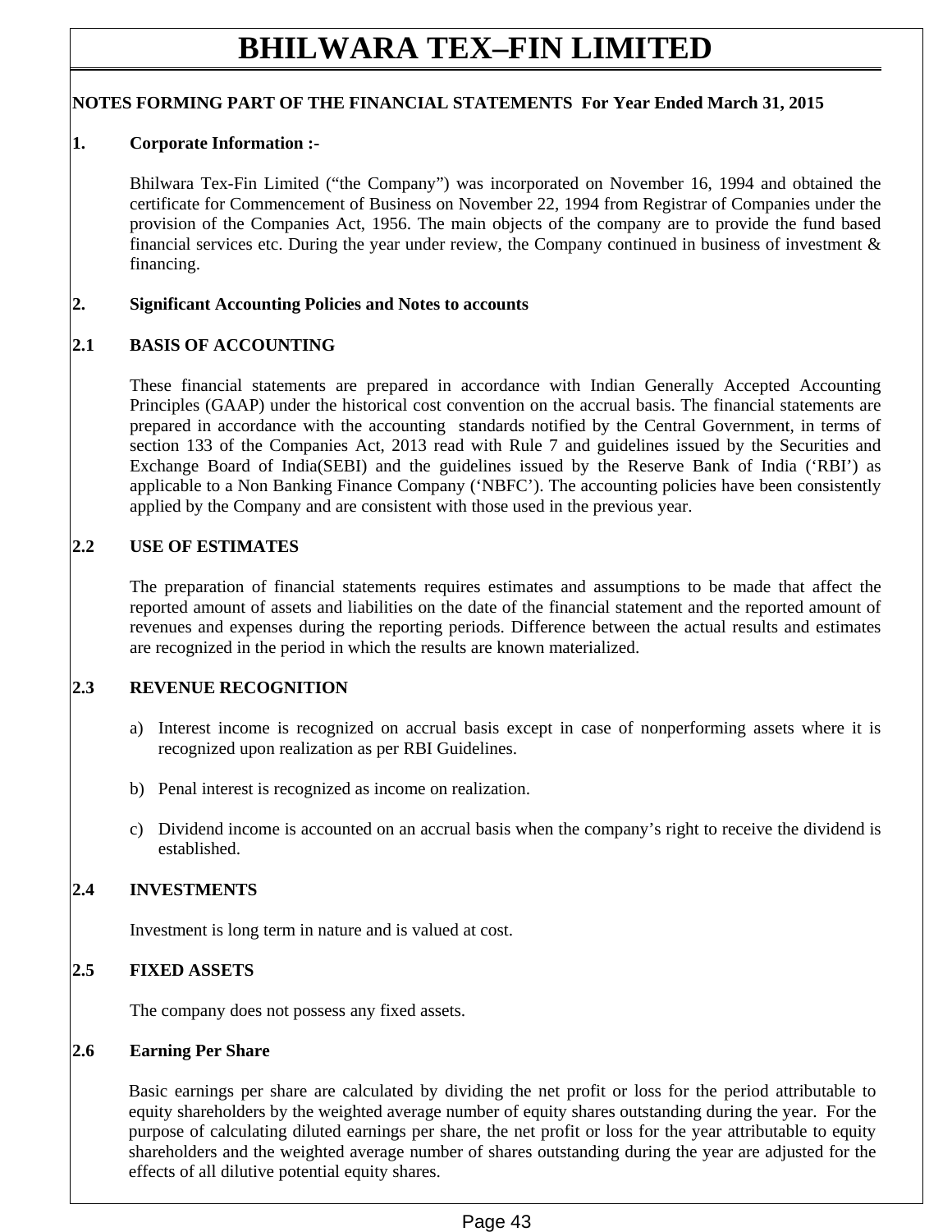# BHILWARA TEX–FIN LIMITED

**NOTES FORMING PART OF THE FINANCIAL STATEMENTS For Year Ended March 31, 2015**

**1. Corporate Information :-**

Bhilwara Tex-Fin Limited ("the Company") was incorporated on November 16, 1994 and obtained the certificate for Commencement of Business on November 22, 1994 from Registrar of Companies under the provision of the Companies Act, 1956. The main objects of the company are to provide the fund based financial services etc. During the year under review, the Company continued in business of investment & financing.

**2. Significant Accounting Policies and Notes to accounts**

**2.1 BASIS OF ACCOUNTING**

These financial statements are prepared in accordance with Indian Generally Accepted Accounting Principles (GAAP) under the historical cost convention on the accrual basis. The financial statements are prepared in accordance with the accounting standards notified by the Central Government, in terms of section 133 of the Companies Act, 2013 read with Rule 7 and guidelines issued by the Securities and Exchange Board of India(SEBI) and the guidelines issued by the Reserve Bank of India ('RBI') as applicable to a Non Banking Finance Company ('NBFC'). The accounting policies have been consistently applied by the Company and are consistent with those used in the previous year.

**2.2 USE OF ESTIMATES**

The preparation of financial statements requires estimates and assumptions to be made that affect the reported amount of assets and liabilities on the date of the financial statement and the reported amount of revenues and expenses during the reporting periods. Difference between the actual results and estimates are recognized in the period in which the results are known materialized.

**2.3 REVENUE RECOGNITION**

a) Interest income is recognized on accrual basis except in case of nonperforming assets where it is recognized upon realization as per RBI Guidelines.

b) Penal interest is recognized as income on realization.

c) Dividend income is accounted on an accrual basis when the company's right to receive the dividend is established.

**2.4 INVESTMENTS**

Investment is long term in nature and is valued at cost.

**2.5 FIXED ASSETS**

The company does not possess any fixed assets.

**2.6 Earning Per Share**

Basic earnings per share are calculated by dividing the net profit or loss for the period attributable to equity shareholders by the weighted average number of equity shares outstanding during the year. For the purpose of calculating diluted earnings per share, the net profit or loss for the year attributable to equity shareholders and the weighted average number of shares outstanding during the year are adjusted for the effects of all dilutive potential equity shares.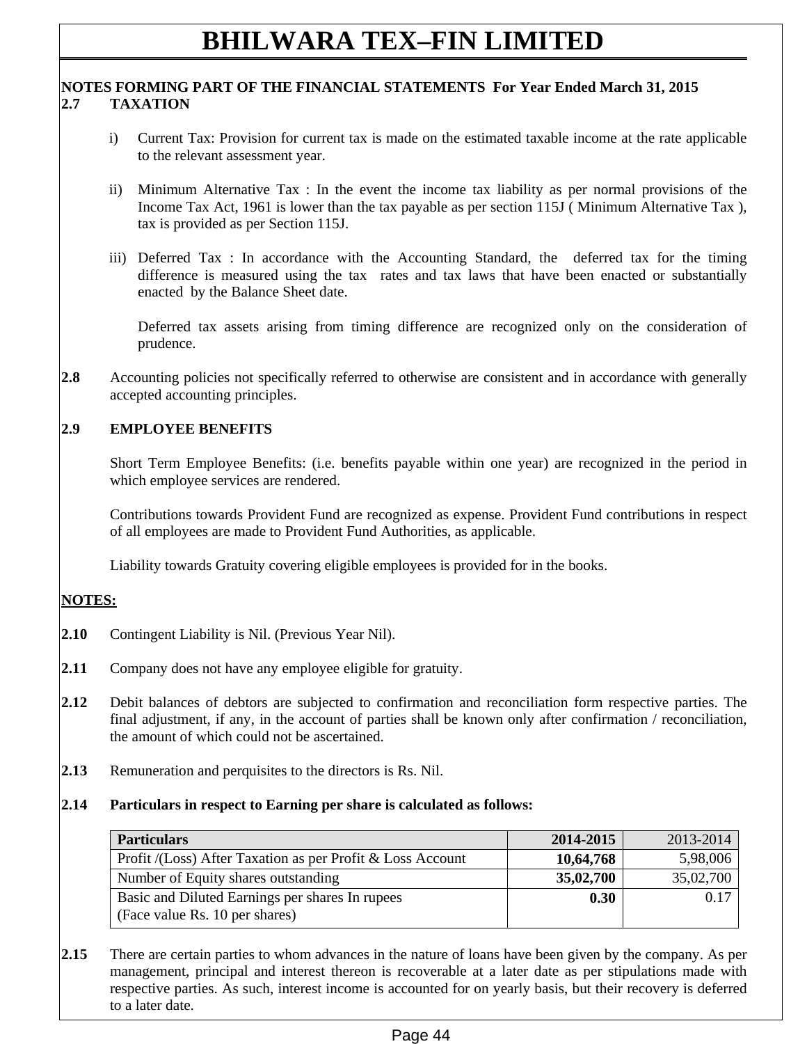**NOTES FORMING PART OF THE FINANCIAL STATEMENTS For Year Ended March 31, 2015**

**2.7 TAXATION**

i) Current Tax: Provision for current tax is made on the estimated taxable income at the rate applicable to the relevant assessment year.

ii) Minimum Alternative Tax : In the event the income tax liability as per normal provisions of the Income Tax Act, 1961 is lower than the tax payable as per section 115J ( Minimum Alternative Tax ), tax is provided as per Section 115J.

iii) Deferred Tax : In accordance with the Accounting Standard, the deferred tax for the timing difference is measured using the tax rates and tax laws that have been enacted or substantially enacted by the Balance Sheet date.

Deferred tax assets arising from timing difference are recognized only on the consideration of prudence.

**2.8** Accounting policies not specifically referred to otherwise are consistent and in accordance with generally accepted accounting principles.

**2.9 EMPLOYEE BENEFITS**

Short Term Employee Benefits: (i.e. benefits payable within one year) are recognized in the period in which employee services are rendered.

Contributions towards Provident Fund are recognized as expense. Provident Fund contributions in respect of all employees are made to Provident Fund Authorities, as applicable.

Liability towards Gratuity covering eligible employees is provided for in the books.

**NOTES:**

**2.10** Contingent Liability is Nil. (Previous Year Nil).

**2.11** Company does not have any employee eligible for gratuity.

**2.12** Debit balances of debtors are subjected to confirmation and reconciliation form respective parties. The final adjustment, if any, in the account of parties shall be known only after confirmation / reconciliation, the amount of which could not be ascertained.

**2.13** Remuneration and perquisites to the directors is Rs. Nil.

**2.14 Particulars in respect to Earning per share is calculated as follows:**

| Particulars | 2014-2015 | 2013-2014 |
|---|---|---|
| Profit /(Loss) After Taxation as per Profit & Loss Account | **10,64,768** | 5,98,006 |
| Number of Equity shares outstanding | **35,02,700** | 35,02,700 |
| Basic and Diluted Earnings per shares In rupees (Face value Rs. 10 per shares) | **0.30** | 0.17 |

**2.15** There are certain parties to whom advances in the nature of loans have been given by the company. As per management, principal and interest thereon is recoverable at a later date as per stipulations made with respective parties. As such, interest income is accounted for on yearly basis, but their recovery is deferred to a later date.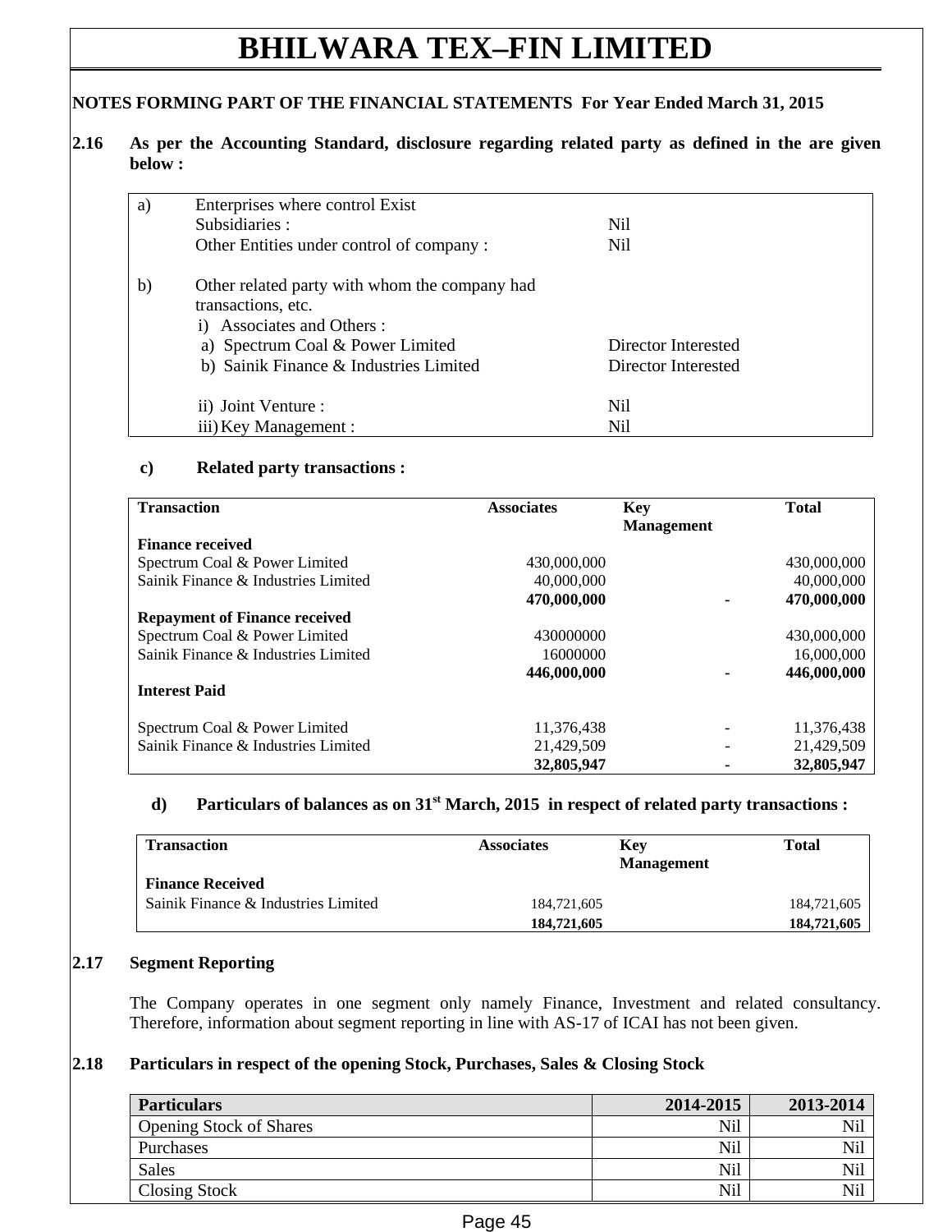# BHILWARA TEX–FIN LIMITED

**NOTES FORMING PART OF THE FINANCIAL STATEMENTS For Year Ended March 31, 2015**

**2.16 As per the Accounting Standard, disclosure regarding related party as defined in the are given below :**

| | | |
|---|---|---|
| a) | Enterprises where control Exist | |
| | Subsidiaries : | Nil |
| | Other Entities under control of company : | Nil |
| b) | Other related party with whom the company had transactions, etc. | |
| | i) Associates and Others : | |
| | a) Spectrum Coal & Power Limited | Director Interested |
| | b) Sainik Finance & Industries Limited | Director Interested |
| | ii) Joint Venture : | Nil |
| | iii) Key Management : | Nil |

**c) Related party transactions :**

| Transaction | Associates | Key Management | Total |
|---|---|---|---|
| **Finance received** | | | |
| Spectrum Coal & Power Limited | 430,000,000 | | 430,000,000 |
| Sainik Finance & Industries Limited | 40,000,000 | | 40,000,000 |
| | **470,000,000** | **-** | **470,000,000** |
| **Repayment of Finance received** | | | |
| Spectrum Coal & Power Limited | 430000000 | | 430,000,000 |
| Sainik Finance & Industries Limited | 16000000 | | 16,000,000 |
| | **446,000,000** | **-** | **446,000,000** |
| **Interest Paid** | | | |
| Spectrum Coal & Power Limited | 11,376,438 | - | 11,376,438 |
| Sainik Finance & Industries Limited | 21,429,509 | - | 21,429,509 |
| | **32,805,947** | **-** | **32,805,947** |

**d) Particulars of balances as on 31st March, 2015 in respect of related party transactions :**

| Transaction | Associates | Key Management | Total |
|---|---|---|---|
| **Finance Received** | | | |
| Sainik Finance & Industries Limited | 184,721,605 | | 184,721,605 |
| | **184,721,605** | | **184,721,605** |

**2.17 Segment Reporting**

The Company operates in one segment only namely Finance, Investment and related consultancy. Therefore, information about segment reporting in line with AS-17 of ICAI has not been given.

**2.18 Particulars in respect of the opening Stock, Purchases, Sales & Closing Stock**

| Particulars | 2014-2015 | 2013-2014 |
|---|---|---|
| Opening Stock of Shares | Nil | Nil |
| Purchases | Nil | Nil |
| Sales | Nil | Nil |
| Closing Stock | Nil | Nil |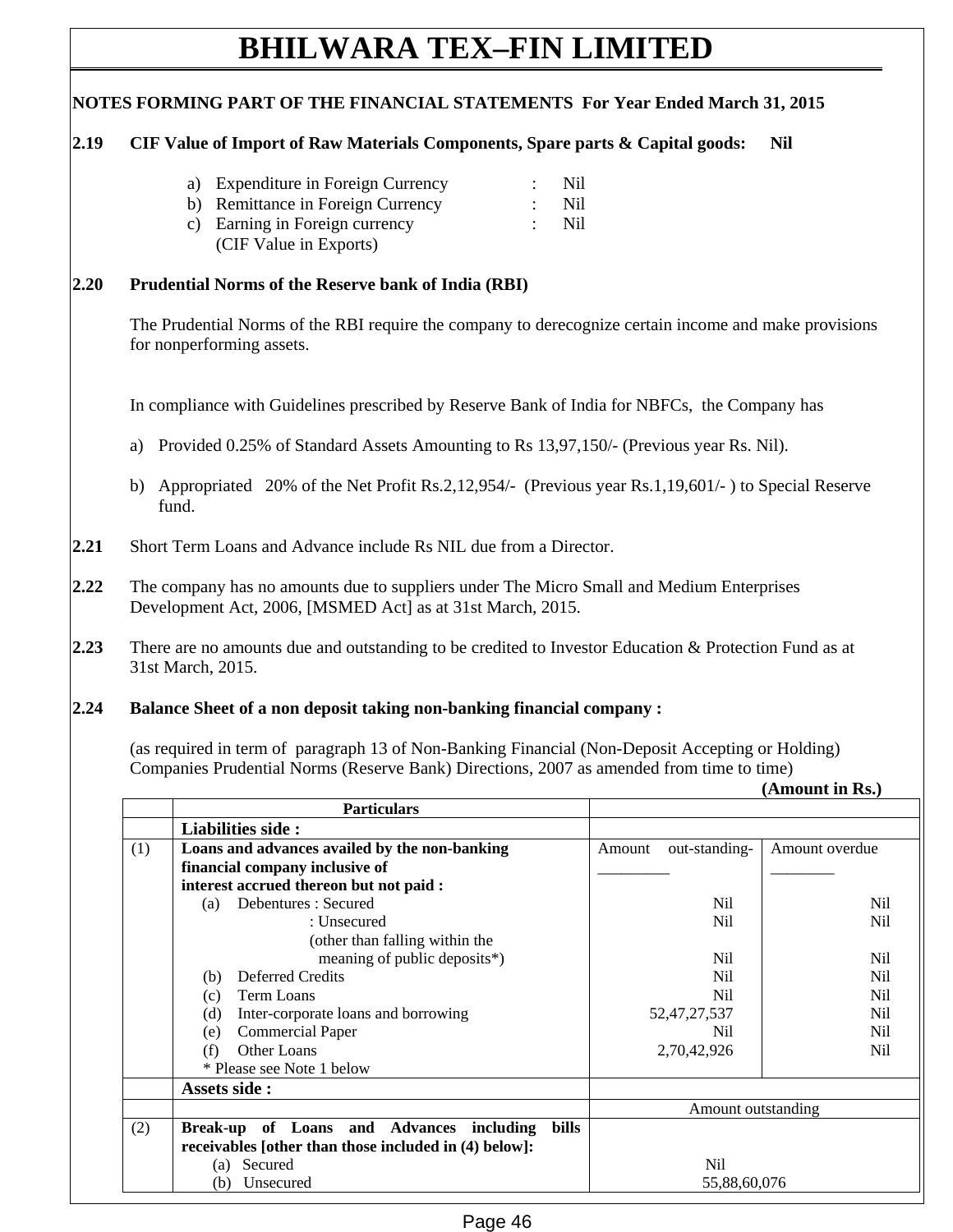# BHILWARA TEX–FIN LIMITED

**NOTES FORMING PART OF THE FINANCIAL STATEMENTS For Year Ended March 31, 2015**

**2.19 CIF Value of Import of Raw Materials Components, Spare parts & Capital goods: Nil**

a) Expenditure in Foreign Currency : Nil
b) Remittance in Foreign Currency : Nil
c) Earning in Foreign currency : Nil
(CIF Value in Exports)

**2.20 Prudential Norms of the Reserve bank of India (RBI)**

The Prudential Norms of the RBI require the company to derecognize certain income and make provisions for nonperforming assets.

In compliance with Guidelines prescribed by Reserve Bank of India for NBFCs, the Company has

a) Provided 0.25% of Standard Assets Amounting to Rs 13,97,150/- (Previous year Rs. Nil).

b) Appropriated 20% of the Net Profit Rs.2,12,954/- (Previous year Rs.1,19,601/- ) to Special Reserve fund.

**2.21** Short Term Loans and Advance include Rs NIL due from a Director.

**2.22** The company has no amounts due to suppliers under The Micro Small and Medium Enterprises Development Act, 2006, [MSMED Act] as at 31st March, 2015.

**2.23** There are no amounts due and outstanding to be credited to Investor Education & Protection Fund as at 31st March, 2015.

**2.24 Balance Sheet of a non deposit taking non-banking financial company :**

(as required in term of paragraph 13 of Non-Banking Financial (Non-Deposit Accepting or Holding) Companies Prudential Norms (Reserve Bank) Directions, 2007 as amended from time to time)

**(Amount in Rs.)**

| | **Particulars** | | |
|---|---|---|---|
| | **Liabilities side :** | | |
| (1) | **Loans and advances availed by the non-banking financial company inclusive of interest accrued thereon but not paid :** | Amount out-standing- | Amount overdue |
| | (a) Debentures : Secured | Nil | Nil |
| | : Unsecured (other than falling within the meaning of public deposits*) | Nil | Nil |
| | | Nil | Nil |
| | (b) Deferred Credits | Nil | Nil |
| | (c) Term Loans | Nil | Nil |
| | (d) Inter-corporate loans and borrowing | 52,47,27,537 | Nil |
| | (e) Commercial Paper | Nil | Nil |
| | (f) Other Loans | 2,70,42,926 | Nil |
| | * Please see Note 1 below | | |
| | **Assets side :** | | |
| | | Amount outstanding | |
| (2) | **Break-up of Loans and Advances including bills receivables [other than those included in (4) below]:** | | |
| | (a) Secured | Nil | |
| | (b) Unsecured | 55,88,60,076 | |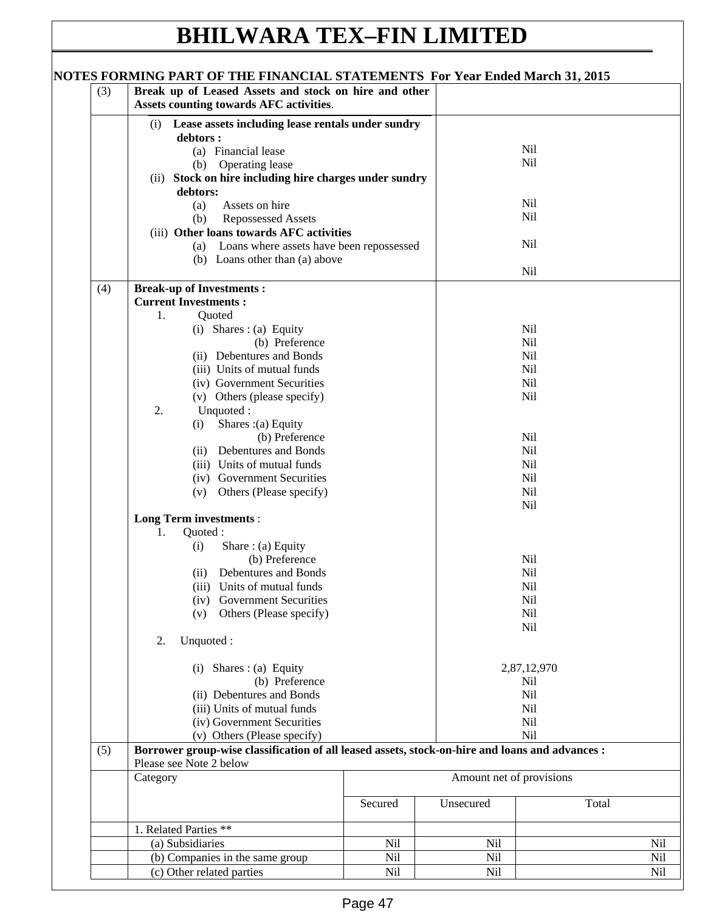# BHILWARA TEX–FIN LIMITED

## NOTES FORMING PART OF THE FINANCIAL STATEMENTS For Year Ended March 31, 2015

| | | |
|---|---|---|
| (3) | **Break up of Leased Assets and stock on hire and other Assets counting towards AFC activities**. | |
| | (i) **Lease assets including lease rentals under sundry debtors :** | |
| | (a) Financial lease | Nil |
| | (b) Operating lease | Nil |
| | (ii) **Stock on hire including hire charges under sundry debtors:** | |
| | (a) Assets on hire | Nil |
| | (b) Repossessed Assets | Nil |
| | (iii) **Other loans towards AFC activities** | |
| | (a) Loans where assets have been repossessed | Nil |
| | (b) Loans other than (a) above | Nil |
| (4) | **Break-up of Investments :** | |
| | **Current Investments :** | |
| | 1. Quoted | |
| | (i) Shares : (a) Equity | Nil |
| | (b) Preference | Nil |
| | (ii) Debentures and Bonds | Nil |
| | (iii) Units of mutual funds | Nil |
| | (iv) Government Securities | Nil |
| | (v) Others (please specify) | Nil |
| | 2. Unquoted : | |
| | (i) Shares :(a) Equity | |
| | (b) Preference | Nil |
| | (ii) Debentures and Bonds | Nil |
| | (iii) Units of mutual funds | Nil |
| | (iv) Government Securities | Nil |
| | (v) Others (Please specify) | Nil |
| | | Nil |
| | **Long Term investments** : | |
| | 1. Quoted : | |
| | (i) Share : (a) Equity | |
| | (b) Preference | Nil |
| | (ii) Debentures and Bonds | Nil |
| | (iii) Units of mutual funds | Nil |
| | (iv) Government Securities | Nil |
| | (v) Others (Please specify) | Nil |
| | | Nil |
| | 2. Unquoted : | |
| | (i) Shares : (a) Equity | 2,87,12,970 |
| | (b) Preference | Nil |
| | (ii) Debentures and Bonds | Nil |
| | (iii) Units of mutual funds | Nil |
| | (iv) Government Securities | Nil |
| | (v) Others (Please specify) | Nil |

| | | | | |
|---|---|---|---|---|
| (5) | **Borrower group-wise classification of all leased assets, stock-on-hire and loans and advances :** Please see Note 2 below | | | |
| | Category | Amount net of provisions | | |
| | | Secured | Unsecured | Total |
| | 1. Related Parties ** | | | |
| | (a) Subsidiaries | Nil | Nil | Nil |
| | (b) Companies in the same group | Nil | Nil | Nil |
| | (c) Other related parties | Nil | Nil | Nil |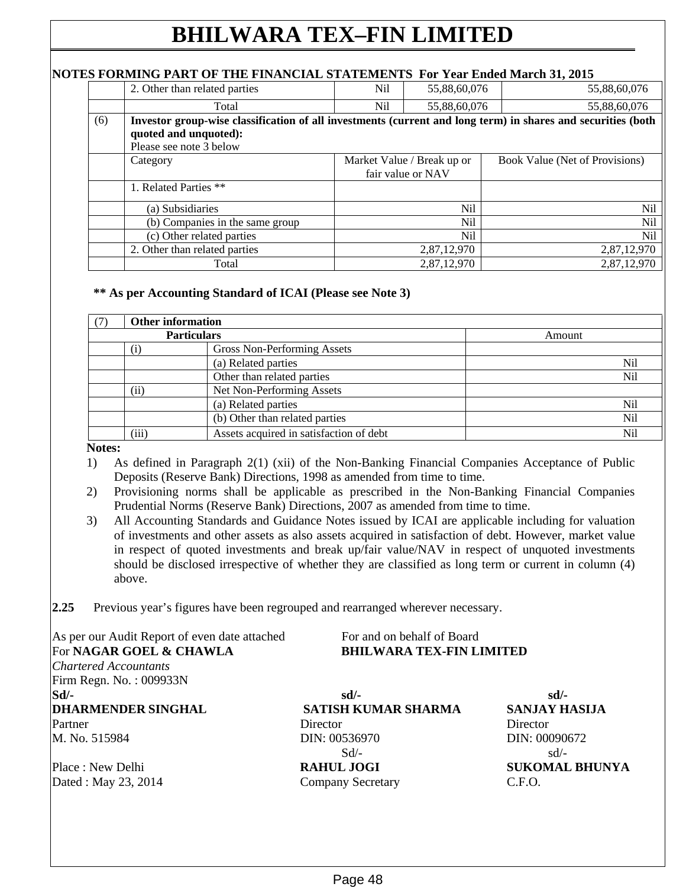# BHILWARA TEX–FIN LIMITED

**NOTES FORMING PART OF THE FINANCIAL STATEMENTS For Year Ended March 31, 2015**

| | | | | |
|---|---|---|---|---|
| | 2. Other than related parties | Nil | 55,88,60,076 | 55,88,60,076 |
| | Total | Nil | 55,88,60,076 | 55,88,60,076 |

| (6) | **Investor group-wise classification of all investments (current and long term) in shares and securities (both quoted and unquoted):** Please see note 3 below | | |
|---|---|---|---|
| | Category | Market Value / Break up or fair value or NAV | Book Value (Net of Provisions) |
| | 1. Related Parties ** | | |
| | (a) Subsidiaries | Nil | Nil |
| | (b) Companies in the same group | Nil | Nil |
| | (c) Other related parties | Nil | Nil |
| | 2. Other than related parties | 2,87,12,970 | 2,87,12,970 |
| | Total | 2,87,12,970 | 2,87,12,970 |

**** As per Accounting Standard of ICAI (Please see Note 3)**

| (7) | **Other information** | | |
|---|---|---|---|
| **Particulars** | | | Amount |
| | (i) | Gross Non-Performing Assets | |
| | | (a) Related parties | Nil |
| | | Other than related parties | Nil |
| | (ii) | Net Non-Performing Assets | |
| | | (a) Related parties | Nil |
| | | (b) Other than related parties | Nil |
| | (iii) | Assets acquired in satisfaction of debt | Nil |

**Notes:**

1) As defined in Paragraph 2(1) (xii) of the Non-Banking Financial Companies Acceptance of Public Deposits (Reserve Bank) Directions, 1998 as amended from time to time.
2) Provisioning norms shall be applicable as prescribed in the Non-Banking Financial Companies Prudential Norms (Reserve Bank) Directions, 2007 as amended from time to time.
3) All Accounting Standards and Guidance Notes issued by ICAI are applicable including for valuation of investments and other assets as also assets acquired in satisfaction of debt. However, market value in respect of quoted investments and break up/fair value/NAV in respect of unquoted investments should be disclosed irrespective of whether they are classified as long term or current in column (4) above.

**2.25** Previous year's figures have been regrouped and rearranged wherever necessary.

As per our Audit Report of even date attached
For **NAGAR GOEL & CHAWLA**
*Chartered Accountants*
Firm Regn. No. : 009933N
**Sd/-**
**DHARMENDER SINGHAL**
Partner
M. No. 515984

Place : New Delhi
Dated : May 23, 2014

For and on behalf of Board
**BHILWARA TEX-FIN LIMITED**

**sd/-**
**SATISH KUMAR SHARMA**
Director
DIN: 00536970

**sd/-**
**SANJAY HASIJA**
Director
DIN: 00090672

Sd/-
**RAHUL JOGI**
Company Secretary

sd/-
**SUKOMAL BHUNYA**
C.F.O.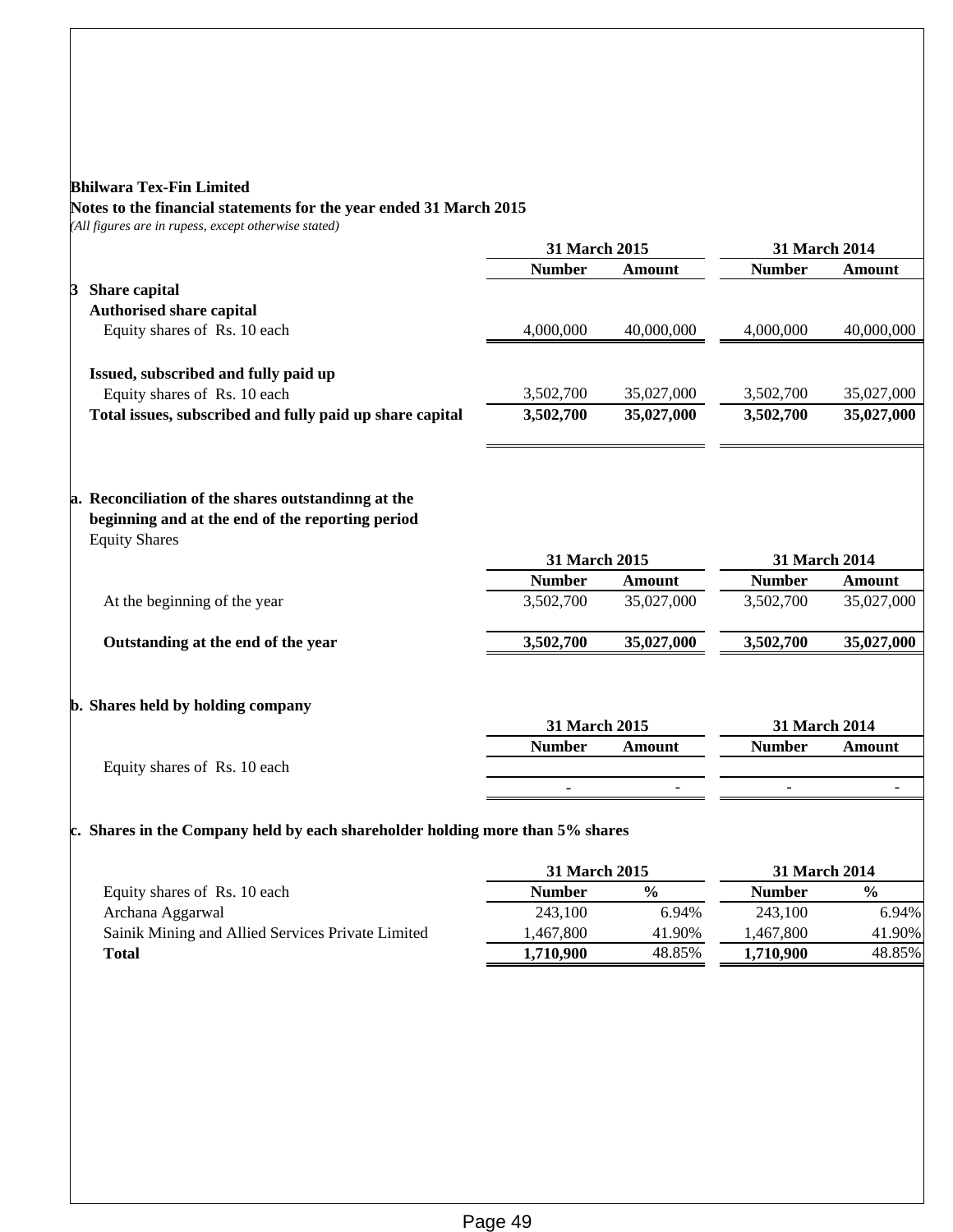**Bhilwara Tex-Fin Limited**

**Notes to the financial statements for the year ended 31 March 2015**

*(All figures are in rupess, except otherwise stated)*

| | 31 March 2015 | | 31 March 2014 | |
|---|---|---|---|---|
| | **Number** | **Amount** | **Number** | **Amount** |
| **3 Share capital** | | | | |
| **Authorised share capital** | | | | |
| Equity shares of Rs. 10 each | 4,000,000 | 40,000,000 | 4,000,000 | 40,000,000 |
| **Issued, subscribed and fully paid up** | | | | |
| Equity shares of Rs. 10 each | 3,502,700 | 35,027,000 | 3,502,700 | 35,027,000 |
| **Total issues, subscribed and fully paid up share capital** | **3,502,700** | **35,027,000** | **3,502,700** | **35,027,000** |

**a. Reconciliation of the shares outstandinng at the beginning and at the end of the reporting period**

Equity Shares

| | 31 March 2015 | | 31 March 2014 | |
|---|---|---|---|---|
| | **Number** | **Amount** | **Number** | **Amount** |
| At the beginning of the year | 3,502,700 | 35,027,000 | 3,502,700 | 35,027,000 |
| **Outstanding at the end of the year** | **3,502,700** | **35,027,000** | **3,502,700** | **35,027,000** |

**b. Shares held by holding company**

| | 31 March 2015 | | 31 March 2014 | |
|---|---|---|---|---|
| | **Number** | **Amount** | **Number** | **Amount** |
| Equity shares of Rs. 10 each | | | | |
| | - | - | - | - |

**c. Shares in the Company held by each shareholder holding more than 5% shares**

| | 31 March 2015 | | 31 March 2014 | |
|---|---|---|---|---|
| Equity shares of Rs. 10 each | **Number** | **%** | **Number** | **%** |
| Archana Aggarwal | 243,100 | 6.94% | 243,100 | 6.94% |
| Sainik Mining and Allied Services Private Limited | 1,467,800 | 41.90% | 1,467,800 | 41.90% |
| **Total** | **1,710,900** | 48.85% | **1,710,900** | 48.85% |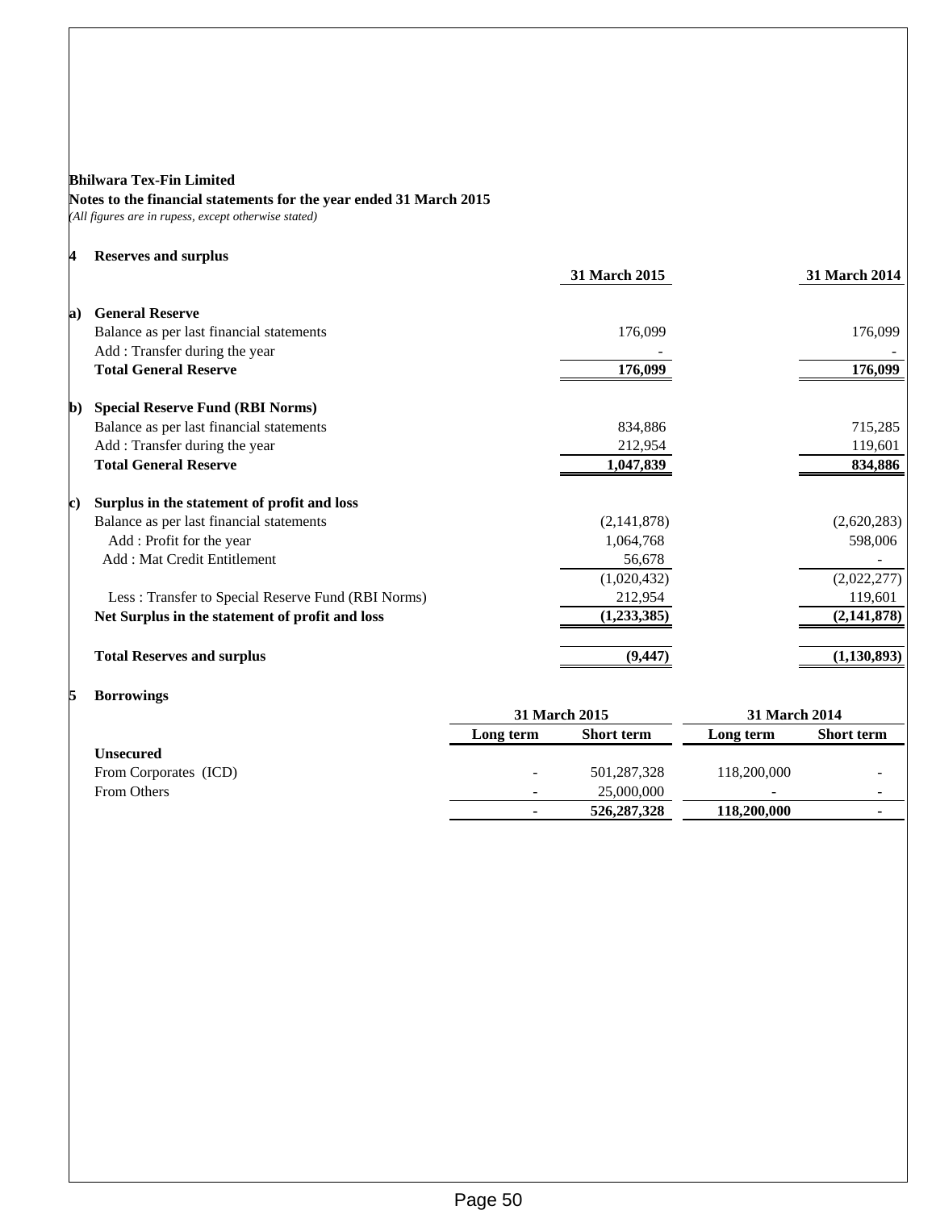**Bhilwara Tex-Fin Limited**

**Notes to the financial statements for the year ended 31 March 2015**

*(All figures are in rupess, except otherwise stated)*

**4 Reserves and surplus**

| | | 31 March 2015 | 31 March 2014 |
|---|---|---|---|
| **a)** | **General Reserve** | | |
| | Balance as per last financial statements | 176,099 | 176,099 |
| | Add : Transfer during the year | - | - |
| | **Total General Reserve** | **176,099** | **176,099** |
| **b)** | **Special Reserve Fund (RBI Norms)** | | |
| | Balance as per last financial statements | 834,886 | 715,285 |
| | Add : Transfer during the year | 212,954 | 119,601 |
| | **Total General Reserve** | **1,047,839** | **834,886** |
| **c)** | **Surplus in the statement of profit and loss** | | |
| | Balance as per last financial statements | (2,141,878) | (2,620,283) |
| | Add : Profit for the year | 1,064,768 | 598,006 |
| | Add : Mat Credit Entitlement | 56,678 | - |
| | | (1,020,432) | (2,022,277) |
| | Less : Transfer to Special Reserve Fund (RBI Norms) | 212,954 | 119,601 |
| | **Net Surplus in the statement of profit and loss** | **(1,233,385)** | **(2,141,878)** |
| | **Total Reserves and surplus** | **(9,447)** | **(1,130,893)** |

**5 Borrowings**

| | 31 March 2015 | | 31 March 2014 | |
|---|---|---|---|---|
| | **Long term** | **Short term** | **Long term** | **Short term** |
| **Unsecured** | | | | |
| From Corporates (ICD) | - | 501,287,328 | 118,200,000 | - |
| From Others | - | 25,000,000 | - | - |
| | **-** | **526,287,328** | **118,200,000** | **-** |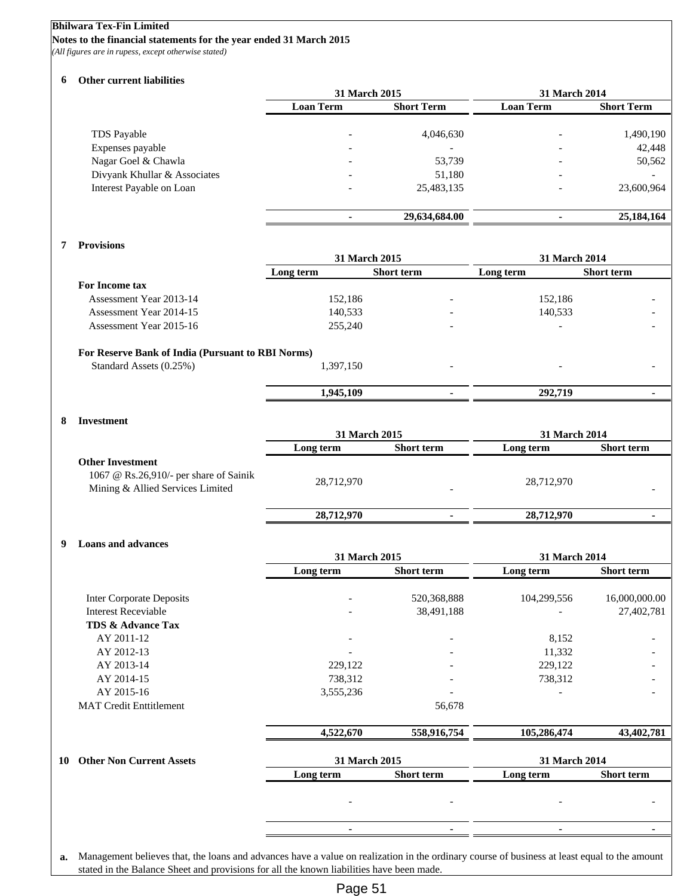**Bhilwara Tex-Fin Limited**

**Notes to the financial statements for the year ended 31 March 2015**

*(All figures are in rupess, except otherwise stated)*

## 6 Other current liabilities

| | 31 March 2015 | | 31 March 2014 | |
|---|---|---|---|---|
| | **Loan Term** | **Short Term** | **Loan Term** | **Short Term** |
| TDS Payable | - | 4,046,630 | - | 1,490,190 |
| Expenses payable | - | - | - | 42,448 |
| Nagar Goel & Chawla | - | 53,739 | - | 50,562 |
| Divyank Khullar & Associates | - | 51,180 | - | - |
| Interest Payable on Loan | - | 25,483,135 | - | 23,600,964 |
| | **-** | **29,634,684.00** | **-** | **25,184,164** |

## 7 Provisions

| | 31 March 2015 | | 31 March 2014 | |
|---|---|---|---|---|
| | **Long term** | **Short term** | **Long term** | **Short term** |
| **For Income tax** | | | | |
| Assessment Year 2013-14 | 152,186 | - | 152,186 | - |
| Assessment Year 2014-15 | 140,533 | - | 140,533 | - |
| Assessment Year 2015-16 | 255,240 | - | - | - |
| **For Reserve Bank of India (Pursuant to RBI Norms)** | | | | |
| Standard Assets (0.25%) | 1,397,150 | - | - | - |
| | **1,945,109** | **-** | **292,719** | **-** |

## 8 Investment

| | 31 March 2015 | | 31 March 2014 | |
|---|---|---|---|---|
| | **Long term** | **Short term** | **Long term** | **Short term** |
| **Other Investment** | | | | |
| 1067 @ Rs.26,910/- per share of Sainik Mining & Allied Services Limited | 28,712,970 | - | 28,712,970 | - |
| | **28,712,970** | **-** | **28,712,970** | **-** |

## 9 Loans and advances

| | 31 March 2015 | | 31 March 2014 | |
|---|---|---|---|---|
| | **Long term** | **Short term** | **Long term** | **Short term** |
| Inter Corporate Deposits | - | 520,368,888 | 104,299,556 | 16,000,000.00 |
| Interest Receviable | - | 38,491,188 | - | 27,402,781 |
| **TDS & Advance Tax** | | | | |
| AY 2011-12 | - | - | 8,152 | - |
| AY 2012-13 | - | - | 11,332 | - |
| AY 2013-14 | 229,122 | - | 229,122 | - |
| AY 2014-15 | 738,312 | - | 738,312 | - |
| AY 2015-16 | 3,555,236 | - | - | - |
| MAT Credit Enttitlement | | 56,678 | | |
| | **4,522,670** | **558,916,754** | **105,286,474** | **43,402,781** |

## 10 Other Non Current Assets

| | 31 March 2015 | | 31 March 2014 | |
|---|---|---|---|---|
| | **Long term** | **Short term** | **Long term** | **Short term** |
| | - | - | - | - |
| | **-** | **-** | **-** | **-** |

**a.** Management believes that, the loans and advances have a value on realization in the ordinary course of business at least equal to the amount stated in the Balance Sheet and provisions for all the known liabilities have been made.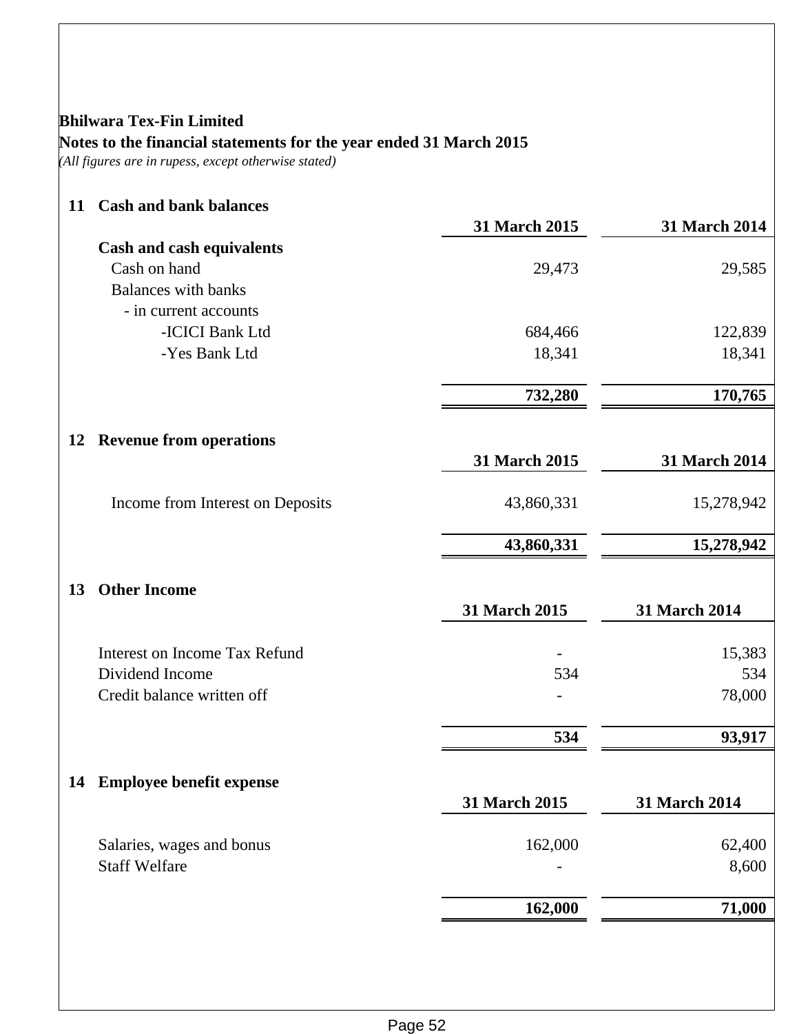**Bhilwara Tex-Fin Limited**

**Notes to the financial statements for the year ended 31 March 2015**

*(All figures are in rupess, except otherwise stated)*

### 11 Cash and bank balances

| | 31 March 2015 | 31 March 2014 |
|---|---|---|
| **Cash and cash equivalents** | | |
| Cash on hand | 29,473 | 29,585 |
| Balances with banks | | |
| - in current accounts | | |
| -ICICI Bank Ltd | 684,466 | 122,839 |
| -Yes Bank Ltd | 18,341 | 18,341 |
| | **732,280** | **170,765** |

### 12 Revenue from operations

| | 31 March 2015 | 31 March 2014 |
|---|---|---|
| Income from Interest on Deposits | 43,860,331 | 15,278,942 |
| | **43,860,331** | **15,278,942** |

### 13 Other Income

| | 31 March 2015 | 31 March 2014 |
|---|---|---|
| Interest on Income Tax Refund | - | 15,383 |
| Dividend Income | 534 | 534 |
| Credit balance written off | - | 78,000 |
| | **534** | **93,917** |

### 14 Employee benefit expense

| | 31 March 2015 | 31 March 2014 |
|---|---|---|
| Salaries, wages and bonus | 162,000 | 62,400 |
| Staff Welfare | - | 8,600 |
| | **162,000** | **71,000** |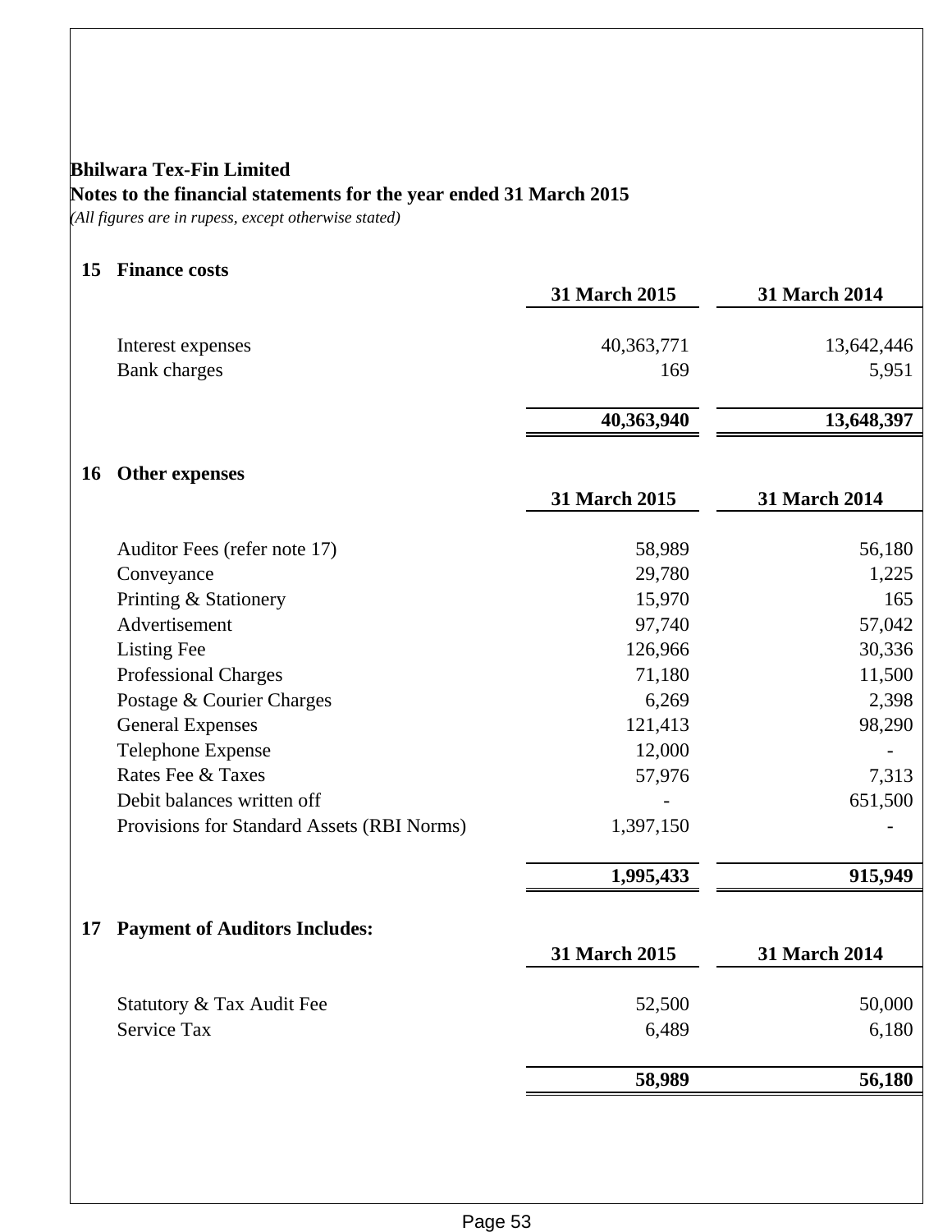**Bhilwara Tex-Fin Limited**

**Notes to the financial statements for the year ended 31 March 2015**

*(All figures are in rupess, except otherwise stated)*

## 15 Finance costs

| | 31 March 2015 | 31 March 2014 |
|---|---|---|
| Interest expenses | 40,363,771 | 13,642,446 |
| Bank charges | 169 | 5,951 |
| | **40,363,940** | **13,648,397** |

## 16 Other expenses

| | 31 March 2015 | 31 March 2014 |
|---|---|---|
| Auditor Fees (refer note 17) | 58,989 | 56,180 |
| Conveyance | 29,780 | 1,225 |
| Printing & Stationery | 15,970 | 165 |
| Advertisement | 97,740 | 57,042 |
| Listing Fee | 126,966 | 30,336 |
| Professional Charges | 71,180 | 11,500 |
| Postage & Courier Charges | 6,269 | 2,398 |
| General Expenses | 121,413 | 98,290 |
| Telephone Expense | 12,000 | - |
| Rates Fee & Taxes | 57,976 | 7,313 |
| Debit balances written off | - | 651,500 |
| Provisions for Standard Assets (RBI Norms) | 1,397,150 | - |
| | **1,995,433** | **915,949** |

## 17 Payment of Auditors Includes:

| | 31 March 2015 | 31 March 2014 |
|---|---|---|
| Statutory & Tax Audit Fee | 52,500 | 50,000 |
| Service Tax | 6,489 | 6,180 |
| | **58,989** | **56,180** |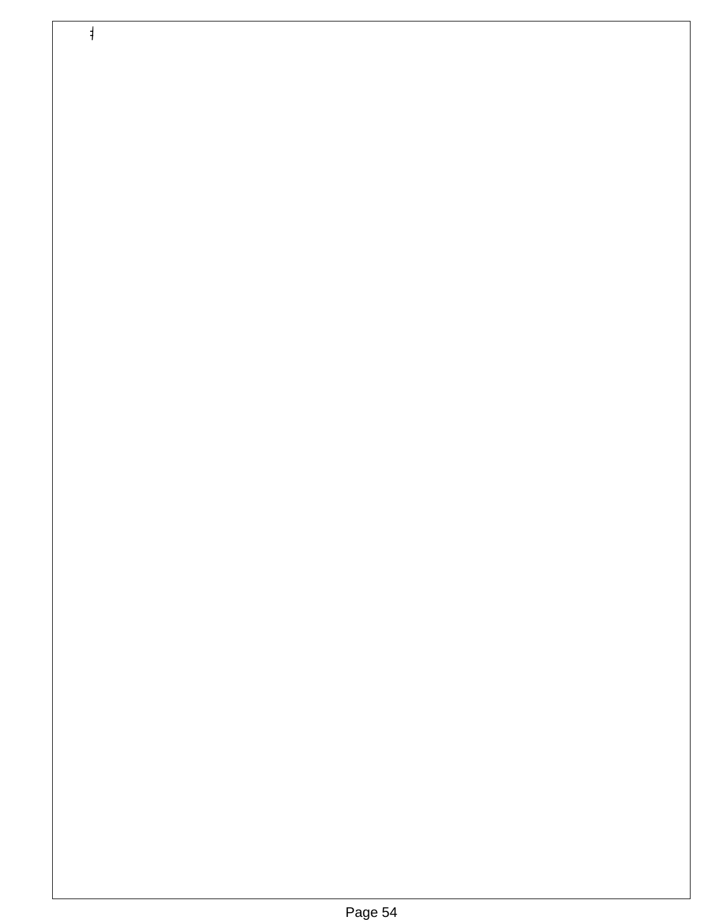ɟ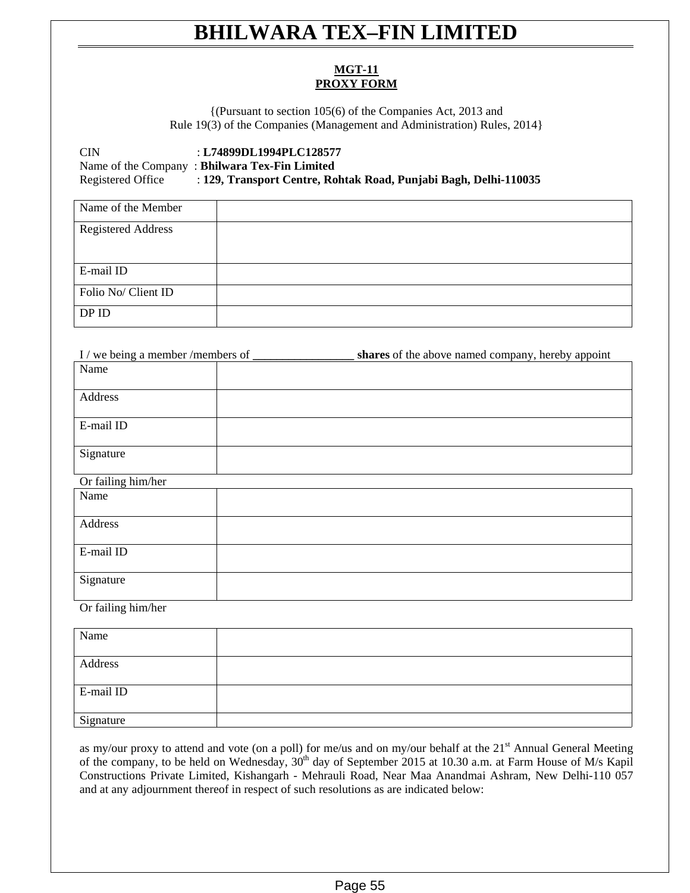# BHILWARA TEX–FIN LIMITED

**MGT-11**
**PROXY FORM**

{(Pursuant to section 105(6) of the Companies Act, 2013 and
Rule 19(3) of the Companies (Management and Administration) Rules, 2014}

CIN : **L74899DL1994PLC128577**
Name of the Company : **Bhilwara Tex-Fin Limited**
Registered Office : **129, Transport Centre, Rohtak Road, Punjabi Bagh, Delhi-110035**

| | |
|---|---|
| Name of the Member | |
| Registered Address | |
| E-mail ID | |
| Folio No/ Client ID | |
| DP ID | |

I / we being a member /members of _________________ **shares** of the above named company, hereby appoint

| | |
|---|---|
| Name | |
| Address | |
| E-mail ID | |
| Signature | |

Or failing him/her

| | |
|---|---|
| Name | |
| Address | |
| E-mail ID | |
| Signature | |

Or failing him/her

| | |
|---|---|
| Name | |
| Address | |
| E-mail ID | |
| Signature | |

as my/our proxy to attend and vote (on a poll) for me/us and on my/our behalf at the 21st Annual General Meeting of the company, to be held on Wednesday, 30th day of September 2015 at 10.30 a.m. at Farm House of M/s Kapil Constructions Private Limited, Kishangarh - Mehrauli Road, Near Maa Anandmai Ashram, New Delhi-110 057 and at any adjournment thereof in respect of such resolutions as are indicated below: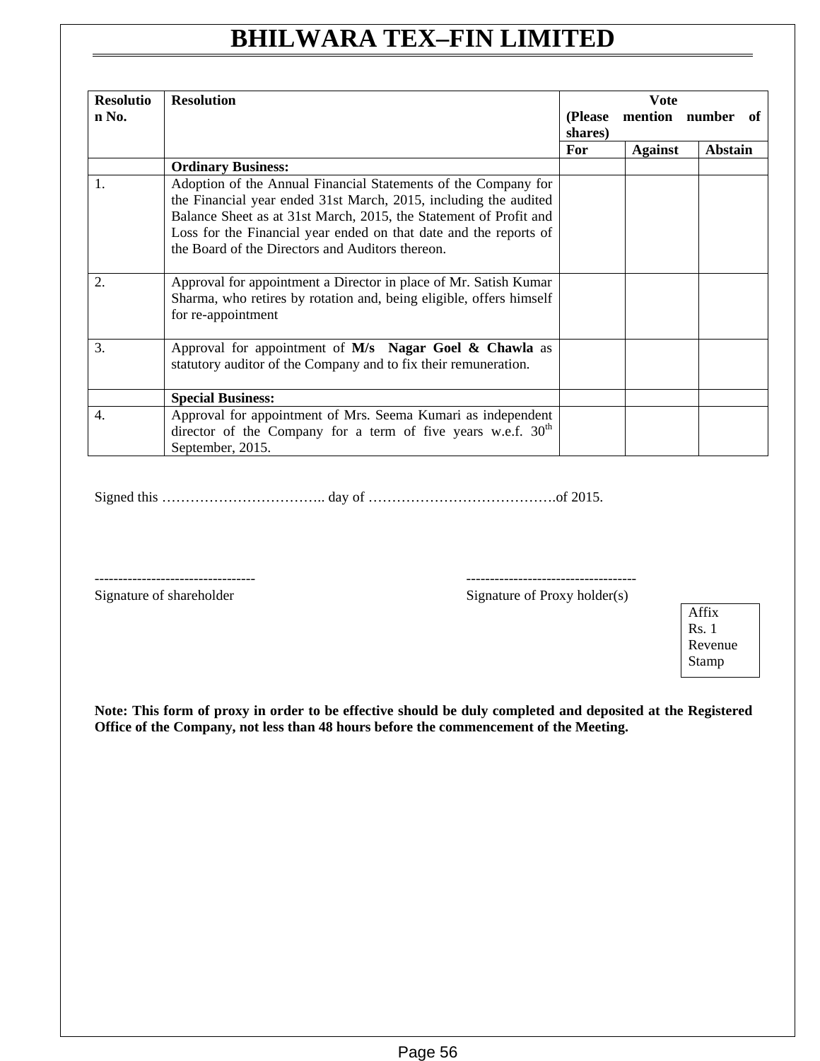# BHILWARA TEX–FIN LIMITED

| Resolution No. | Resolution | Vote (Please mention number of shares) | | |
|---|---|---|---|---|
| | | For | Against | Abstain |
| | **Ordinary Business:** | | | |
| 1. | Adoption of the Annual Financial Statements of the Company for the Financial year ended 31st March, 2015, including the audited Balance Sheet as at 31st March, 2015, the Statement of Profit and Loss for the Financial year ended on that date and the reports of the Board of the Directors and Auditors thereon. | | | |
| 2. | Approval for appointment a Director in place of Mr. Satish Kumar Sharma, who retires by rotation and, being eligible, offers himself for re-appointment | | | |
| 3. | Approval for appointment of **M/s Nagar Goel & Chawla** as statutory auditor of the Company and to fix their remuneration. | | | |
| | **Special Business:** | | | |
| 4. | Approval for appointment of Mrs. Seema Kumari as independent director of the Company for a term of five years w.e.f. 30th September, 2015. | | | |

Signed this …………………………….. day of ………………………………….of 2015.

---------------------------------
Signature of shareholder

-----------------------------------
Signature of Proxy holder(s)

Affix
Rs. 1
Revenue
Stamp

**Note: This form of proxy in order to be effective should be duly completed and deposited at the Registered Office of the Company, not less than 48 hours before the commencement of the Meeting.**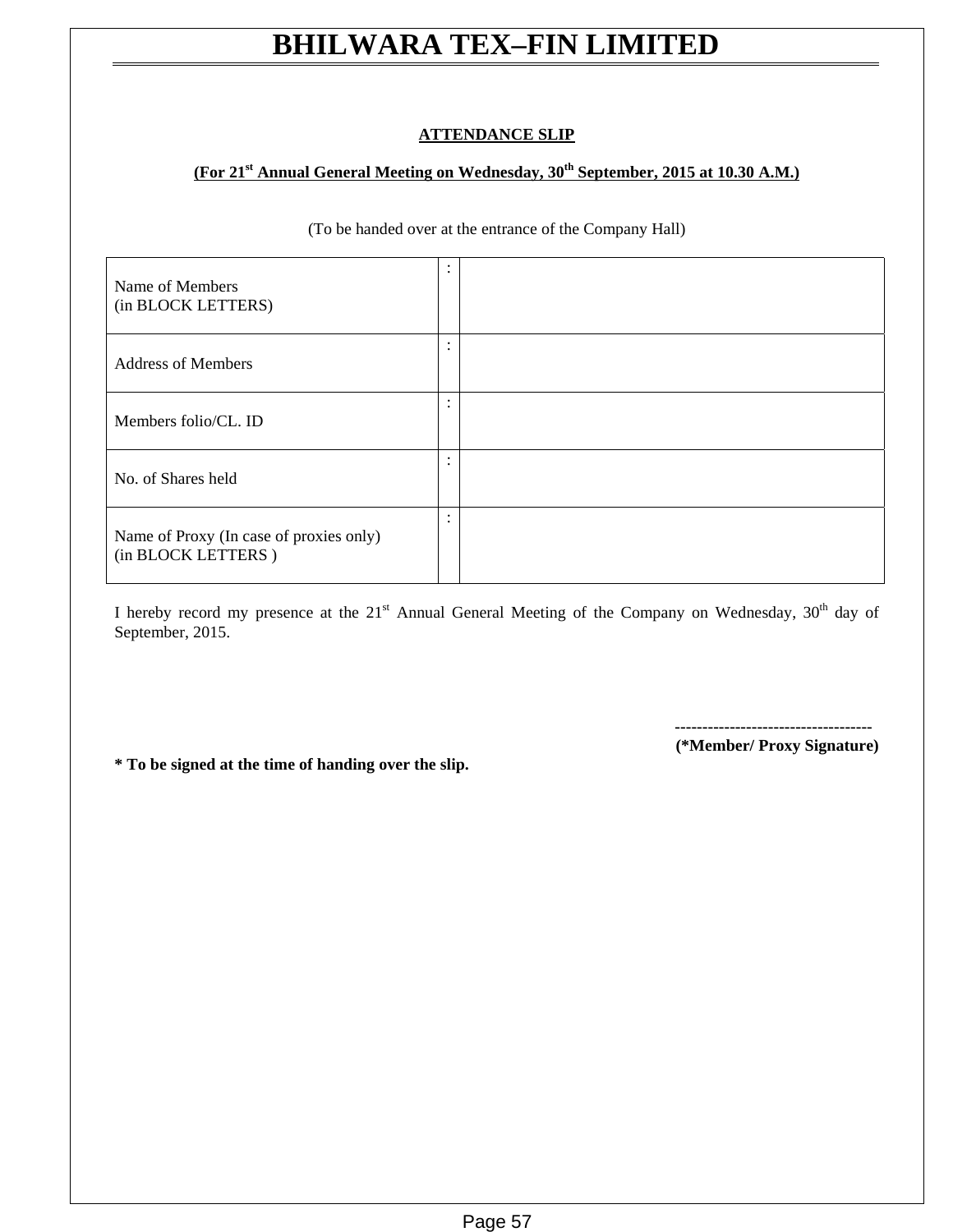# BHILWARA TEX–FIN LIMITED

**ATTENDANCE SLIP**

**(For 21st Annual General Meeting on Wednesday, 30th September, 2015 at 10.30 A.M.)**

(To be handed over at the entrance of the Company Hall)

| | | |
|---|---|---|
| Name of Members<br>(in BLOCK LETTERS) | : | |
| Address of Members | : | |
| Members folio/CL. ID | : | |
| No. of Shares held | : | |
| Name of Proxy (In case of proxies only)<br>(in BLOCK LETTERS ) | : | |

I hereby record my presence at the 21st Annual General Meeting of the Company on Wednesday, 30th day of September, 2015.

------------------------------------

**(*Member/ Proxy Signature)**

**\* To be signed at the time of handing over the slip.**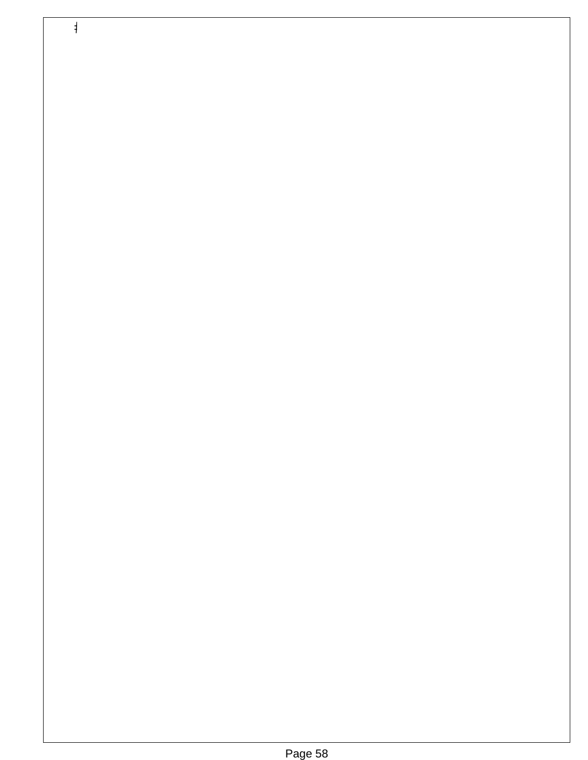ﺈ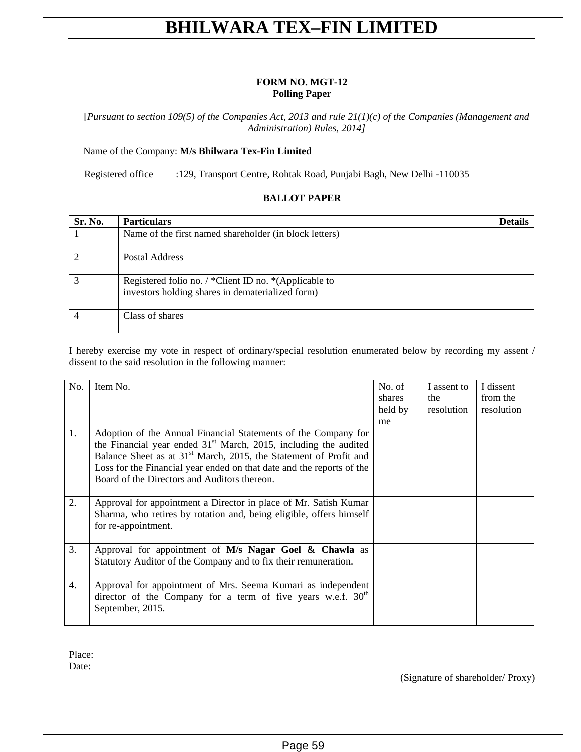# BHILWARA TEX–FIN LIMITED

**FORM NO. MGT-12**
**Polling Paper**

[*Pursuant to section 109(5) of the Companies Act, 2013 and rule 21(1)(c) of the Companies (Management and Administration) Rules, 2014]*

Name of the Company: **M/s Bhilwara Tex-Fin Limited**

Registered office :129, Transport Centre, Rohtak Road, Punjabi Bagh, New Delhi -110035

**BALLOT PAPER**

| **Sr. No.** | **Particulars** | **Details** |
|---|---|---|
| 1 | Name of the first named shareholder (in block letters) | |
| 2 | Postal Address | |
| 3 | Registered folio no. / *Client ID no. *(Applicable to investors holding shares in dematerialized form) | |
| 4 | Class of shares | |

I hereby exercise my vote in respect of ordinary/special resolution enumerated below by recording my assent / dissent to the said resolution in the following manner:

| No. | Item No. | No. of shares held by me | I assent to the resolution | I dissent from the resolution |
|---|---|---|---|---|
| 1. | Adoption of the Annual Financial Statements of the Company for the Financial year ended 31st March, 2015, including the audited Balance Sheet as at 31st March, 2015, the Statement of Profit and Loss for the Financial year ended on that date and the reports of the Board of the Directors and Auditors thereon. | | | |
| 2. | Approval for appointment a Director in place of Mr. Satish Kumar Sharma, who retires by rotation and, being eligible, offers himself for re-appointment. | | | |
| 3. | Approval for appointment of **M/s Nagar Goel & Chawla** as Statutory Auditor of the Company and to fix their remuneration. | | | |
| 4. | Approval for appointment of Mrs. Seema Kumari as independent director of the Company for a term of five years w.e.f. 30th September, 2015. | | | |

Place:
Date:

(Signature of shareholder/ Proxy)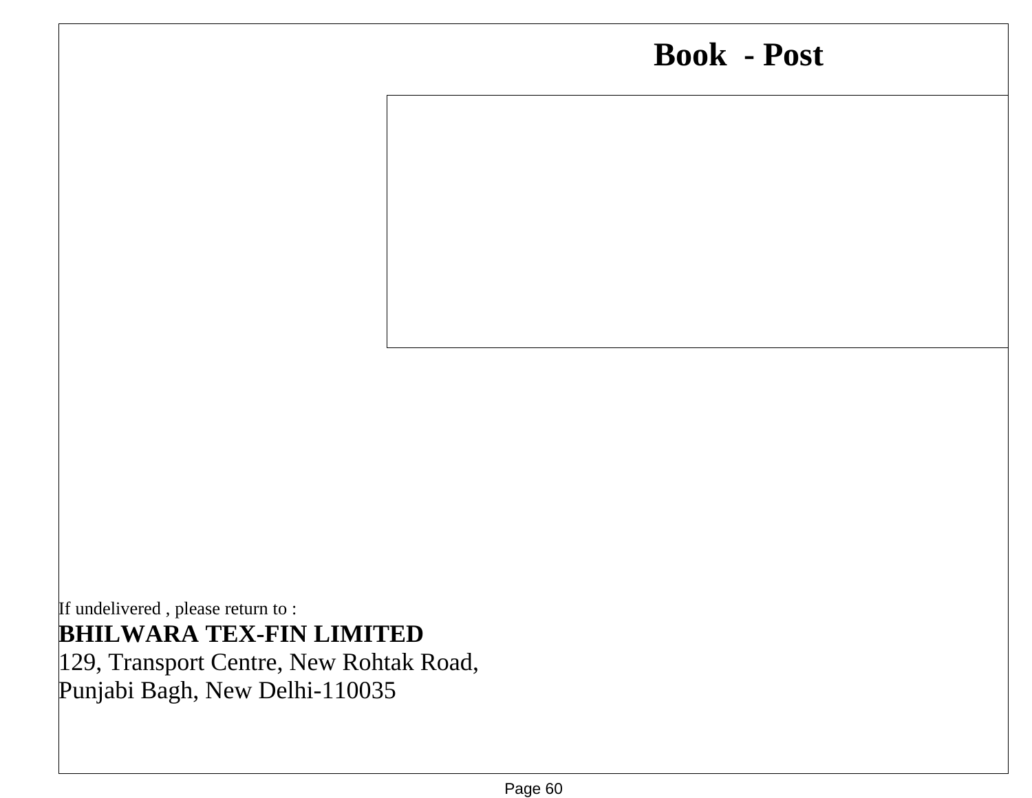**Book - Post**

If undelivered , please return to :

**BHILWARA TEX-FIN LIMITED**

129, Transport Centre, New Rohtak Road,
Punjabi Bagh, New Delhi-110035